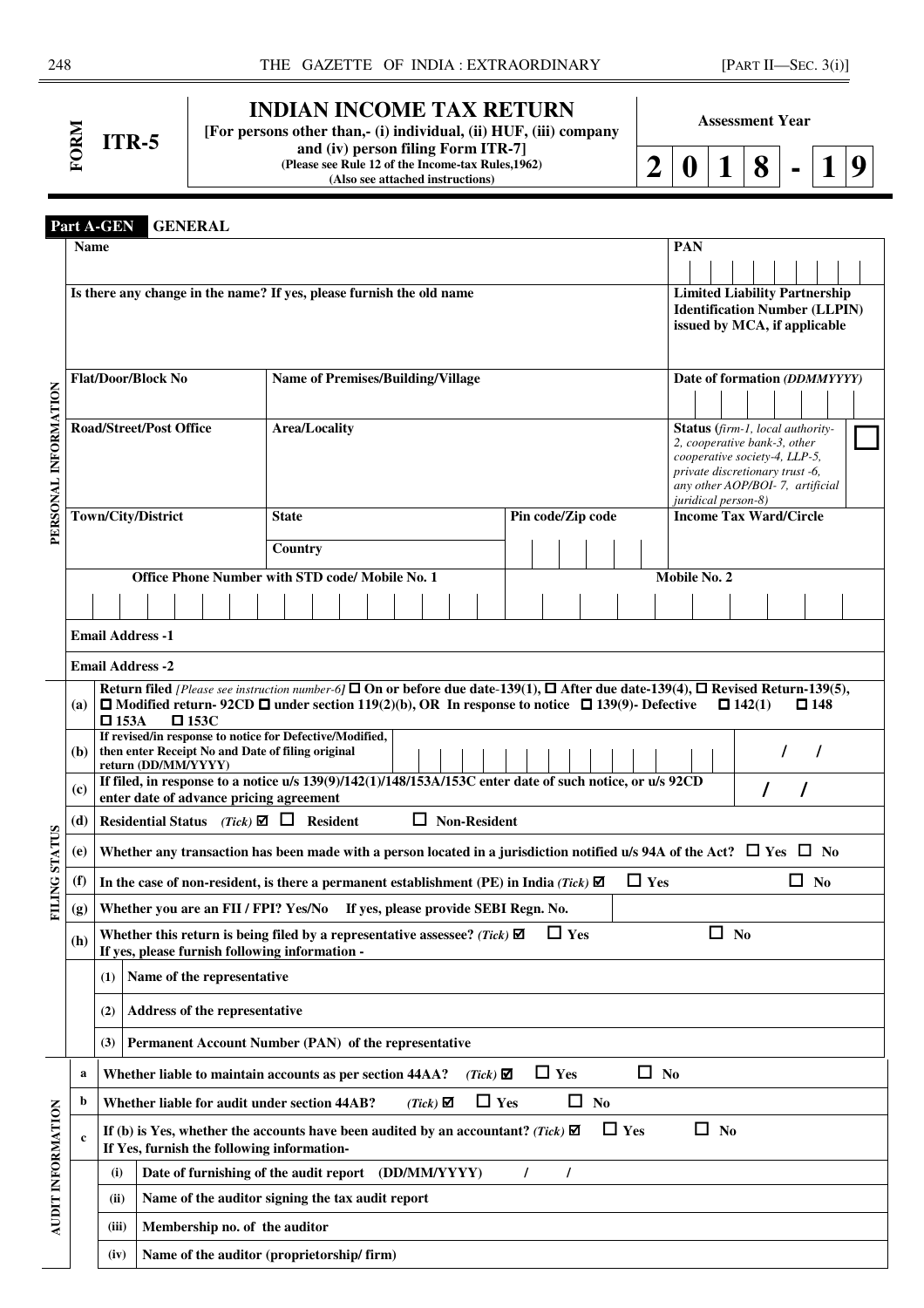| FORM ITR-5 | **INDIAN INCOME TAX RETURN** [For persons other than,- (i) individual, (ii) HUF, (iii) company and (iv) person filing Form ITR-7] (Please see Rule 12 of the Income-tax Rules,1962) (Also see attached instructions) | **Assessment Year** 2018-19 |
|---|---|---|

**Part A-GEN GENERAL**

| | | | | |
|---|---|---|---|---|
| PERSONAL INFORMATION | **Name** | | | **PAN** |
| | **Is there any change in the name? If yes, please furnish the old name** | | | **Limited Liability Partnership Identification Number (LLPIN) issued by MCA, if applicable** |
| | **Flat/Door/Block No** | **Name of Premises/Building/Village** | | **Date of formation** *(DDMMYYYY)* |
| | **Road/Street/Post Office** | **Area/Locality** | | **Status** (*firm-1, local authority-2, cooperative bank-3, other cooperative society-4, LLP-5, private discretionary trust -6, any other AOP/BOI- 7, artificial juridical person-8)* ☐ |
| | **Town/City/District** | **State** / **Country** | **Pin code/Zip code** | **Income Tax Ward/Circle** |
| | **Office Phone Number with STD code/ Mobile No. 1** | | | **Mobile No. 2** |
| | **Email Address -1** | | | |
| | **Email Address -2** | | | |

| | | |
|---|---|---|
| FILING STATUS | **(a)** | **Return filed** *[Please see instruction number-6]* ☐ On or before due date-139(1), ☐ After due date-139(4), ☐ Revised Return-139(5), ☐ Modified return- 92CD ☐ under section 119(2)(b), OR In response to notice ☐ 139(9)- Defective ☐ 142(1) ☐ 148 ☐ 153A ☐ 153C |
| | **(b)** | **If revised/in response to notice for Defective/Modified, then enter Receipt No and Date of filing original return (DD/MM/YYYY)** &nbsp; / / |
| | **(c)** | **If filed, in response to a notice u/s 139(9)/142(1)/148/153A/153C enter date of such notice, or u/s 92CD enter date of advance pricing agreement** &nbsp; / / |
| | **(d)** | **Residential Status** *(Tick)* ☑ ☐ **Resident** ☐ **Non-Resident** |
| | **(e)** | **Whether any transaction has been made with a person located in a jurisdiction notified u/s 94A of the Act?** ☐ **Yes** ☐ **No** |
| | **(f)** | **In the case of non-resident, is there a permanent establishment (PE) in India** *(Tick)* ☑ ☐ **Yes** ☐ **No** |
| | **(g)** | **Whether you are an FII / FPI? Yes/No If yes, please provide SEBI Regn. No.** |
| | **(h)** | **Whether this return is being filed by a representative assessee?** *(Tick)* ☑ ☐ **Yes** ☐ **No** **If yes, please furnish following information -** |
| | | **(1)** **Name of the representative** |
| | | **(2)** **Address of the representative** |
| | | **(3)** **Permanent Account Number (PAN) of the representative** |

| | | |
|---|---|---|
| AUDIT INFORMATION | **a** | **Whether liable to maintain accounts as per section 44AA?** *(Tick)* ☑ ☐ **Yes** ☐ **No** |
| | **b** | **Whether liable for audit under section 44AB?** *(Tick)* ☑ ☐ **Yes** ☐ **No** |
| | **c** | **If (b) is Yes, whether the accounts have been audited by an accountant?** *(Tick)* ☑ ☐ **Yes** ☐ **No** **If Yes, furnish the following information-** |
| | | **(i)** **Date of furnishing of the audit report (DD/MM/YYYY)** / / |
| | | **(ii)** **Name of the auditor signing the tax audit report** |
| | | **(iii)** **Membership no. of the auditor** |
| | | **(iv)** **Name of the auditor (proprietorship/ firm)** |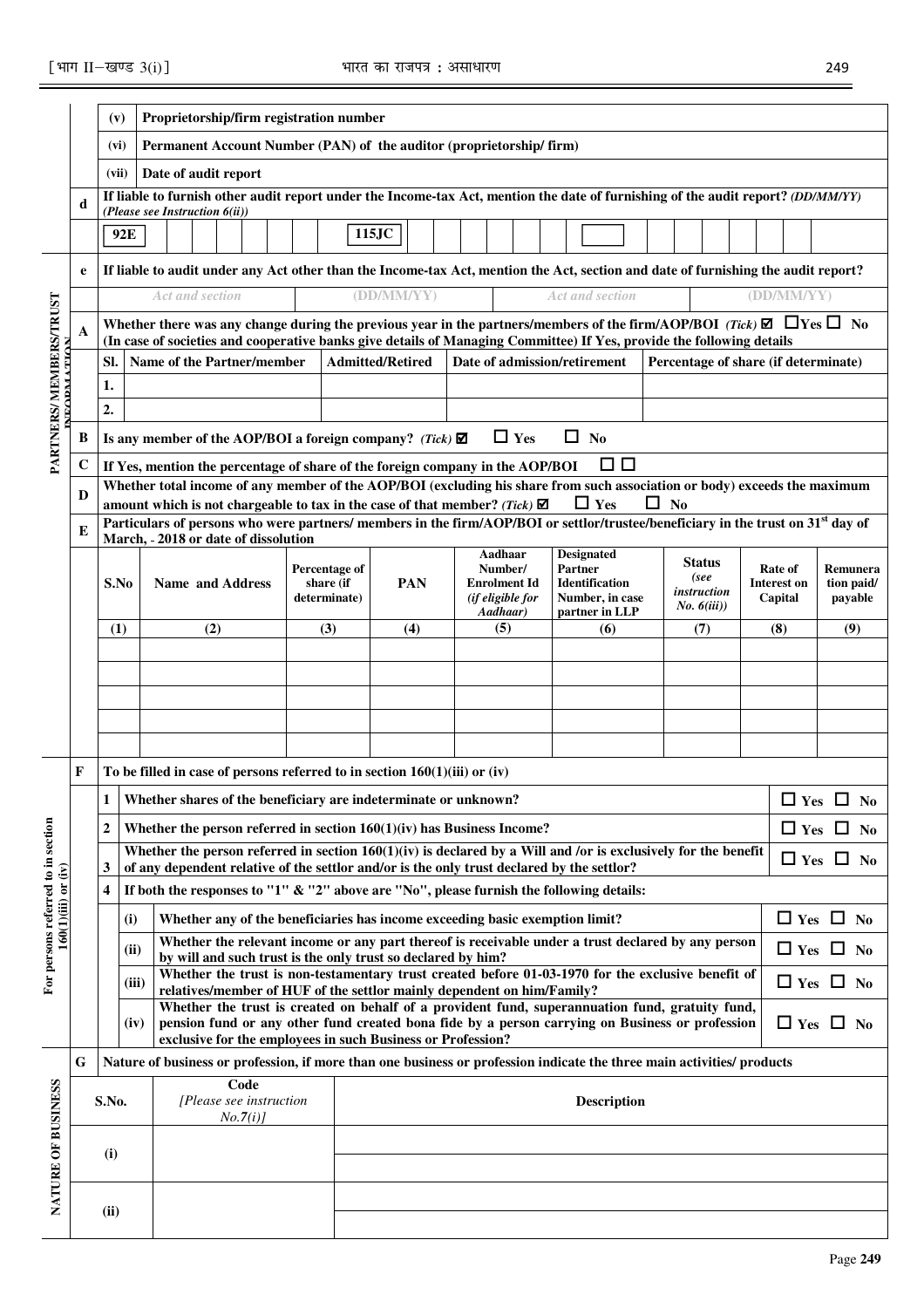| | | | |
|---|---|---|---|
| | (v) | Proprietorship/firm registration number | |
| | (vi) | Permanent Account Number (PAN) of the auditor (proprietorship/ firm) | |
| | (vii) | Date of audit report | |
| d | If liable to furnish other audit report under the Income-tax Act, mention the date of furnishing of the audit report? *(DD/MM/YY)* *(Please see Instruction 6(ii))* | | |
| | 92E | 115JC | |
| e | If liable to audit under any Act other than the Income-tax Act, mention the Act, section and date of furnishing the audit report? | | |
| | *Act and section* | *(DD/MM/YY)* | *Act and section* *(DD/MM/YY)* |

**PARTNERS/MEMBERS/TRUST INFORMATION**

**A** Whether there was any change during the previous year in the partners/members of the firm/AOP/BOI *(Tick)* ☑ ☐ Yes ☐ No (In case of societies and cooperative banks give details of Managing Committee) If Yes, provide the following details

| Sl. | Name of the Partner/member | Admitted/Retired | Date of admission/retirement | Percentage of share (if determinate) |
|---|---|---|---|---|
| 1. | | | | |
| 2. | | | | |

**B** Is any member of the AOP/BOI a foreign company? *(Tick)* ☑ ☐ Yes ☐ No

**C** If Yes, mention the percentage of share of the foreign company in the AOP/BOI ☐☐

**D** Whether total income of any member of the AOP/BOI (excluding his share from such association or body) exceeds the maximum amount which is not chargeable to tax in the case of that member? *(Tick)* ☑ ☐ Yes ☐ No

**E** Particulars of persons who were partners/ members in the firm/AOP/BOI or settlor/trustee/beneficiary in the trust on 31st day of March, - 2018 or date of dissolution

| S.No | Name and Address | Percentage of share (if determinate) | PAN | Aadhaar Number/ Enrolment Id *(if eligible for Aadhaar)* | Designated Partner Identification Number, in case partner in LLP | Status *(see instruction No. 6(iii))* | Rate of Interest on Capital | Remuneration paid/ payable |
|---|---|---|---|---|---|---|---|---|
| (1) | (2) | (3) | (4) | (5) | (6) | (7) | (8) | (9) |
| | | | | | | | | |
| | | | | | | | | |
| | | | | | | | | |
| | | | | | | | | |
| | | | | | | | | |

**For persons referred to in section 160(1)(iii) or (iv)**

**F** To be filled in case of persons referred to in section 160(1)(iii) or (iv)

| | | | |
|---|---|---|---|
| 1 | | Whether shares of the beneficiary are indeterminate or unknown? | ☐ Yes ☐ No |
| 2 | | Whether the person referred in section 160(1)(iv) has Business Income? | ☐ Yes ☐ No |
| 3 | | Whether the person referred in section 160(1)(iv) is declared by a Will and /or is exclusively for the benefit of any dependent relative of the settlor and/or is the only trust declared by the settlor? | ☐ Yes ☐ No |
| 4 | | If both the responses to "1" & "2" above are "No", please furnish the following details: | |
| | (i) | Whether any of the beneficiaries has income exceeding basic exemption limit? | ☐ Yes ☐ No |
| | (ii) | Whether the relevant income or any part thereof is receivable under a trust declared by any person by will and such trust is the only trust so declared by him? | ☐ Yes ☐ No |
| | (iii) | Whether the trust is non-testamentary trust created before 01-03-1970 for the exclusive benefit of relatives/member of HUF of the settlor mainly dependent on him/Family? | ☐ Yes ☐ No |
| | (iv) | Whether the trust is created on behalf of a provident fund, superannuation fund, gratuity fund, pension fund or any other fund created bona fide by a person carrying on Business or profession exclusive for the employees in such Business or Profession? | ☐ Yes ☐ No |

**NATURE OF BUSINESS**

**G** Nature of business or profession, if more than one business or profession indicate the three main activities/ products

| S.No. | Code *[Please see instruction No.7(i)]* | Description |
|---|---|---|
| (i) | | |
| | | |
| (ii) | | |
| | | |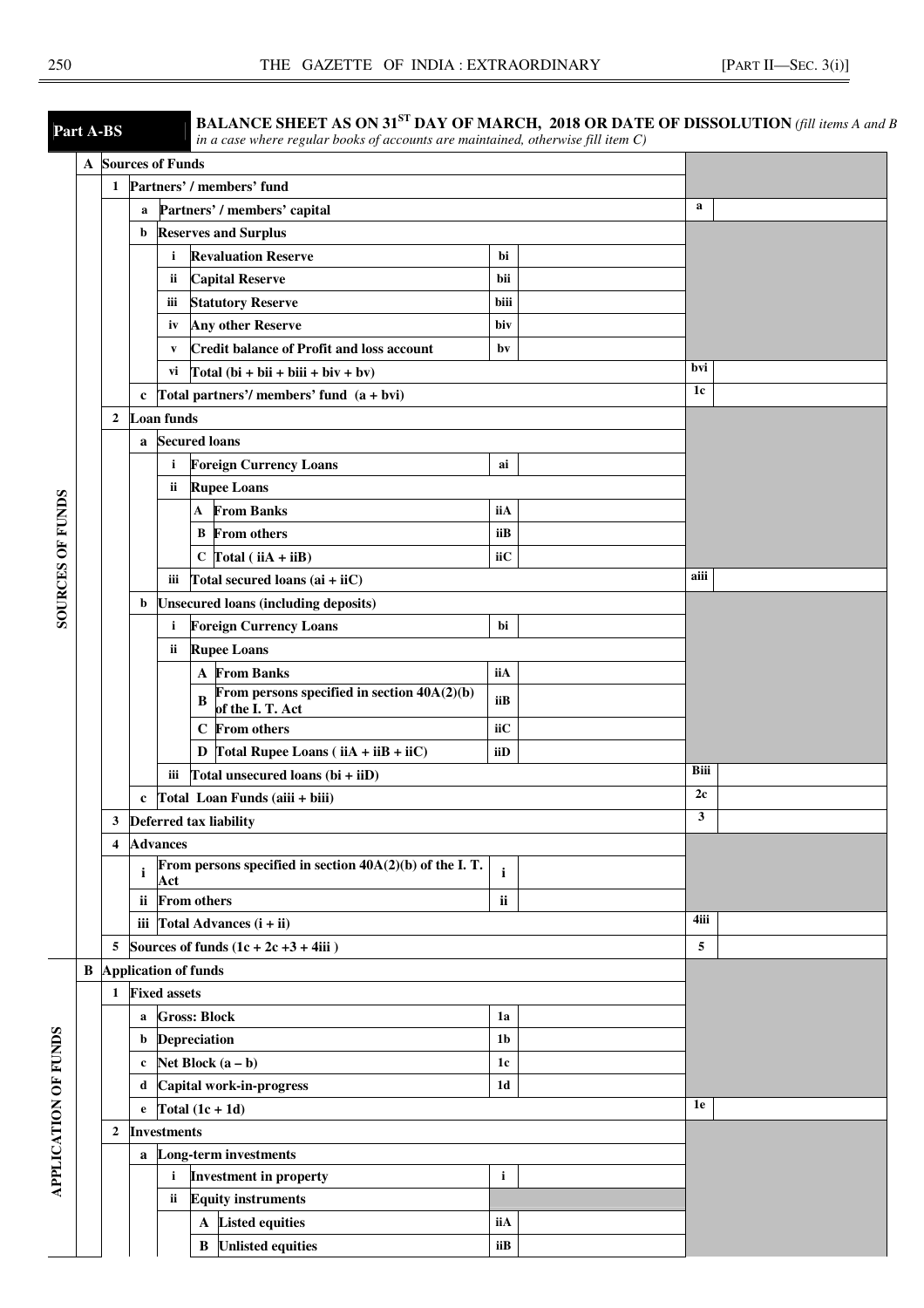**Part A-BS** **BALANCE SHEET AS ON 31ST DAY OF MARCH, 2018 OR DATE OF DISSOLUTION** *(fill items A and B in a case where regular books of accounts are maintained, otherwise fill item C)*

| | | | | | | | | | |
|---|---|---|---|---|---|---|---|---|---|
| SOURCES OF FUNDS | **A** | **Sources of Funds** | | | | | | | |
| | | **1** | **Partners' / members' fund** | | | | | | |
| | | | **a** | **Partners' / members' capital** | | | | **a** | |
| | | | **b** | **Reserves and Surplus** | | | | | |
| | | | | **i** | **Revaluation Reserve** | **bi** | | | |
| | | | | **ii** | **Capital Reserve** | **bii** | | | |
| | | | | **iii** | **Statutory Reserve** | **biii** | | | |
| | | | | **iv** | **Any other Reserve** | **biv** | | | |
| | | | | **v** | **Credit balance of Profit and loss account** | **bv** | | | |
| | | | | **vi** | **Total (bi + bii + biii + biv + bv)** | | | **bvi** | |
| | | | **c** | **Total partners'/ members' fund (a + bvi)** | | | | **1c** | |
| | | **2** | **Loan funds** | | | | | | |
| | | | **a** | **Secured loans** | | | | | |
| | | | | **i** | **Foreign Currency Loans** | **ai** | | | |
| | | | | **ii** | **Rupee Loans** | | | | |
| | | | | | **A From Banks** | **iiA** | | | |
| | | | | | **B From others** | **iiB** | | | |
| | | | | | **C Total ( iiA + iiB)** | **iiC** | | | |
| | | | | **iii** | **Total secured loans (ai + iiC)** | | | **aiii** | |
| | | | **b** | **Unsecured loans (including deposits)** | | | | | |
| | | | | **i** | **Foreign Currency Loans** | **bi** | | | |
| | | | | **ii** | **Rupee Loans** | | | | |
| | | | | | **A From Banks** | **iiA** | | | |
| | | | | | **B From persons specified in section 40A(2)(b) of the I. T. Act** | **iiB** | | | |
| | | | | | **C From others** | **iiC** | | | |
| | | | | | **D Total Rupee Loans ( iiA + iiB + iiC)** | **iiD** | | | |
| | | | | **iii** | **Total unsecured loans (bi + iiD)** | | | **Biii** | |
| | | | **c** | **Total Loan Funds (aiii + biii)** | | | | **2c** | |
| | | **3** | **Deferred tax liability** | | | | | **3** | |
| | | **4** | **Advances** | | | | | | |
| | | | **i** | **From persons specified in section 40A(2)(b) of the I. T. Act** | | **i** | | | |
| | | | **ii** | **From others** | | **ii** | | | |
| | | | **iii** | **Total Advances (i + ii)** | | | | **4iii** | |
| | | **5** | **Sources of funds (1c + 2c +3 + 4iii )** | | | | | **5** | |
| APPLICATION OF FUNDS | **B** | **Application of funds** | | | | | | | |
| | | **1** | **Fixed assets** | | | | | | |
| | | | **a** | **Gross: Block** | | **1a** | | | |
| | | | **b** | **Depreciation** | | **1b** | | | |
| | | | **c** | **Net Block (a – b)** | | **1c** | | | |
| | | | **d** | **Capital work-in-progress** | | **1d** | | | |
| | | | **e** | **Total (1c + 1d)** | | | | **1e** | |
| | | **2** | **Investments** | | | | | | |
| | | | **a** | **Long-term investments** | | | | | |
| | | | | **i** | **Investment in property** | **i** | | | |
| | | | | **ii** | **Equity instruments** | | | | |
| | | | | | **A Listed equities** | **iiA** | | | |
| | | | | | **B Unlisted equities** | **iiB** | | | |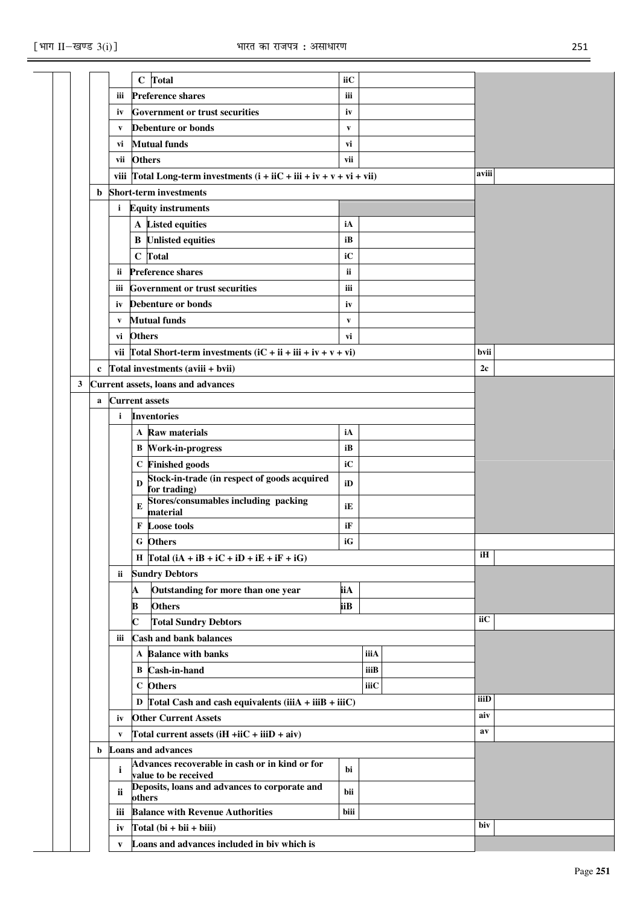| | | | | | | | | |
|---|---|---|---|---|---|---|---|---|
| | | | C | Total | iiC | | | |
| | | iii | | Preference shares | iii | | | |
| | | iv | | Government or trust securities | iv | | | |
| | | v | | Debenture or bonds | v | | | |
| | | vi | | Mutual funds | vi | | | |
| | | vii | | Others | vii | | | |
| | | viii | | Total Long-term investments (i + iiC + iii + iv + v + vi + vii) | | | aviii | |
| | b | | | Short-term investments | | | | |
| | | i | | Equity instruments | | | | |
| | | | A | Listed equities | iA | | | |
| | | | B | Unlisted equities | iB | | | |
| | | | C | Total | iC | | | |
| | | ii | | Preference shares | ii | | | |
| | | iii | | Government or trust securities | iii | | | |
| | | iv | | Debenture or bonds | iv | | | |
| | | v | | Mutual funds | v | | | |
| | | vi | | Others | vi | | | |
| | | vii | | Total Short-term investments (iC + ii + iii + iv + v + vi) | | | bvii | |
| | c | | | Total investments (aviii + bvii) | | | 2c | |
| 3 | | | | Current assets, loans and advances | | | | |
| | a | | | Current assets | | | | |
| | | i | | Inventories | | | | |
| | | | A | Raw materials | iA | | | |
| | | | B | Work-in-progress | iB | | | |
| | | | C | Finished goods | iC | | | |
| | | | D | Stock-in-trade (in respect of goods acquired for trading) | iD | | | |
| | | | E | Stores/consumables including packing material | iE | | | |
| | | | F | Loose tools | iF | | | |
| | | | G | Others | iG | | | |
| | | | H | Total (iA + iB + iC + iD + iE + iF + iG) | | | iH | |
| | | ii | | Sundry Debtors | | | | |
| | | | A | Outstanding for more than one year | iiA | | | |
| | | | B | Others | iiB | | | |
| | | | C | Total Sundry Debtors | | | iiC | |
| | | iii | | Cash and bank balances | | | | |
| | | | A | Balance with banks | | iiiA | | |
| | | | B | Cash-in-hand | | iiiB | | |
| | | | C | Others | | iiiC | | |
| | | | D | Total Cash and cash equivalents (iiiA + iiiB + iiiC) | | | iiiD | |
| | | iv | | Other Current Assets | | | aiv | |
| | | v | | Total current assets (iH +iiC + iiiD + aiv) | | | av | |
| | b | | | Loans and advances | | | | |
| | | i | | Advances recoverable in cash or in kind or for value to be received | bi | | | |
| | | ii | | Deposits, loans and advances to corporate and others | bii | | | |
| | | iii | | Balance with Revenue Authorities | biii | | | |
| | | iv | | Total (bi + bii + biii) | | | biv | |
| | | v | | Loans and advances included in biv which is | | | | |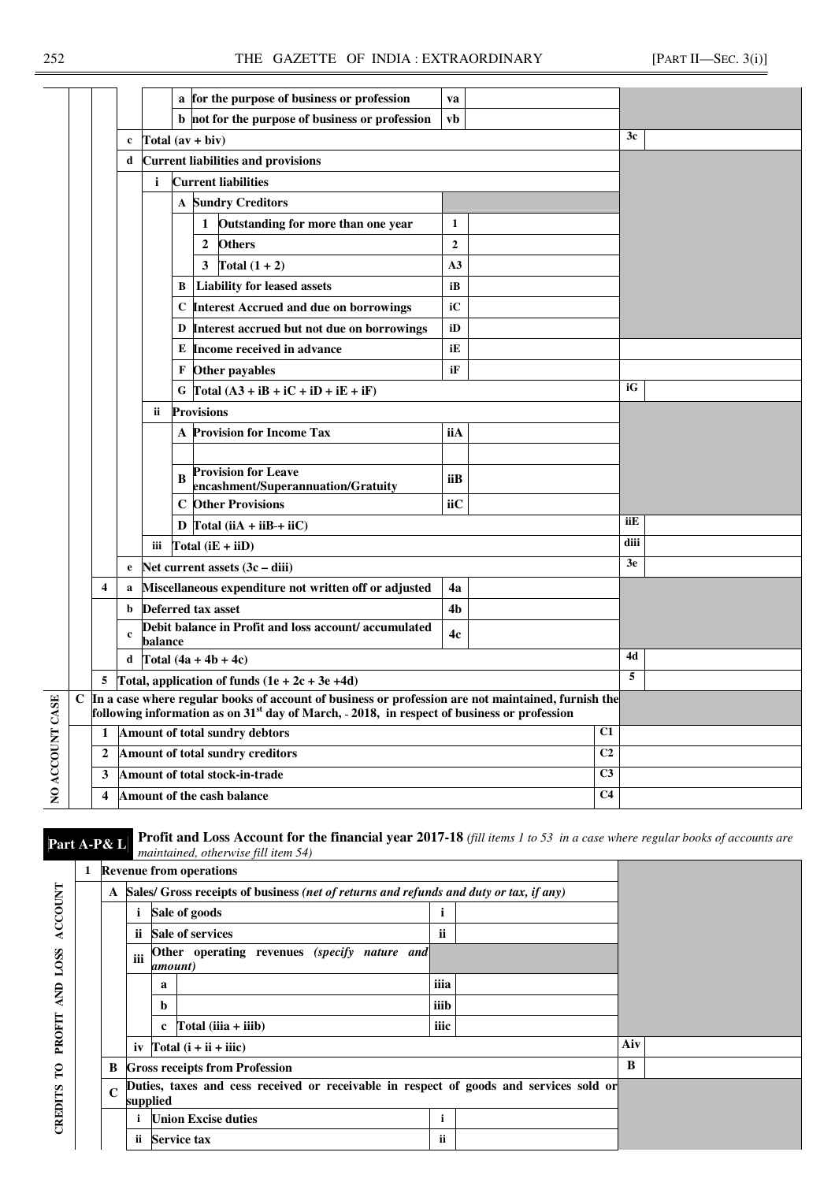| | | | | | | | | | |
|---|---|---|---|---|---|---|---|---|---|
| | | | | | a | for the purpose of business or profession | va | | |
| | | | | | b | not for the purpose of business or profession | vb | | |
| | | | c | Total (av + biv) | | | | 3c | |
| | | | d | Current liabilities and provisions | | | | | |
| | | | | i | Current liabilities | | | | |
| | | | | | A | Sundry Creditors | | | |
| | | | | | | 1 Outstanding for more than one year | 1 | | |
| | | | | | | 2 Others | 2 | | |
| | | | | | | 3 Total (1 + 2) | A3 | | |
| | | | | | B | Liability for leased assets | iB | | |
| | | | | | C | Interest Accrued and due on borrowings | iC | | |
| | | | | | D | Interest accrued but not due on borrowings | iD | | |
| | | | | | E | Income received in advance | iE | | |
| | | | | | F | Other payables | iF | | |
| | | | | | G | Total (A3 + iB + iC + iD + iE + iF) | | iG | |
| | | | | ii | Provisions | | | | |
| | | | | | A | Provision for Income Tax | iiA | | |
| | | | | | | | | | |
| | | | | | B | Provision for Leave encashment/Superannuation/Gratuity | iiB | | |
| | | | | | C | Other Provisions | iiC | | |
| | | | | | D | Total (iiA + iiB-+ iiC) | | iiE | |
| | | | | iii | Total (iE + iiD) | | | diii | |
| | | | e | Net current assets (3c – diii) | | | | 3e | |
| | | 4 | a | Miscellaneous expenditure not written off or adjusted | | | 4a | | |
| | | | b | Deferred tax asset | | | 4b | | |
| | | | c | Debit balance in Profit and loss account/ accumulated balance | | | 4c | | |
| | | | d | Total (4a + 4b + 4c) | | | | 4d | |
| | | 5 | Total, application of funds (1e + 2c + 3e +4d) | | | | | 5 | |
| NO ACCOUNT CASE | C | In a case where regular books of account of business or profession are not maintained, furnish the following information as on 31st day of March, - 2018, in respect of business or profession | | | | | | | |
| | | 1 | Amount of total sundry debtors | | | | | C1 | |
| | | 2 | Amount of total sundry creditors | | | | | C2 | |
| | | 3 | Amount of total stock-in-trade | | | | | C3 | |
| | | 4 | Amount of the cash balance | | | | | C4 | |

**Part A-P& L** **Profit and Loss Account for the financial year 2017-18** *(fill items 1 to 53 in a case where regular books of accounts are maintained, otherwise fill item 54)*

| | | | | | | | | |
|---|---|---|---|---|---|---|---|---|
| CREDITS TO PROFIT AND LOSS ACCOUNT | 1 | Revenue from operations | | | | | | |
| | | A | Sales/ Gross receipts of business *(net of returns and refunds and duty or tax, if any)* | | | | | |
| | | | i | Sale of goods | i | | | |
| | | | ii | Sale of services | ii | | | |
| | | | iii | Other operating revenues *(specify nature and amount)* | | | | |
| | | | | a | iiia | | | |
| | | | | b | iiib | | | |
| | | | | c Total (iiia + iiib) | iiic | | | |
| | | | iv | Total (i + ii + iiic) | | | Aiv | |
| | | B | Gross receipts from Profession | | | | B | |
| | | C | Duties, taxes and cess received or receivable in respect of goods and services sold or supplied | | | | | |
| | | | i | Union Excise duties | i | | | |
| | | | ii | Service tax | ii | | | |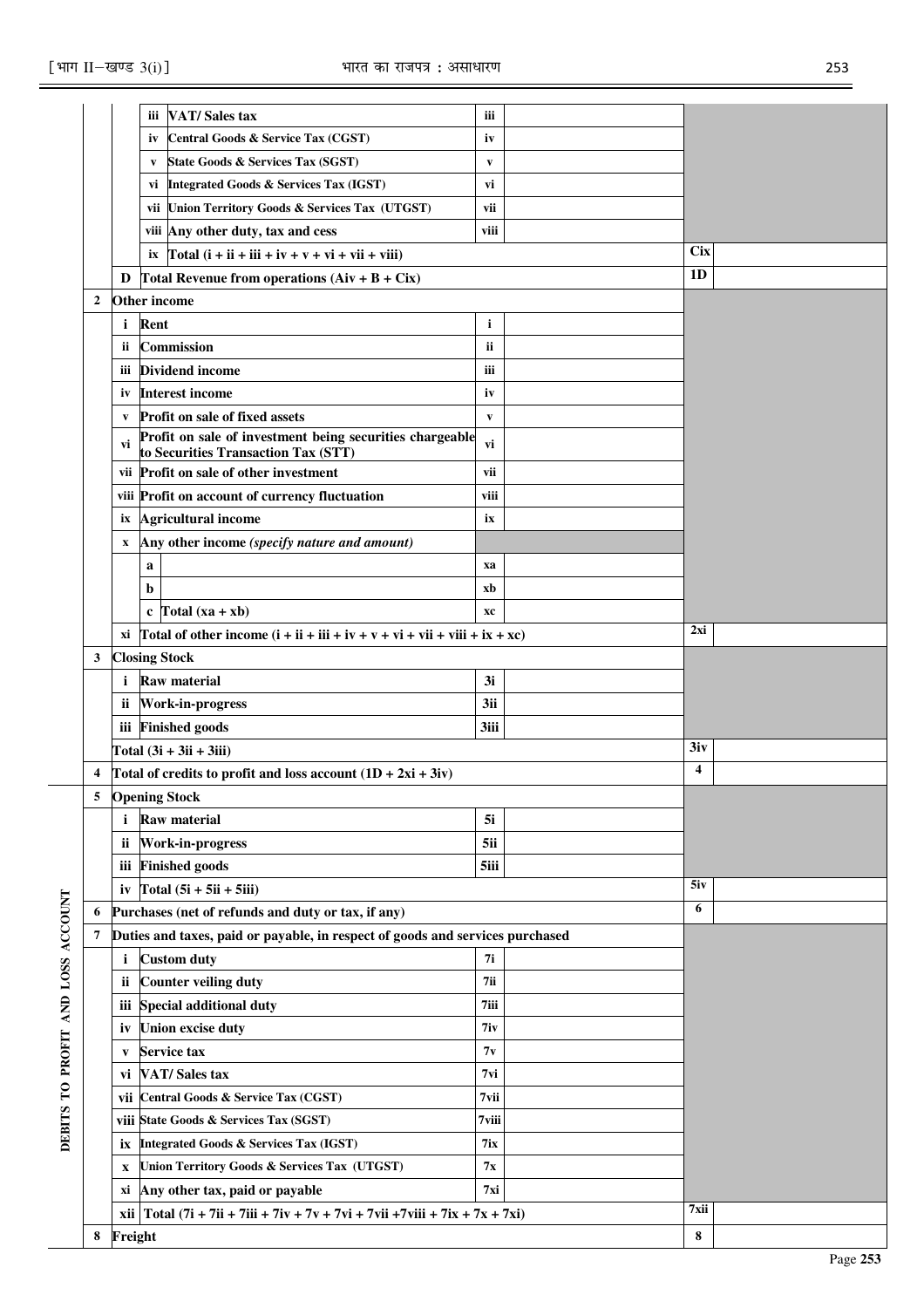| | | | | | | |
|---|---|---|---|---|---|---|
| | | iii | VAT/ Sales tax | iii | | |
| | | iv | Central Goods & Service Tax (CGST) | iv | | |
| | | v | State Goods & Services Tax (SGST) | v | | |
| | | vi | Integrated Goods & Services Tax (IGST) | vi | | |
| | | vii | Union Territory Goods & Services Tax (UTGST) | vii | | |
| | | viii | Any other duty, tax and cess | viii | | |
| | | ix | Total (i + ii + iii + iv + v + vi + vii + viii) | | Cix | |
| | D | | Total Revenue from operations (Aiv + B + Cix) | | 1D | |
| 2 | Other income | | | | | |
| | i | | Rent | i | | |
| | ii | | Commission | ii | | |
| | iii | | Dividend income | iii | | |
| | iv | | Interest income | iv | | |
| | v | | Profit on sale of fixed assets | v | | |
| | vi | | Profit on sale of investment being securities chargeable to Securities Transaction Tax (STT) | vi | | |
| | vii | | Profit on sale of other investment | vii | | |
| | viii | | Profit on account of currency fluctuation | viii | | |
| | ix | | Agricultural income | ix | | |
| | x | | Any other income *(specify nature and amount)* | | | |
| | | a | | xa | | |
| | | b | | xb | | |
| | | c | Total (xa + xb) | xc | | |
| | xi | | Total of other income (i + ii + iii + iv + v + vi + vii + viii + ix + xc) | | 2xi | |
| 3 | Closing Stock | | | | | |
| | i | | Raw material | 3i | | |
| | ii | | Work-in-progress | 3ii | | |
| | iii | | Finished goods | 3iii | | |
| | | | Total (3i + 3ii + 3iii) | | 3iv | |
| 4 | | | Total of credits to profit and loss account (1D + 2xi + 3iv) | | 4 | |

**DEBITS TO PROFIT AND LOSS ACCOUNT**

| | | | | | |
|---|---|---|---|---|---|
| 5 | Opening Stock | | | | |
| | i | Raw material | 5i | | |
| | ii | Work-in-progress | 5ii | | |
| | iii | Finished goods | 5iii | | |
| | iv | Total (5i + 5ii + 5iii) | | 5iv | |
| 6 | | Purchases (net of refunds and duty or tax, if any) | | 6 | |
| 7 | | Duties and taxes, paid or payable, in respect of goods and services purchased | | | |
| | i | Custom duty | 7i | | |
| | ii | Counter veiling duty | 7ii | | |
| | iii | Special additional duty | 7iii | | |
| | iv | Union excise duty | 7iv | | |
| | v | Service tax | 7v | | |
| | vi | VAT/ Sales tax | 7vi | | |
| | vii | Central Goods & Service Tax (CGST) | 7vii | | |
| | viii | State Goods & Services Tax (SGST) | 7viii | | |
| | ix | Integrated Goods & Services Tax (IGST) | 7ix | | |
| | x | Union Territory Goods & Services Tax (UTGST) | 7x | | |
| | xi | Any other tax, paid or payable | 7xi | | |
| | xii | Total (7i + 7ii + 7iii + 7iv + 7v + 7vi + 7vii +7viii + 7ix + 7x + 7xi) | | 7xii | |
| 8 | | Freight | | 8 | |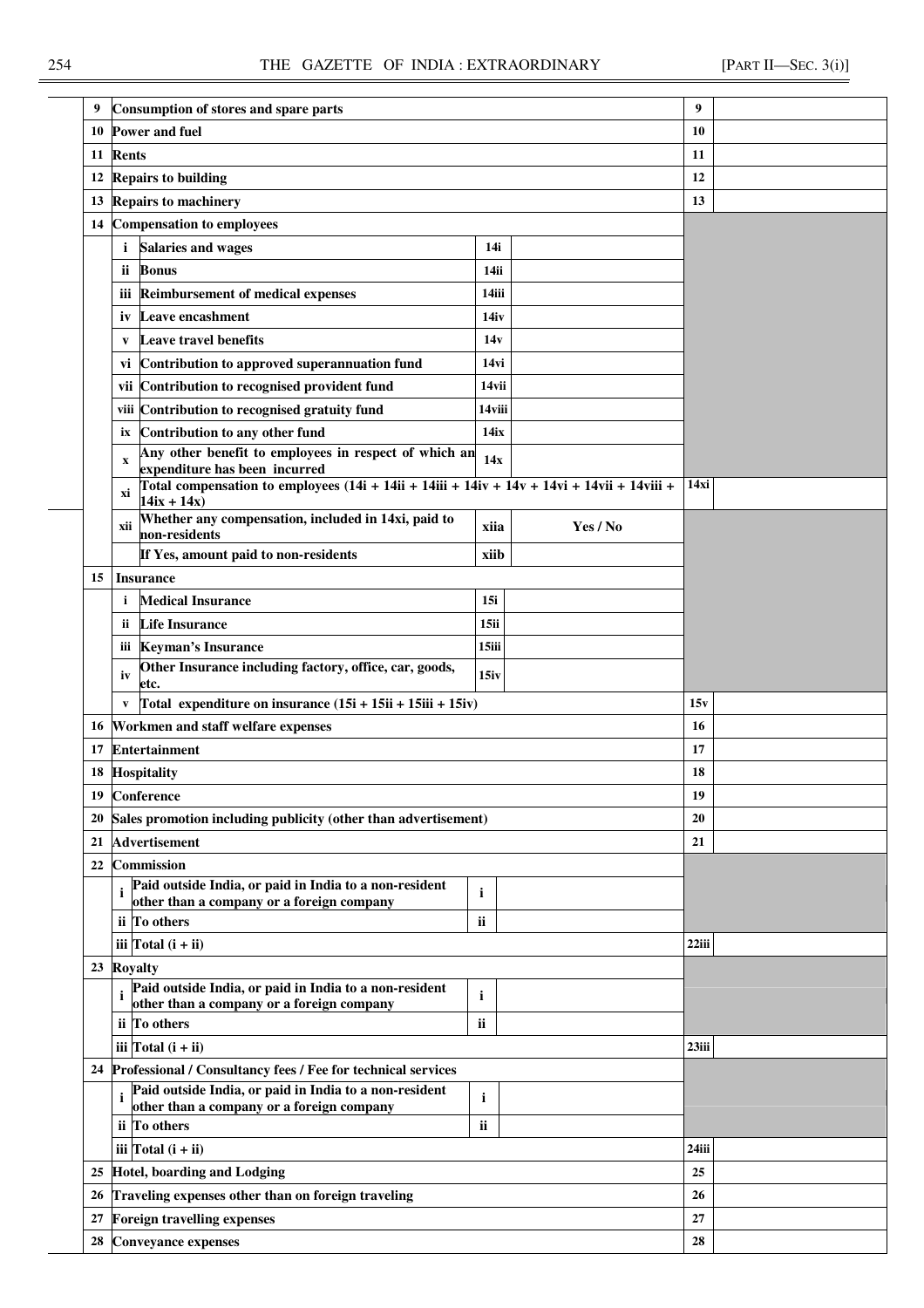| | | | | | | |
|---|---|---|---|---|---|---|
| **9** | **Consumption of stores and spare parts** | | | | **9** | |
| **10** | **Power and fuel** | | | | **10** | |
| **11** | **Rents** | | | | **11** | |
| **12** | **Repairs to building** | | | | **12** | |
| **13** | **Repairs to machinery** | | | | **13** | |
| **14** | **Compensation to employees** | | | | | |
| | **i** | **Salaries and wages** | **14i** | | | |
| | **ii** | **Bonus** | **14ii** | | | |
| | **iii** | **Reimbursement of medical expenses** | **14iii** | | | |
| | **iv** | **Leave encashment** | **14iv** | | | |
| | **v** | **Leave travel benefits** | **14v** | | | |
| | **vi** | **Contribution to approved superannuation fund** | **14vi** | | | |
| | **vii** | **Contribution to recognised provident fund** | **14vii** | | | |
| | **viii** | **Contribution to recognised gratuity fund** | **14viii** | | | |
| | **ix** | **Contribution to any other fund** | **14ix** | | | |
| | **x** | **Any other benefit to employees in respect of which an expenditure has been incurred** | **14x** | | | |
| | **xi** | **Total compensation to employees (14i + 14ii + 14iii + 14iv + 14v + 14vi + 14vii + 14viii + 14ix + 14x)** | | | **14xi** | |
| | **xii** | **Whether any compensation, included in 14xi, paid to non-residents** | **xiia** | **Yes / No** | | |
| | | **If Yes, amount paid to non-residents** | **xiib** | | | |
| **15** | **Insurance** | | | | | |
| | **i** | **Medical Insurance** | **15i** | | | |
| | **ii** | **Life Insurance** | **15ii** | | | |
| | **iii** | **Keyman's Insurance** | **15iii** | | | |
| | **iv** | **Other Insurance including factory, office, car, goods, etc.** | **15iv** | | | |
| | **v** | **Total expenditure on insurance (15i + 15ii + 15iii + 15iv)** | | | **15v** | |
| **16** | **Workmen and staff welfare expenses** | | | | **16** | |
| **17** | **Entertainment** | | | | **17** | |
| **18** | **Hospitality** | | | | **18** | |
| **19** | **Conference** | | | | **19** | |
| **20** | **Sales promotion including publicity (other than advertisement)** | | | | **20** | |
| **21** | **Advertisement** | | | | **21** | |
| **22** | **Commission** | | | | | |
| | **i** | **Paid outside India, or paid in India to a non-resident other than a company or a foreign company** | **i** | | | |
| | **ii** | **To others** | **ii** | | | |
| | **iii** | **Total (i + ii)** | | | **22iii** | |
| **23** | **Royalty** | | | | | |
| | **i** | **Paid outside India, or paid in India to a non-resident other than a company or a foreign company** | **i** | | | |
| | **ii** | **To others** | **ii** | | | |
| | **iii** | **Total (i + ii)** | | | **23iii** | |
| **24** | **Professional / Consultancy fees / Fee for technical services** | | | | | |
| | **i** | **Paid outside India, or paid in India to a non-resident other than a company or a foreign company** | **i** | | | |
| | **ii** | **To others** | **ii** | | | |
| | **iii** | **Total (i + ii)** | | | **24iii** | |
| **25** | **Hotel, boarding and Lodging** | | | | **25** | |
| **26** | **Traveling expenses other than on foreign traveling** | | | | **26** | |
| **27** | **Foreign travelling expenses** | | | | **27** | |
| **28** | **Conveyance expenses** | | | | **28** | |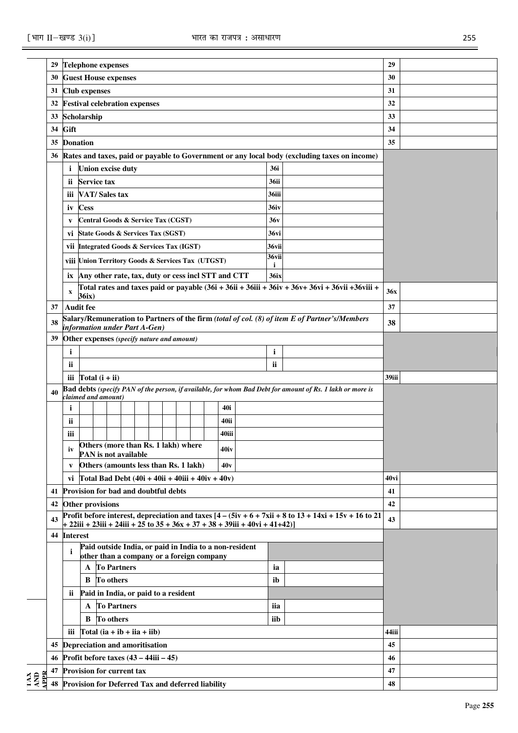| | | | | |
|---|---|---|---|---|
| 29 | **Telephone expenses** | | 29 | |
| 30 | **Guest House expenses** | | 30 | |
| 31 | **Club expenses** | | 31 | |
| 32 | **Festival celebration expenses** | | 32 | |
| 33 | **Scholarship** | | 33 | |
| 34 | **Gift** | | 34 | |
| 35 | **Donation** | | 35 | |
| 36 | **Rates and taxes, paid or payable to Government or any local body (excluding taxes on income)** | | | |
| | i **Union excise duty** | 36i | | |
| | ii **Service tax** | 36ii | | |
| | iii **VAT/ Sales tax** | 36iii | | |
| | iv **Cess** | 36iv | | |
| | v **Central Goods & Service Tax (CGST)** | 36v | | |
| | vi **State Goods & Services Tax (SGST)** | 36vi | | |
| | vii **Integrated Goods & Services Tax (IGST)** | 36vii | | |
| | viii **Union Territory Goods & Services Tax (UTGST)** | 36viii | | |
| | ix **Any other rate, tax, duty or cess incl STT and CTT** | 36ix | | |
| | x **Total rates and taxes paid or payable (36i + 36ii + 36iii + 36iv + 36v+ 36vi + 36vii +36viii + 36ix)** | | 36x | |
| 37 | **Audit fee** | | 37 | |
| 38 | **Salary/Remuneration to Partners of the firm** *(total of col. (8) of item E of Partner's/Members information under Part A-Gen)* | | 38 | |
| 39 | **Other expenses** *(specify nature and amount)* | | | |
| | i | i | | |
| | ii | ii | | |
| | iii **Total (i + ii)** | | 39iii | |
| 40 | **Bad debts** *(specify PAN of the person, if available, for whom Bad Debt for amount of Rs. 1 lakh or more is claimed and amount)* | | | |
| | i | 40i | | |
| | ii | 40ii | | |
| | iii | 40iii | | |
| | iv **Others (more than Rs. 1 lakh) where PAN is not available** | 40iv | | |
| | v **Others (amounts less than Rs. 1 lakh)** | 40v | | |
| | vi **Total Bad Debt (40i + 40ii + 40iii + 40iv + 40v)** | | 40vi | |
| 41 | **Provision for bad and doubtful debts** | | 41 | |
| 42 | **Other provisions** | | 42 | |
| 43 | **Profit before interest, depreciation and taxes [4 – (5iv + 6 + 7xii + 8 to 13 + 14xi + 15v + 16 to 21 + 22iii + 23iii + 24iii + 25 to 35 + 36x + 37 + 38 + 39iii + 40vi + 41+42)]** | | 43 | |
| 44 | **Interest** | | | |
| | i **Paid outside India, or paid in India to a non-resident other than a company or a foreign company** | | | |
| | A **To Partners** | ia | | |
| | B **To others** | ib | | |
| | ii **Paid in India, or paid to a resident** | | | |
| | A **To Partners** | iia | | |
| | B **To others** | iib | | |
| | iii **Total (ia + ib + iia + iib)** | | 44iii | |
| 45 | **Depreciation and amoritisation** | | 45 | |
| 46 | **Profit before taxes (43 – 44iii – 45)** | | 46 | |
| 47 | **Provision for current tax** | | 47 | |
| 48 | **Provision for Deferred Tax and deferred liability** | | 48 | |

TAX AND APPR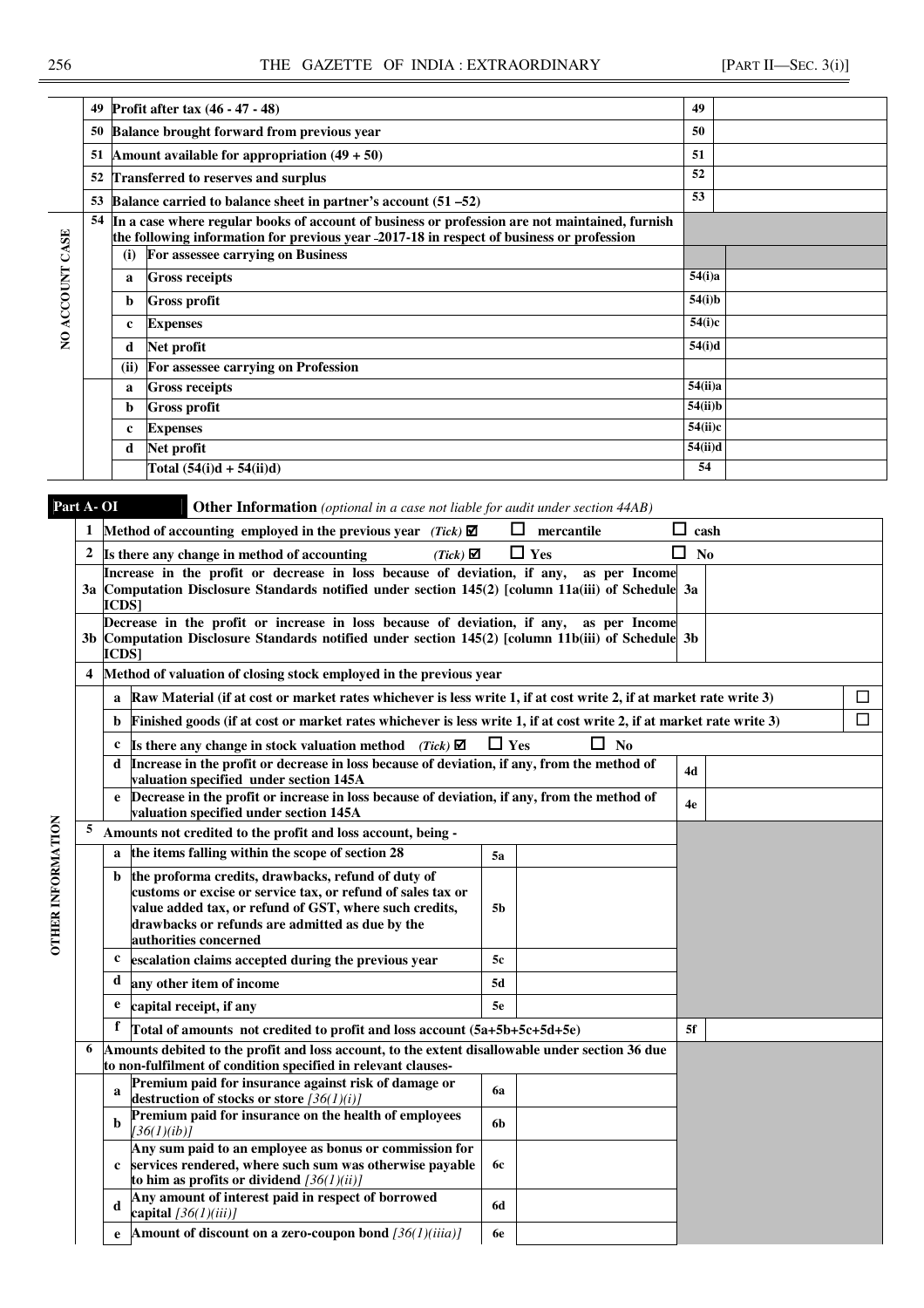|  | 49 | Profit after tax (46 - 47 - 48) | 49 |  |
|---|---|---|---|---|
|  | 50 | Balance brought forward from previous year | 50 |  |
|  | 51 | Amount available for appropriation (49 + 50) | 51 |  |
|  | 52 | Transferred to reserves and surplus | 52 |  |
|  | 53 | Balance carried to balance sheet in partner's account (51 –52) | 53 |  |
| NO ACCOUNT CASE | 54 | In a case where regular books of account of business or profession are not maintained, furnish the following information for previous year 2017-18 in respect of business or profession |  |  |
|  | (i) | For assessee carrying on Business |  |  |
|  | a | Gross receipts | 54(i)a |  |
|  | b | Gross profit | 54(i)b |  |
|  | c | Expenses | 54(i)c |  |
|  | d | Net profit | 54(i)d |  |
|  | (ii) | For assessee carrying on Profession |  |  |
|  | a | Gross receipts | 54(ii)a |  |
|  | b | Gross profit | 54(ii)b |  |
|  | c | Expenses | 54(ii)c |  |
|  | d | Net profit | 54(ii)d |  |
|  |  | Total (54(i)d + 54(ii)d) | 54 |  |

**Part A- OI** **Other Information** *(optional in a case not liable for audit under section 44AB)*

| OTHER INFORMATION | | | | | |
|---|---|---|---|---|---|
| 1 | Method of accounting employed in the previous year *(Tick)* ☑ ☐ mercantile ☐ cash | | | | |
| 2 | Is there any change in method of accounting *(Tick)* ☑ ☐ Yes ☐ No | | | | |
| 3a | Increase in the profit or decrease in loss because of deviation, if any, as per Income Computation Disclosure Standards notified under section 145(2) [column 11a(iii) of Schedule ICDS] | | | 3a | |
| 3b | Decrease in the profit or increase in loss because of deviation, if any, as per Income Computation Disclosure Standards notified under section 145(2) [column 11b(iii) of Schedule ICDS] | | | 3b | |
| 4 | Method of valuation of closing stock employed in the previous year | | | | |
| a | Raw Material (if at cost or market rates whichever is less write 1, if at cost write 2, if at market rate write 3) | | | | ☐ |
| b | Finished goods (if at cost or market rates whichever is less write 1, if at cost write 2, if at market rate write 3) | | | | ☐ |
| c | Is there any change in stock valuation method *(Tick)* ☑ ☐ Yes ☐ No | | | | |
| d | Increase in the profit or decrease in loss because of deviation, if any, from the method of valuation specified under section 145A | | | 4d | |
| e | Decrease in the profit or increase in loss because of deviation, if any, from the method of valuation specified under section 145A | | | 4e | |
| 5 | Amounts not credited to the profit and loss account, being - | | | | |
| a | the items falling within the scope of section 28 | 5a | | | |
| b | the proforma credits, drawbacks, refund of duty of customs or excise or service tax, or refund of sales tax or value added tax, or refund of GST, where such credits, drawbacks or refunds are admitted as due by the authorities concerned | 5b | | | |
| c | escalation claims accepted during the previous year | 5c | | | |
| d | any other item of income | 5d | | | |
| e | capital receipt, if any | 5e | | | |
| f | Total of amounts not credited to profit and loss account (5a+5b+5c+5d+5e) | | | 5f | |
| 6 | Amounts debited to the profit and loss account, to the extent disallowable under section 36 due to non-fulfilment of condition specified in relevant clauses- | | | | |
| a | Premium paid for insurance against risk of damage or destruction of stocks or store *[36(1)(i)]* | 6a | | | |
| b | Premium paid for insurance on the health of employees *[36(1)(ib)]* | 6b | | | |
| c | Any sum paid to an employee as bonus or commission for services rendered, where such sum was otherwise payable to him as profits or dividend *[36(1)(ii)]* | 6c | | | |
| d | Any amount of interest paid in respect of borrowed capital *[36(1)(iii)]* | 6d | | | |
| e | Amount of discount on a zero-coupon bond *[36(1)(iiia)]* | 6e | | | |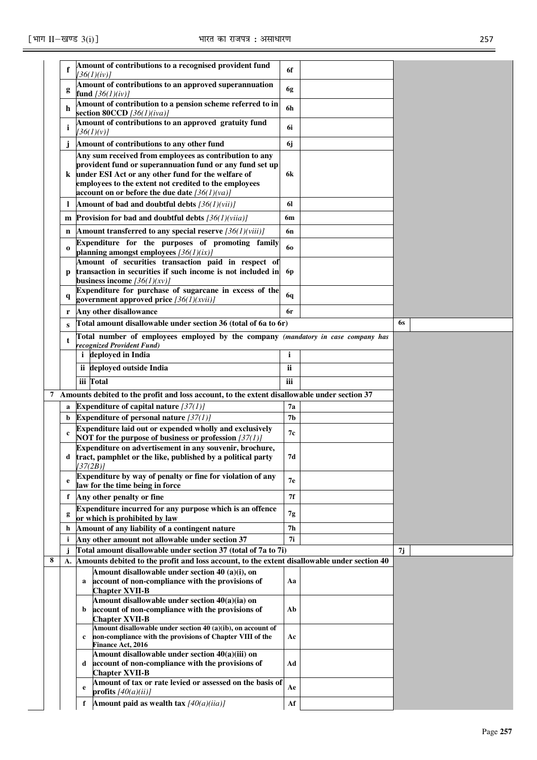| | | | | | | |
|---|---|---|---|---|---|---|
| | **f** | **Amount of contributions to a recognised provident fund** *[36(1)(iv)]* | **6f** | | | |
| | **g** | **Amount of contributions to an approved superannuation fund** *[36(1)(iv)]* | **6g** | | | |
| | **h** | **Amount of contribution to a pension scheme referred to in section 80CCD** *[36(1)(iva)]* | **6h** | | | |
| | **i** | **Amount of contributions to an approved gratuity fund** *[36(1)(v)]* | **6i** | | | |
| | **j** | **Amount of contributions to any other fund** | **6j** | | | |
| | **k** | **Any sum received from employees as contribution to any provident fund or superannuation fund or any fund set up under ESI Act or any other fund for the welfare of employees to the extent not credited to the employees account on or before the due date** *[36(1)(va)]* | **6k** | | | |
| | **l** | **Amount of bad and doubtful debts** *[36(1)(vii)]* | **6l** | | | |
| | **m** | **Provision for bad and doubtful debts** *[36(1)(viia)]* | **6m** | | | |
| | **n** | **Amount transferred to any special reserve** *[36(1)(viii)]* | **6n** | | | |
| | **o** | **Expenditure for the purposes of promoting family planning amongst employees** *[36(1)(ix)]* | **6o** | | | |
| | **p** | **Amount of securities transaction paid in respect of transaction in securities if such income is not included in business income** *[36(1)(xv)]* | **6p** | | | |
| | **q** | **Expenditure for purchase of sugarcane in excess of the government approved price** *[36(1)(xvii)]* | **6q** | | | |
| | **r** | **Any other disallowance** | **6r** | | | |
| | **s** | **Total amount disallowable under section 36 (total of 6a to 6r)** | | | **6s** | |
| | **t** | **Total number of employees employed by the company** ***(mandatory in case company has recognized Provident Fund)*** | | | | |
| | | **i** deployed in India | **i** | | | |
| | | **ii** deployed outside India | **ii** | | | |
| | | **iii** Total | **iii** | | | |
| **7** | **Amounts debited to the profit and loss account, to the extent disallowable under section 37** | | | | | |
| | **a** | **Expenditure of capital nature** *[37(1)]* | **7a** | | | |
| | **b** | **Expenditure of personal nature** *[37(1)]* | **7b** | | | |
| | **c** | **Expenditure laid out or expended wholly and exclusively NOT for the purpose of business or profession** *[37(1)]* | **7c** | | | |
| | **d** | **Expenditure on advertisement in any souvenir, brochure, tract, pamphlet or the like, published by a political party** *[37(2B)]* | **7d** | | | |
| | **e** | **Expenditure by way of penalty or fine for violation of any law for the time being in force** | **7e** | | | |
| | **f** | **Any other penalty or fine** | **7f** | | | |
| | **g** | **Expenditure incurred for any purpose which is an offence or which is prohibited by law** | **7g** | | | |
| | **h** | **Amount of any liability of a contingent nature** | **7h** | | | |
| | **i** | **Any other amount not allowable under section 37** | **7i** | | | |
| | **j** | **Total amount disallowable under section 37 (total of 7a to 7i)** | | | **7j** | |
| **8** | **A.** | **Amounts debited to the profit and loss account, to the extent disallowable under section 40** | | | | |
| | **a** | **Amount disallowable under section 40 (a)(i), on account of non-compliance with the provisions of Chapter XVII-B** | **Aa** | | | |
| | **b** | **Amount disallowable under section 40(a)(ia) on account of non-compliance with the provisions of Chapter XVII-B** | **Ab** | | | |
| | **c** | **Amount disallowable under section 40 (a)(ib), on account of non-compliance with the provisions of Chapter VIII of the Finance Act, 2016** | **Ac** | | | |
| | **d** | **Amount disallowable under section 40(a)(iii) on account of non-compliance with the provisions of Chapter XVII-B** | **Ad** | | | |
| | **e** | **Amount of tax or rate levied or assessed on the basis of profits** *[40(a)(ii)]* | **Ae** | | | |
| | **f** | **Amount paid as wealth tax** *[40(a)(iia)]* | **Af** | | | |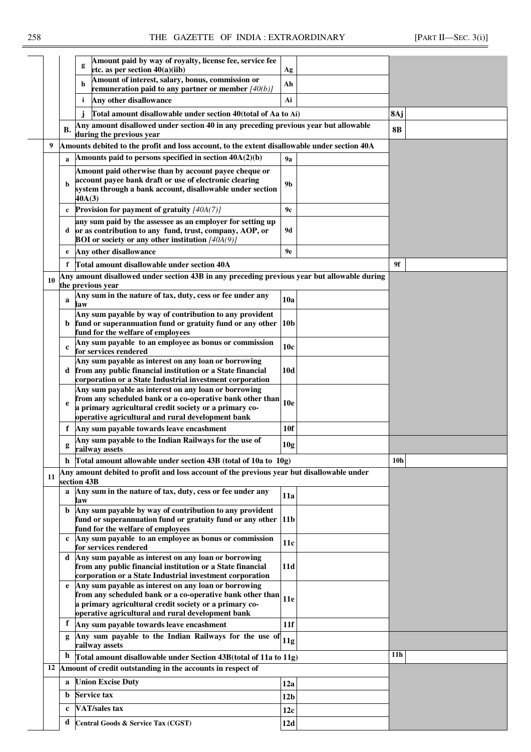| | | | | | | |
|---|---|---|---|---|---|---|
| | | g | **Amount paid by way of royalty, license fee, service fee etc. as per section 40(a)(iib)** | **Ag** | | |
| | | h | **Amount of interest, salary, bonus, commission or remuneration paid to any partner or member** *[40(b)]* | **Ah** | | |
| | | i | **Any other disallowance** | **Ai** | | |
| | | j | **Total amount disallowable under section 40(total of Aa to Ai)** | | **8Aj** | |
| | **B.** | | **Any amount disallowed under section 40 in any preceding previous year but allowable during the previous year** | | **8B** | |
| **9** | | | **Amounts debited to the profit and loss account, to the extent disallowable under section 40A** | | | |
| | **a** | | **Amounts paid to persons specified in section 40A(2)(b)** | **9a** | | |
| | **b** | | **Amount paid otherwise than by account payee cheque or account payee bank draft or use of electronic clearing system through a bank account, disallowable under section 40A(3)** | **9b** | | |
| | **c** | | **Provision for payment of gratuity** *[40A(7)]* | **9c** | | |
| | **d** | | **any sum paid by the assessee as an employer for setting up or as contribution to any fund, trust, company, AOP, or BOI or society or any other institution** *[40A(9)]* | **9d** | | |
| | **e** | | **Any other disallowance** | **9e** | | |
| | **f** | | **Total amount disallowable under section 40A** | | **9f** | |
| **10** | | | **Any amount disallowed under section 43B in any preceding previous year but allowable during the previous year** | | | |
| | **a** | | **Any sum in the nature of tax, duty, cess or fee under any law** | **10a** | | |
| | **b** | | **Any sum payable by way of contribution to any provident fund or superannuation fund or gratuity fund or any other fund for the welfare of employees** | **10b** | | |
| | **c** | | **Any sum payable to an employee as bonus or commission for services rendered** | **10c** | | |
| | **d** | | **Any sum payable as interest on any loan or borrowing from any public financial institution or a State financial corporation or a State Industrial investment corporation** | **10d** | | |
| | **e** | | **Any sum payable as interest on any loan or borrowing from any scheduled bank or a co-operative bank other than a primary agricultural credit society or a primary co-operative agricultural and rural development bank** | **10e** | | |
| | **f** | | **Any sum payable towards leave encashment** | **10f** | | |
| | **g** | | **Any sum payable to the Indian Railways for the use of railway assets** | **10g** | | |
| | **h** | | **Total amount allowable under section 43B (total of 10a to 10g)** | | **10h** | |
| **11** | | | **Any amount debited to profit and loss account of the previous year but disallowable under section 43B** | | | |
| | **a** | | **Any sum in the nature of tax, duty, cess or fee under any law** | **11a** | | |
| | **b** | | **Any sum payable by way of contribution to any provident fund or superannuation fund or gratuity fund or any other fund for the welfare of employees** | **11b** | | |
| | **c** | | **Any sum payable to an employee as bonus or commission for services rendered** | **11c** | | |
| | **d** | | **Any sum payable as interest on any loan or borrowing from any public financial institution or a State financial corporation or a State Industrial investment corporation** | **11d** | | |
| | **e** | | **Any sum payable as interest on any loan or borrowing from any scheduled bank or a co-operative bank other than a primary agricultural credit society or a primary co-operative agricultural and rural development bank** | **11e** | | |
| | **f** | | **Any sum payable towards leave encashment** | **11f** | | |
| | **g** | | **Any sum payable to the Indian Railways for the use of railway assets** | **11g** | | |
| | **h** | | **Total amount disallowable under Section 43B(total of 11a to 11g)** | | **11h** | |
| **12** | | | **Amount of credit outstanding in the accounts in respect of** | | | |
| | **a** | | **Union Excise Duty** | **12a** | | |
| | **b** | | **Service tax** | **12b** | | |
| | **c** | | **VAT/sales tax** | **12c** | | |
| | **d** | | **Central Goods & Service Tax (CGST)** | **12d** | | |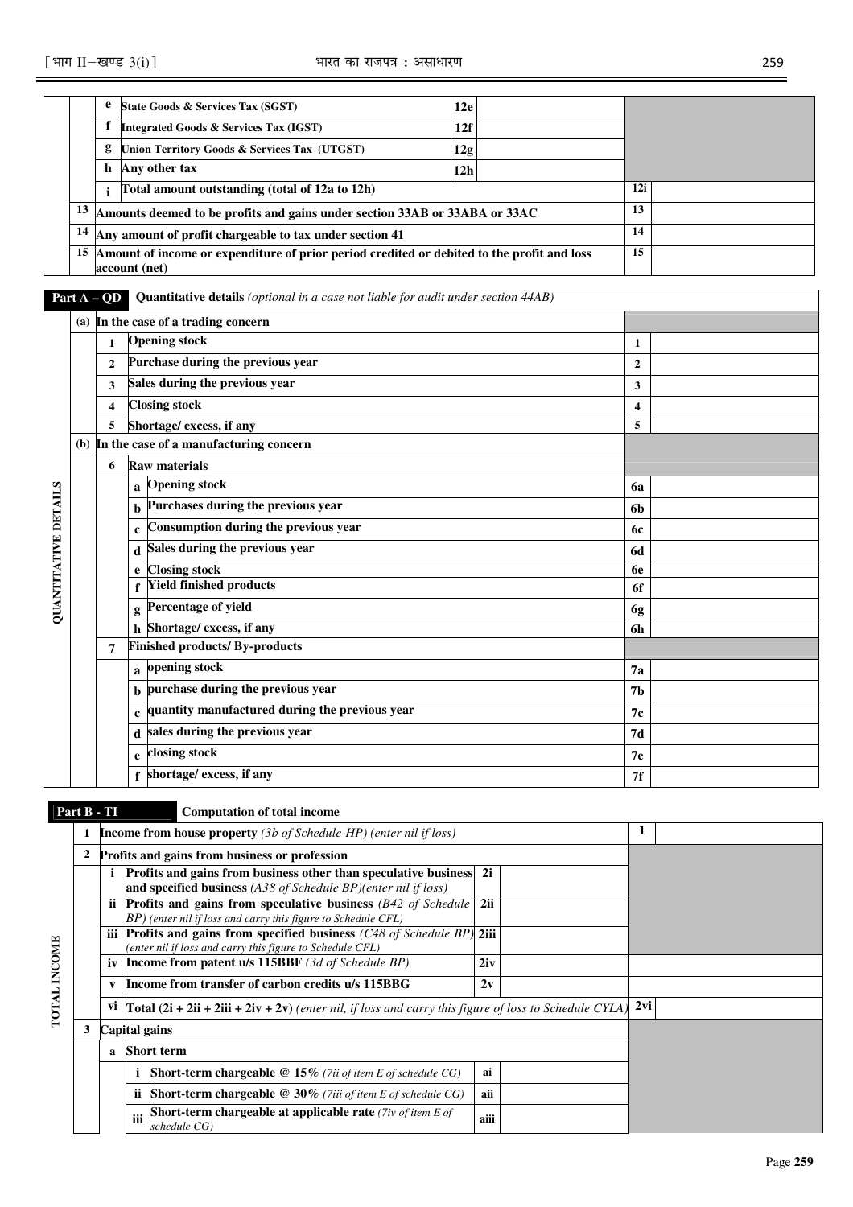| | | | | | | |
|---|---|---|---|---|---|---|
| | | e | State Goods & Services Tax (SGST) | 12e | | |
| | | f | Integrated Goods & Services Tax (IGST) | 12f | | |
| | | g | Union Territory Goods & Services Tax (UTGST) | 12g | | |
| | | h | Any other tax | 12h | | |
| | | i | Total amount outstanding (total of 12a to 12h) | | 12i | |
| | 13 | Amounts deemed to be profits and gains under section 33AB or 33ABA or 33AC | | | 13 | |
| | 14 | Any amount of profit chargeable to tax under section 41 | | | 14 | |
| | 15 | Amount of income or expenditure of prior period credited or debited to the profit and loss account (net) | | | 15 | |

**Part A – QD** **Quantitative details** *(optional in a case not liable for audit under section 44AB)*

| QUANTITATIVE DETAILS | | | | | |
|---|---|---|---|---|---|
| (a) | In the case of a trading concern | | | | |
| | 1 | Opening stock | | 1 | |
| | 2 | Purchase during the previous year | | 2 | |
| | 3 | Sales during the previous year | | 3 | |
| | 4 | Closing stock | | 4 | |
| | 5 | Shortage/ excess, if any | | 5 | |
| (b) | In the case of a manufacturing concern | | | | |
| | 6 | Raw materials | | | |
| | | a | Opening stock | 6a | |
| | | b | Purchases during the previous year | 6b | |
| | | c | Consumption during the previous year | 6c | |
| | | d | Sales during the previous year | 6d | |
| | | e | Closing stock | 6e | |
| | | f | Yield finished products | 6f | |
| | | g | Percentage of yield | 6g | |
| | | h | Shortage/ excess, if any | 6h | |
| | 7 | Finished products/ By-products | | | |
| | | a | opening stock | 7a | |
| | | b | purchase during the previous year | 7b | |
| | | c | quantity manufactured during the previous year | 7c | |
| | | d | sales during the previous year | 7d | |
| | | e | closing stock | 7e | |
| | | f | shortage/ excess, if any | 7f | |

**Part B - TI** **Computation of total income**

| TOTAL INCOME | | | | | | |
|---|---|---|---|---|---|---|
| 1 | Income from house property *(3b of Schedule-HP) (enter nil if loss)* | | | | 1 | |
| 2 | Profits and gains from business or profession | | | | | |
| | i | Profits and gains from business other than speculative business and specified business *(A38 of Schedule BP)(enter nil if loss)* | 2i | | | |
| | ii | Profits and gains from speculative business *(B42 of Schedule BP) (enter nil if loss and carry this figure to Schedule CFL)* | 2ii | | | |
| | iii | Profits and gains from specified business *(C48 of Schedule BP) (enter nil if loss and carry this figure to Schedule CFL)* | 2iii | | | |
| | iv | Income from patent u/s 115BBF *(3d of Schedule BP)* | 2iv | | | |
| | v | Income from transfer of carbon credits u/s 115BBG | 2v | | | |
| | vi | Total (2i + 2ii + 2iii + 2iv + 2v) *(enter nil, if loss and carry this figure of loss to Schedule CYLA)* | | | 2vi | |
| 3 | Capital gains | | | | | |
| | a | Short term | | | | |
| | | i | Short-term chargeable @ 15% *(7ii of item E of schedule CG)* | ai | | |
| | | ii | Short-term chargeable @ 30% *(7iii of item E of schedule CG)* | aii | | |
| | | iii | Short-term chargeable at applicable rate *(7iv of item E of schedule CG)* | aiii | | |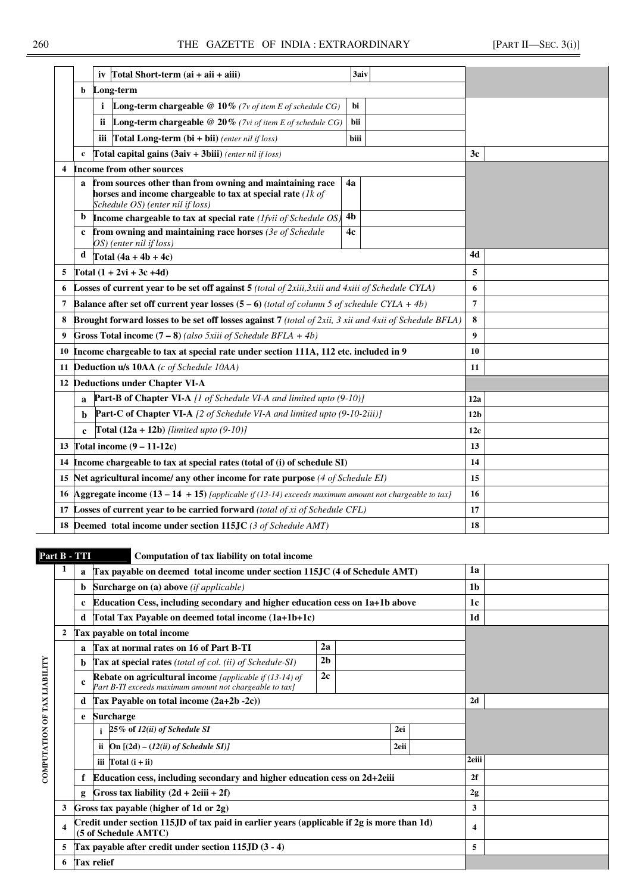| | | | | | | |
|---|---|---|---|---|---|---|
| | | iv | **Total Short-term (ai + aii + aiii)** | 3aiv | | |
| | b | **Long-term** | | | | |
| | | i | **Long-term chargeable @ 10%** *(7v of item E of schedule CG)* | bi | | |
| | | ii | **Long-term chargeable @ 20%** *(7vi of item E of schedule CG)* | bii | | |
| | | iii | **Total Long-term (bi + bii)** *(enter nil if loss)* | biii | | |
| | c | **Total capital gains (3aiv + 3biii)** *(enter nil if loss)* | | | 3c | |
| 4 | **Income from other sources** | | | | | |
| | a | **from sources other than from owning and maintaining race horses and income chargeable to tax at special rate** *(1k of Schedule OS) (enter nil if loss)* | | 4a | | |
| | b | **Income chargeable to tax at special rate** *(1fvii of Schedule OS)* | | 4b | | |
| | c | **from owning and maintaining race horses** *(3e of Schedule OS) (enter nil if loss)* | | 4c | | |
| | d | **Total (4a + 4b + 4c)** | | | 4d | |
| 5 | **Total (1 + 2vi + 3c +4d)** | | | | 5 | |
| 6 | **Losses of current year to be set off against 5** *(total of 2xiii,3xiii and 4xiii of Schedule CYLA)* | | | | 6 | |
| 7 | **Balance after set off current year losses (5 – 6)** *(total of column 5 of schedule CYLA + 4b)* | | | | 7 | |
| 8 | **Brought forward losses to be set off against 7** *(total of 2xii, 3 xii and 4xii of Schedule BFLA)* | | | | 8 | |
| 9 | **Gross Total income (7 – 8)** *(also 5xiii of Schedule BFLA + 4b)* | | | | 9 | |
| 10 | **Income chargeable to tax at special rate under section 111A, 112 etc. included in 9** | | | | 10 | |
| 11 | **Deduction u/s 10AA** *(c of Schedule 10AA)* | | | | 11 | |
| 12 | **Deductions under Chapter VI-A** | | | | | |
| | a | **Part-B of Chapter VI-A** *[1 of Schedule VI-A and limited upto (9-10)]* | | | 12a | |
| | b | **Part-C of Chapter VI-A** *[2 of Schedule VI-A and limited upto (9-10-2iii)]* | | | 12b | |
| | c | **Total (12a + 12b)** *[limited upto (9-10)]* | | | 12c | |
| 13 | **Total income (9 – 11-12c)** | | | | 13 | |
| 14 | **Income chargeable to tax at special rates (total of (i) of schedule SI)** | | | | 14 | |
| 15 | **Net agricultural income/ any other income for rate purpose** *(4 of Schedule EI)* | | | | 15 | |
| 16 | **Aggregate income (13 – 14 + 15)** *[applicable if (13-14) exceeds maximum amount not chargeable to tax]* | | | | 16 | |
| 17 | **Losses of current year to be carried forward** *(total of xi of Schedule CFL)* | | | | 17 | |
| 18 | **Deemed total income under section 115JC** *(3 of Schedule AMT)* | | | | 18 | |

**Part B - TTI** **Computation of tax liability on total income**

COMPUTATION OF TAX LIABILITY

| | | | | | | |
|---|---|---|---|---|---|---|
| 1 | a | **Tax payable on deemed total income under section 115JC (4 of Schedule AMT)** | | | 1a | |
| | b | **Surcharge on (a) above** *(if applicable)* | | | 1b | |
| | c | **Education Cess, including secondary and higher education cess on 1a+1b above** | | | 1c | |
| | d | **Total Tax Payable on deemed total income (1a+1b+1c)** | | | 1d | |
| 2 | **Tax payable on total income** | | | | | |
| | a | **Tax at normal rates on 16 of Part B-TI** | 2a | | | |
| | b | **Tax at special rates** *(total of col. (ii) of Schedule-SI)* | 2b | | | |
| | c | **Rebate on agricultural income** *[applicable if (13-14) of Part B-TI exceeds maximum amount not chargeable to tax]* | 2c | | | |
| | d | **Tax Payable on total income (2a+2b -2c))** | | | 2d | |
| | e | **Surcharge** | | | | |
| | | i *25% of 12(ii) of Schedule SI* | 2ei | | | |
| | | ii *On [(2d) – (12(ii) of Schedule SI)]* | 2eii | | | |
| | | iii Total (i + ii) | | | 2eiii | |
| | f | **Education cess, including secondary and higher education cess on 2d+2eiii** | | | 2f | |
| | g | **Gross tax liability (2d + 2eiii + 2f)** | | | 2g | |
| 3 | **Gross tax payable (higher of 1d or 2g)** | | | | 3 | |
| 4 | **Credit under section 115JD of tax paid in earlier years (applicable if 2g is more than 1d) (5 of Schedule AMTC)** | | | | 4 | |
| 5 | **Tax payable after credit under section 115JD (3 - 4)** | | | | 5 | |
| 6 | **Tax relief** | | | | | |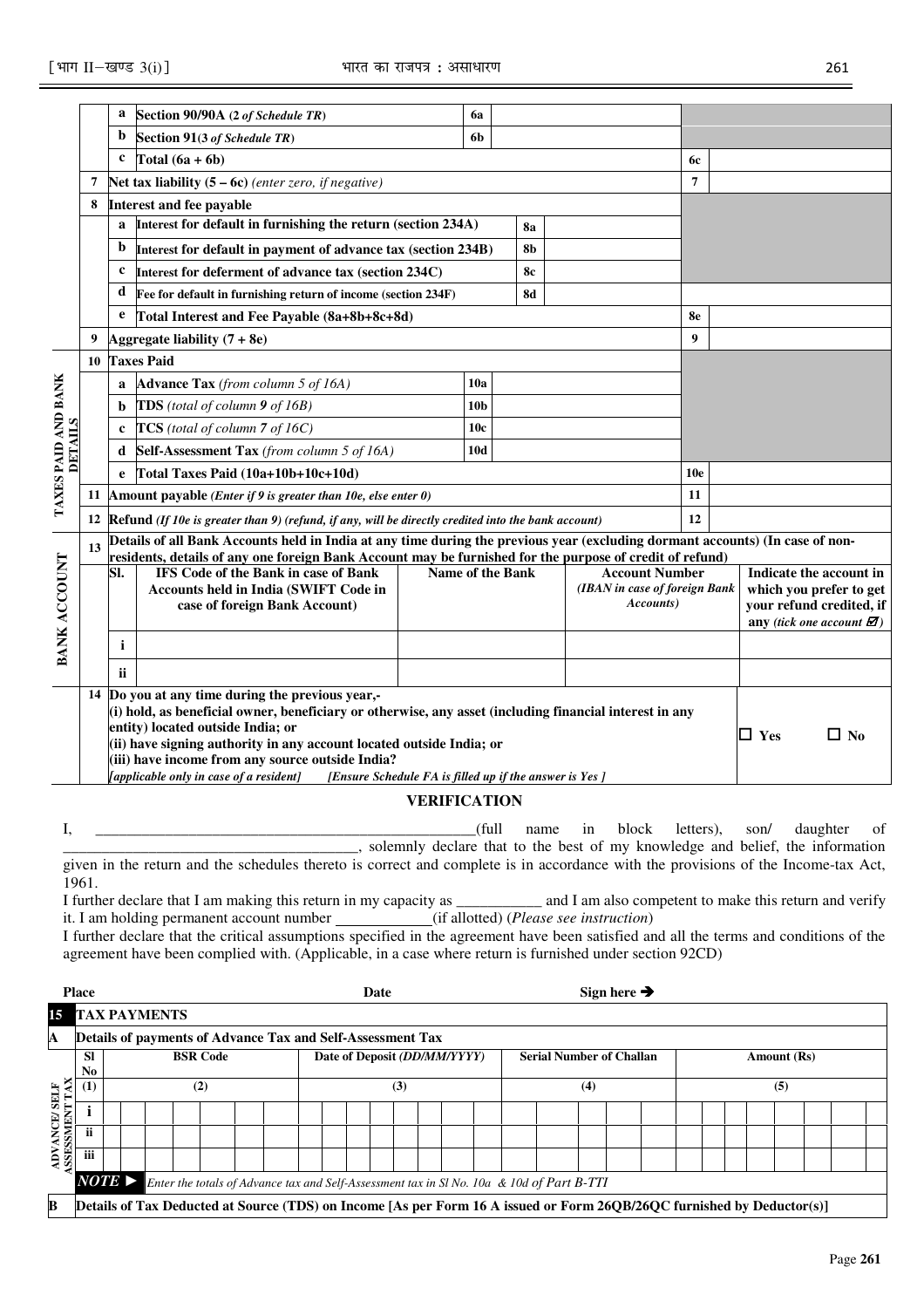| | | | | | | |
|---|---|---|---|---|---|---|
| | | a | **Section 90/90A** (*2 of Schedule TR*) | 6a | | |
| | | b | **Section 91**(*3 of Schedule TR*) | 6b | | |
| | | c | **Total (6a + 6b)** | | 6c | |
| | 7 | | **Net tax liability (5 – 6c)** *(enter zero, if negative)* | | 7 | |
| | 8 | | **Interest and fee payable** | | | |
| | | a | **Interest for default in furnishing the return (section 234A)** | 8a | | |
| | | b | **Interest for default in payment of advance tax (section 234B)** | 8b | | |
| | | c | **Interest for deferment of advance tax (section 234C)** | 8c | | |
| | | d | **Fee for default in furnishing return of income (section 234F)** | 8d | | |
| | | e | **Total Interest and Fee Payable (8a+8b+8c+8d)** | | 8e | |
| | 9 | | **Aggregate liability (7 + 8e)** | | 9 | |
| **TAXES PAID AND BANK DETAILS** | 10 | | **Taxes Paid** | | | |
| | | a | **Advance Tax** *(from column 5 of 16A)* | 10a | | |
| | | b | **TDS** *(total of column 9 of 16B)* | 10b | | |
| | | c | **TCS** *(total of column 7 of 16C)* | 10c | | |
| | | d | **Self-Assessment Tax** *(from column 5 of 16A)* | 10d | | |
| | | e | **Total Taxes Paid (10a+10b+10c+10d)** | | 10e | |
| | 11 | | **Amount payable** *(Enter if 9 is greater than 10e, else enter 0)* | | 11 | |
| | 12 | | **Refund** *(If 10e is greater than 9) (refund, if any, will be directly credited into the bank account)* | | 12 | |

| | | | | | | |
|---|---|---|---|---|---|---|
| **BANK ACCOUNT** | 13 | **Details of all Bank Accounts held in India at any time during the previous year (excluding dormant accounts) (In case of non-residents, details of any one foreign Bank Account may be furnished for the purpose of credit of refund)** | | | | |
| | | **Sl.** | **IFS Code of the Bank in case of Bank Accounts held in India (SWIFT Code in case of foreign Bank Account)** | **Name of the Bank** | **Account Number** *(IBAN in case of foreign Bank Accounts)* | **Indicate the account in which you prefer to get your refund credited, if any** *(tick one account ☑)* |
| | | i | | | | |
| | | ii | | | | |
| | 14 | **Do you at any time during the previous year,-** **(i) hold, as beneficial owner, beneficiary or otherwise, any asset (including financial interest in any entity) located outside India; or** **(ii) have signing authority in any account located outside India; or** **(iii) have income from any source outside India?** *[applicable only in case of a resident] [Ensure Schedule FA is filled up if the answer is Yes ]* | | | | ☐ **Yes** ☐ **No** |

## VERIFICATION

I, \_\_\_\_\_\_\_\_\_\_\_\_\_\_\_\_\_\_\_\_\_\_\_\_\_\_\_\_\_\_\_\_\_\_\_\_\_\_\_\_\_\_\_\_\_\_\_\_\_\_\_\_(full name in block letters), son/ daughter of \_\_\_\_\_\_\_\_\_\_\_\_\_\_\_\_\_\_\_\_\_\_\_\_\_\_\_\_\_\_\_\_\_\_\_\_\_\_\_\_, solemnly declare that to the best of my knowledge and belief, the information given in the return and the schedules thereto is correct and complete is in accordance with the provisions of the Income-tax Act, 1961.

I further declare that I am making this return in my capacity as \_\_\_\_\_\_\_\_\_\_\_ and I am also competent to make this return and verify it. I am holding permanent account number \_\_\_\_\_\_\_\_\_\_\_\_(if allotted) (*Please see instruction*)

I further declare that the critical assumptions specified in the agreement have been satisfied and all the terms and conditions of the agreement have been complied with. (Applicable, in a case where return is furnished under section 92CD)

**Place** **Date** **Sign here ➔**

| | | | | | |
|---|---|---|---|---|---|
| **15** | **TAX PAYMENTS** | | | | |
| **A** | **Details of payments of Advance Tax and Self-Assessment Tax** | | | | |
| **ADVANCE/ SELF ASSESSMENT TAX** | **Sl No** | **BSR Code** | **Date of Deposit** *(DD/MM/YYYY)* | **Serial Number of Challan** | **Amount (Rs)** |
| | **(1)** | **(2)** | **(3)** | **(4)** | **(5)** |
| | **i** | | | | |
| | **ii** | | | | |
| | **iii** | | | | |
| | ***NOTE ►*** | *Enter the totals of Advance tax and Self-Assessment tax in Sl No. 10a & 10d of Part B-TTI* | | | |
| **B** | **Details of Tax Deducted at Source (TDS) on Income [As per Form 16 A issued or Form 26QB/26QC furnished by Deductor(s)]** | | | | |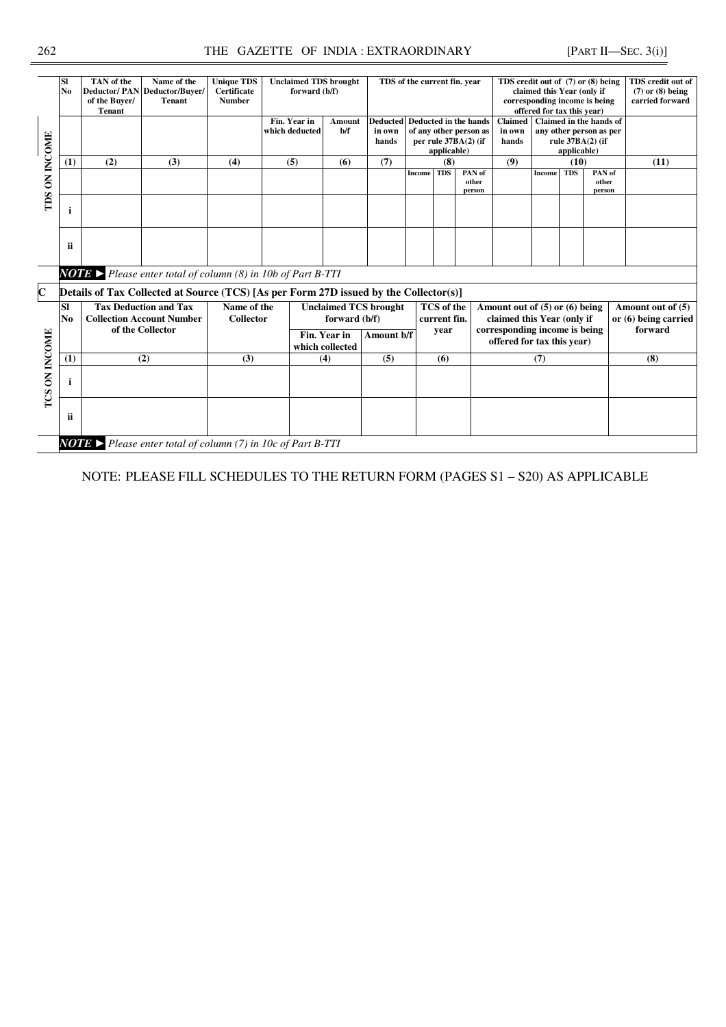| | Sl No | TAN of the Deductor/ PAN of the Buyer/ Tenant | Name of the Deductor/Buyer/ Tenant | Unique TDS Certificate Number | Unclaimed TDS brought forward (b/f) | | TDS of the current fin. year | | | | TDS credit out of (7) or (8) being claimed this Year (only if corresponding income is being offered for tax this year) | | | | TDS credit out of (7) or (8) being carried forward |
|---|---|---|---|---|---|---|---|---|---|---|---|---|---|---|---|
| TDS ON INCOME | | | | | Fin. Year in which deducted | Amount b/f | Deducted in own hands | Deducted in the hands of any other person as per rule 37BA(2) (if applicable) | | | Claimed in own hands | Claimed in the hands of any other person as per rule 37BA(2) (if applicable) | | | |
| | (1) | (2) | (3) | (4) | (5) | (6) | (7) | (8) | | | (9) | (10) | | | (11) |
| | | | | | | | | Income | TDS | PAN of other person | | Income | TDS | PAN of other person | |
| | i | | | | | | | | | | | | | | |
| | ii | | | | | | | | | | | | | | |

*NOTE ►* *Please enter total of column (8) in 10b of Part B-TTI*

**C** **Details of Tax Collected at Source (TCS) [As per Form 27D issued by the Collector(s)]**

| | Sl No | Tax Deduction and Tax Collection Account Number of the Collector | Name of the Collector | Unclaimed TCS brought forward (b/f) | | TCS of the current fin. year | Amount out of (5) or (6) being claimed this Year (only if corresponding income is being offered for tax this year) | Amount out of (5) or (6) being carried forward |
|---|---|---|---|---|---|---|---|---|
| TCS ON INCOME | | | | Fin. Year in which collected | Amount b/f | | | |
| | (1) | (2) | (3) | (4) | (5) | (6) | (7) | (8) |
| | i | | | | | | | |
| | ii | | | | | | | |

*NOTE ►* *Please enter total of column (7) in 10c of Part B-TTI*

NOTE: PLEASE FILL SCHEDULES TO THE RETURN FORM (PAGES S1 – S20) AS APPLICABLE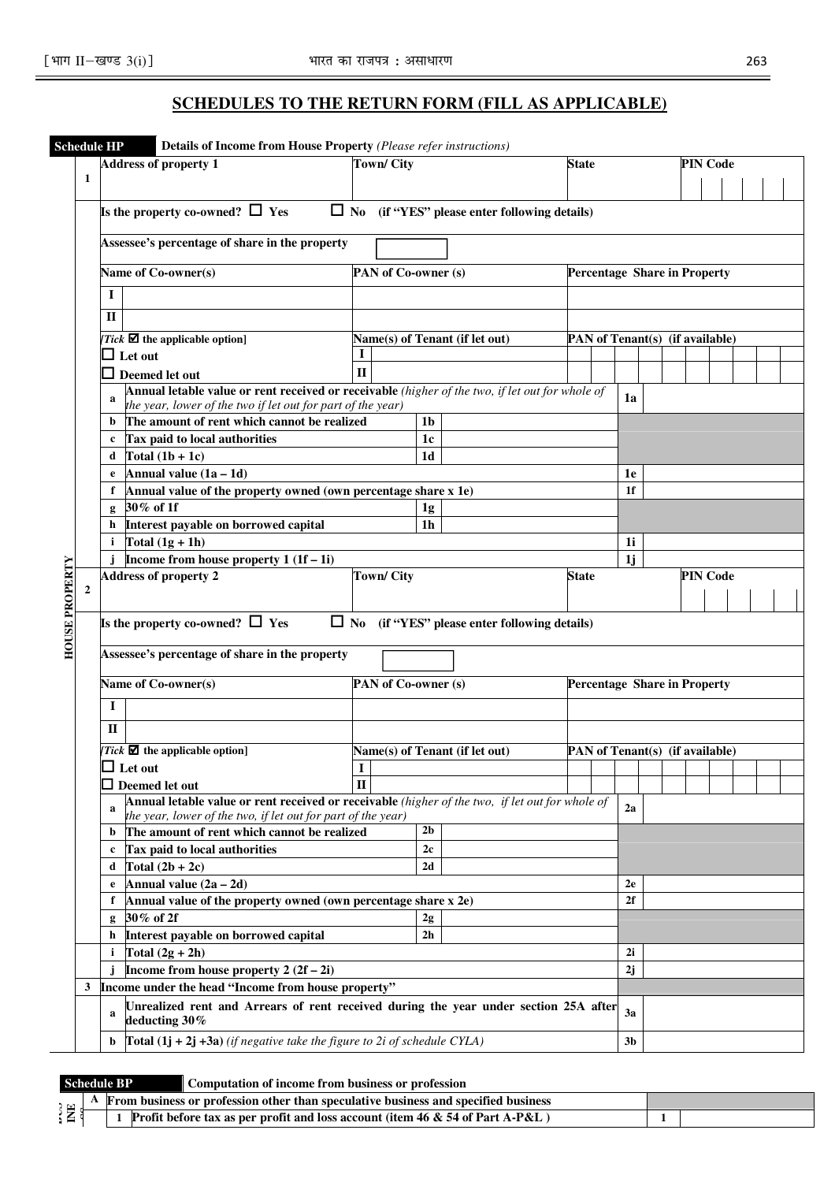## SCHEDULES TO THE RETURN FORM (FILL AS APPLICABLE)

**Schedule HP** — **Details of Income from House Property** *(Please refer instructions)*

| HOUSE PROPERTY | | | | | |
|---|---|---|---|---|---|
| 1 | **Address of property 1** | **Town/ City** | **State** | **PIN Code** | |
| | **Is the property co-owned?** ☐ **Yes** ☐ **No (if "YES" please enter following details)** | | | | |
| | **Assessee's percentage of share in the property** | | | | |
| | **Name of Co-owner(s)** | **PAN of Co-owner (s)** | **Percentage Share in Property** | | |
| | I | | | | |
| | II | | | | |
| | *[Tick* ☑ **the applicable option]** | **Name(s) of Tenant (if let out)** | **PAN of Tenant(s) (if available)** | | |
| | ☐ **Let out** | I | | | |
| | ☐ **Deemed let out** | II | | | |
| | a **Annual letable value or rent received or receivable** *(higher of the two, if let out for whole of the year, lower of the two if let out for part of the year)* | | | 1a | |
| | b **The amount of rent which cannot be realized** | 1b | | | |
| | c **Tax paid to local authorities** | 1c | | | |
| | d **Total (1b + 1c)** | 1d | | | |
| | e **Annual value (1a – 1d)** | | | 1e | |
| | f **Annual value of the property owned (own percentage share x 1e)** | | | 1f | |
| | g **30% of 1f** | 1g | | | |
| | h **Interest payable on borrowed capital** | 1h | | | |
| | i **Total (1g + 1h)** | | | 1i | |
| | j **Income from house property 1 (1f – 1i)** | | | 1j | |
| 2 | **Address of property 2** | **Town/ City** | **State** | **PIN Code** | |
| | **Is the property co-owned?** ☐ **Yes** ☐ **No (if "YES" please enter following details)** | | | | |
| | **Assessee's percentage of share in the property** | | | | |
| | **Name of Co-owner(s)** | **PAN of Co-owner (s)** | **Percentage Share in Property** | | |
| | I | | | | |
| | II | | | | |
| | *[Tick* ☑ **the applicable option]** | **Name(s) of Tenant (if let out)** | **PAN of Tenant(s) (if available)** | | |
| | ☐ **Let out** | I | | | |
| | ☐ **Deemed let out** | II | | | |
| | a **Annual letable value or rent received or receivable** *(higher of the two, if let out for whole of the year, lower of the two, if let out for part of the year)* | | | 2a | |
| | b **The amount of rent which cannot be realized** | 2b | | | |
| | c **Tax paid to local authorities** | 2c | | | |
| | d **Total (2b + 2c)** | 2d | | | |
| | e **Annual value (2a – 2d)** | | | 2e | |
| | f **Annual value of the property owned (own percentage share x 2e)** | | | 2f | |
| | g **30% of 2f** | 2g | | | |
| | h **Interest payable on borrowed capital** | 2h | | | |
| | i **Total (2g + 2h)** | | | 2i | |
| | j **Income from house property 2 (2f – 2i)** | | | 2j | |
| 3 | **Income under the head "Income from house property"** | | | | |
| | a **Unrealized rent and Arrears of rent received during the year under section 25A after deducting 30%** | | | 3a | |
| | b **Total (1j + 2j +3a)** *(if negative take the figure to 2i of schedule CYLA)* | | | 3b | |

**Schedule BP** — **Computation of income from business or profession**

| | | | |
|---|---|---|---|
| A | **From business or profession other than speculative business and specified business** | | |
| | 1 **Profit before tax as per profit and loss account (item 46 & 54 of Part A-P&L )** | 1 | |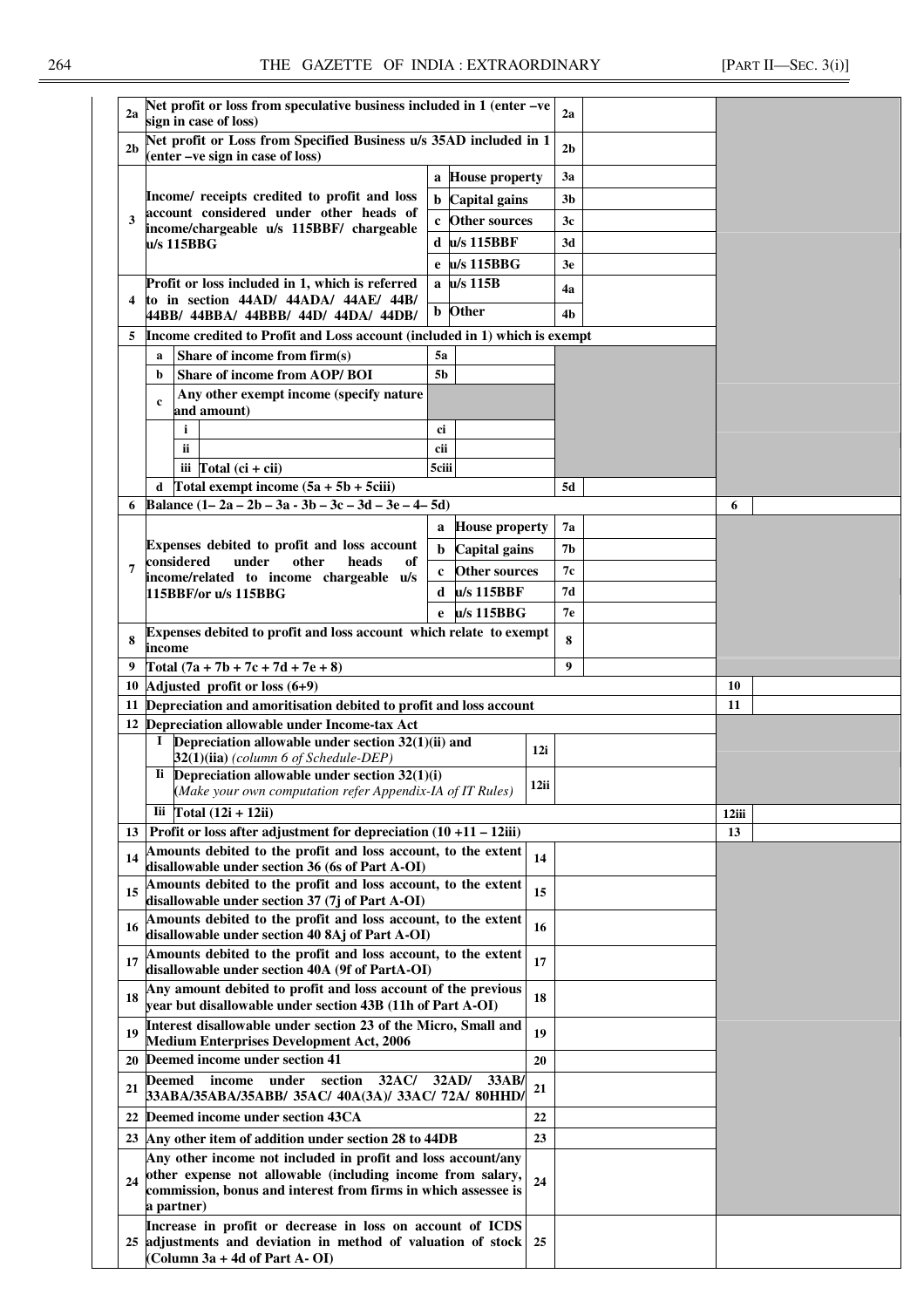| | | | | | | | |
|---|---|---|---|---|---|---|---|
| **2a** | **Net profit or loss from speculative business included in 1 (enter –ve sign in case of loss)** | | | **2a** | | | |
| **2b** | **Net profit or Loss from Specified Business u/s 35AD included in 1 (enter –ve sign in case of loss)** | | | **2b** | | | |
| **3** | **Income/ receipts credited to profit and loss account considered under other heads of income/chargeable u/s 115BBF/ chargeable u/s 115BBG** | **a** | **House property** | **3a** | | | |
| | | **b** | **Capital gains** | **3b** | | | |
| | | **c** | **Other sources** | **3c** | | | |
| | | **d** | **u/s 115BBF** | **3d** | | | |
| | | **e** | **u/s 115BBG** | **3e** | | | |
| **4** | **Profit or loss included in 1, which is referred to in section 44AD/ 44ADA/ 44AE/ 44B/ 44BB/ 44BBA/ 44BBB/ 44D/ 44DA/ 44DB/** | **a** | **u/s 115B** | **4a** | | | |
| | | **b** | **Other** | **4b** | | | |
| **5** | **Income credited to Profit and Loss account (included in 1) which is exempt** | | | | | | |
| | **a** Share of income from firm(s) | **5a** | | | | | |
| | **b** Share of income from AOP/ BOI | **5b** | | | | | |
| | **c** Any other exempt income (specify nature and amount) | | | | | | |
| | i | **ci** | | | | | |
| | ii | **cii** | | | | | |
| | iii Total (ci + cii) | **5ciii** | | | | | |
| | **d** Total exempt income (5a + 5b + 5ciii) | | | **5d** | | | |
| **6** | **Balance (1– 2a – 2b – 3a - 3b – 3c – 3d – 3e – 4– 5d)** | | | | | **6** | |
| **7** | **Expenses debited to profit and loss account considered under other heads of income/related to income chargeable u/s 115BBF/or u/s 115BBG** | **a** | **House property** | **7a** | | | |
| | | **b** | **Capital gains** | **7b** | | | |
| | | **c** | **Other sources** | **7c** | | | |
| | | **d** | **u/s 115BBF** | **7d** | | | |
| | | **e** | **u/s 115BBG** | **7e** | | | |
| **8** | **Expenses debited to profit and loss account which relate to exempt income** | | | **8** | | | |
| **9** | **Total (7a + 7b + 7c + 7d + 7e + 8)** | | | **9** | | | |
| **10** | **Adjusted profit or loss (6+9)** | | | | | **10** | |
| **11** | **Depreciation and amoritisation debited to profit and loss account** | | | | | **11** | |
| **12** | **Depreciation allowable under Income-tax Act** | | | | | | |
| | **I** Depreciation allowable under section 32(1)(ii) and 32(1)(iia) *(column 6 of Schedule-DEP)* | | **12i** | | | | |
| | **Ii** Depreciation allowable under section 32(1)(i) *(Make your own computation refer Appendix-IA of IT Rules)* | | **12ii** | | | | |
| | **Iii** Total (12i + 12ii) | | | | | **12iii** | |
| **13** | **Profit or loss after adjustment for depreciation (10 +11 – 12iii)** | | | | | **13** | |
| **14** | **Amounts debited to the profit and loss account, to the extent disallowable under section 36 (6s of Part A-OI)** | | **14** | | | | |
| **15** | **Amounts debited to the profit and loss account, to the extent disallowable under section 37 (7j of Part A-OI)** | | **15** | | | | |
| **16** | **Amounts debited to the profit and loss account, to the extent disallowable under section 40 8Aj of Part A-OI)** | | **16** | | | | |
| **17** | **Amounts debited to the profit and loss account, to the extent disallowable under section 40A (9f of PartA-OI)** | | **17** | | | | |
| **18** | **Any amount debited to profit and loss account of the previous year but disallowable under section 43B (11h of Part A-OI)** | | **18** | | | | |
| **19** | **Interest disallowable under section 23 of the Micro, Small and Medium Enterprises Development Act, 2006** | | **19** | | | | |
| **20** | **Deemed income under section 41** | | **20** | | | | |
| **21** | **Deemed income under section 32AC/ 32AD/ 33AB/ 33ABA/35ABA/35ABB/ 35AC/ 40A(3A)/ 33AC/ 72A/ 80HHD/** | | **21** | | | | |
| **22** | **Deemed income under section 43CA** | | **22** | | | | |
| **23** | **Any other item of addition under section 28 to 44DB** | | **23** | | | | |
| **24** | **Any other income not included in profit and loss account/any other expense not allowable (including income from salary, commission, bonus and interest from firms in which assessee is a partner)** | | **24** | | | | |
| **25** | **Increase in profit or decrease in loss on account of ICDS adjustments and deviation in method of valuation of stock (Column 3a + 4d of Part A- OI)** | | **25** | | | | |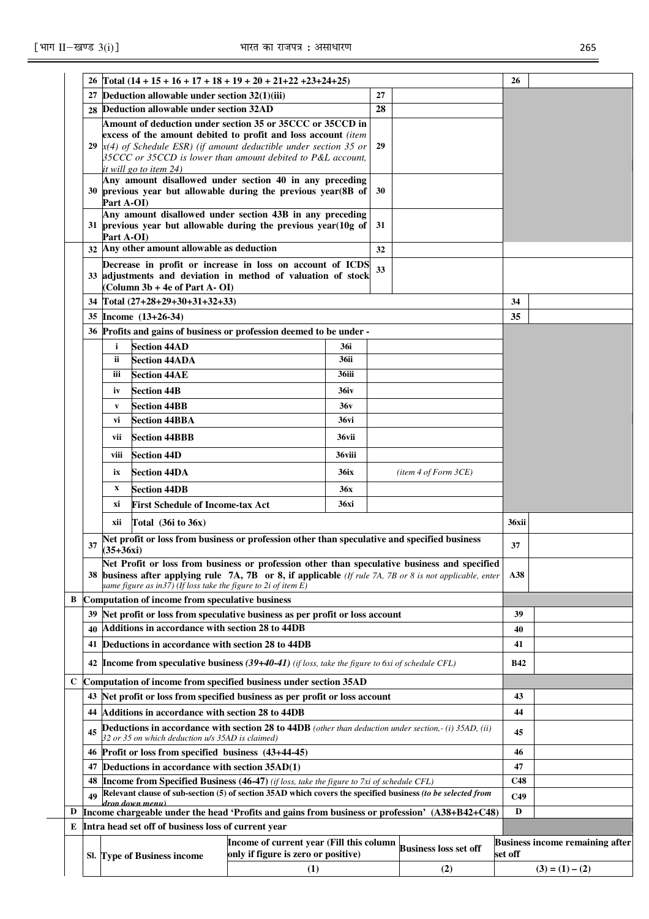| | | | | | | |
|---|---|---|---|---|---|---|
| | 26 | Total (14 + 15 + 16 + 17 + 18 + 19 + 20 + 21+22 +23+24+25) | | | 26 | |
| | 27 | Deduction allowable under section 32(1)(iii) | 27 | | | |
| | 28 | Deduction allowable under section 32AD | 28 | | | |
| | 29 | Amount of deduction under section 35 or 35CCC or 35CCD in excess of the amount debited to profit and loss account *(item x(4) of Schedule ESR) (if amount deductible under section 35 or 35CCC or 35CCD is lower than amount debited to P&L account, it will go to item 24)* | 29 | | | |
| | 30 | Any amount disallowed under section 40 in any preceding previous year but allowable during the previous year(8B of Part A-OI) | 30 | | | |
| | 31 | Any amount disallowed under section 43B in any preceding previous year but allowable during the previous year(10g of Part A-OI) | 31 | | | |
| | 32 | Any other amount allowable as deduction | 32 | | | |
| | 33 | Decrease in profit or increase in loss on account of ICDS adjustments and deviation in method of valuation of stock (Column 3b + 4e of Part A- OI) | 33 | | | |
| | 34 | Total (27+28+29+30+31+32+33) | | | 34 | |
| | 35 | Income (13+26-34) | | | 35 | |
| | 36 | Profits and gains of business or profession deemed to be under - | | | | |
| | | i Section 44AD | 36i | | | |
| | | ii Section 44ADA | 36ii | | | |
| | | iii Section 44AE | 36iii | | | |
| | | iv Section 44B | 36iv | | | |
| | | v Section 44BB | 36v | | | |
| | | vi Section 44BBA | 36vi | | | |
| | | vii Section 44BBB | 36vii | | | |
| | | viii Section 44D | 36viii | | | |
| | | ix Section 44DA | 36ix | *(item 4 of Form 3CE)* | | |
| | | x Section 44DB | 36x | | | |
| | | xi First Schedule of Income-tax Act | 36xi | | | |
| | | xii Total (36i to 36x) | | | 36xii | |
| | 37 | Net profit or loss from business or profession other than speculative and specified business (35+36xi) | | | 37 | |
| | 38 | Net Profit or loss from business or profession other than speculative business and specified business after applying rule 7A, 7B or 8, if applicable *(If rule 7A, 7B or 8 is not applicable, enter same figure as in37) (If loss take the figure to 2i of item E)* | | | A38 | |
| B | | Computation of income from speculative business | | | | |
| | 39 | Net profit or loss from speculative business as per profit or loss account | | | 39 | |
| | 40 | Additions in accordance with section 28 to 44DB | | | 40 | |
| | 41 | Deductions in accordance with section 28 to 44DB | | | 41 | |
| | 42 | Income from speculative business *(39+40-41) (if loss, take the figure to 6xi of schedule CFL)* | | | B42 | |
| C | | Computation of income from specified business under section 35AD | | | | |
| | 43 | Net profit or loss from specified business as per profit or loss account | | | 43 | |
| | 44 | Additions in accordance with section 28 to 44DB | | | 44 | |
| | 45 | Deductions in accordance with section 28 to 44DB *(other than deduction under section,- (i) 35AD, (ii) 32 or 35 on which deduction u/s 35AD is claimed)* | | | 45 | |
| | 46 | Profit or loss from specified business (43+44-45) | | | 46 | |
| | 47 | Deductions in accordance with section 35AD(1) | | | 47 | |
| | 48 | Income from Specified Business (46-47) *(if loss, take the figure to 7xi of schedule CFL)* | | | C48 | |
| | 49 | Relevant clause of sub-section (5) of section 35AD which covers the specified business *(to be selected from drop down menu)* | | | C49 | |
| D | | Income chargeable under the head 'Profits and gains from business or profession' (A38+B42+C48) | | | D | |
| E | | Intra head set off of business loss of current year | | | | |

| Sl. | Type of Business income | Income of current year (Fill this column only if figure is zero or positive) | Business loss set off | Business income remaining after set off |
|---|---|---|---|---|
| | | (1) | (2) | (3) = (1) – (2) |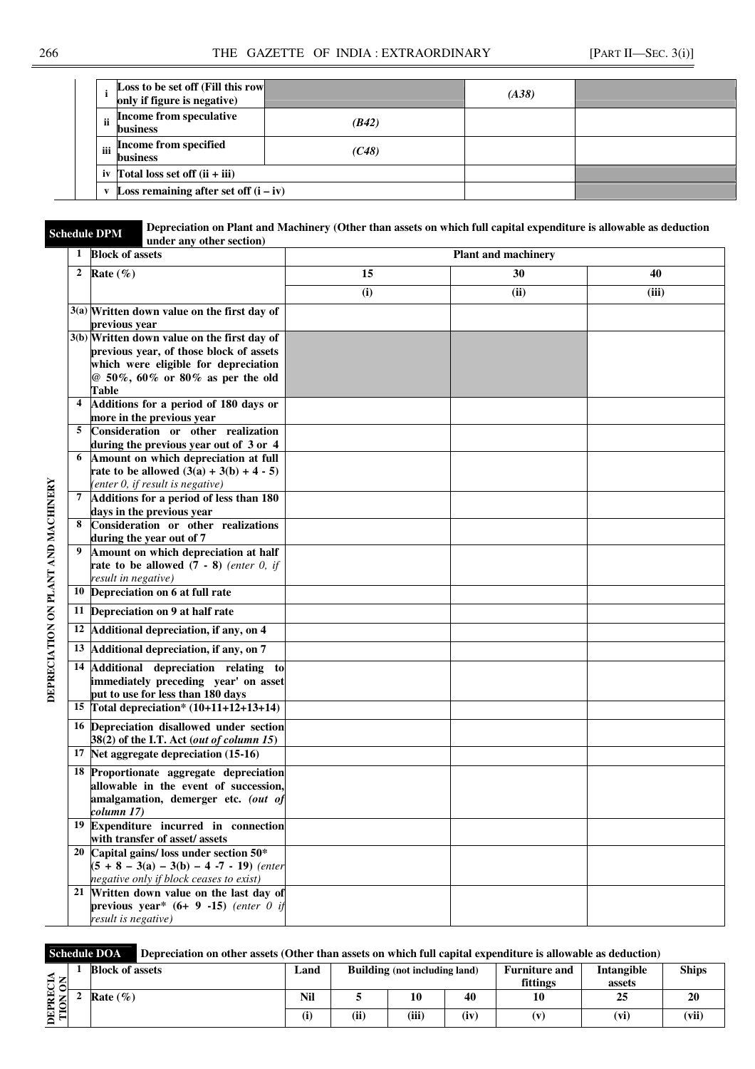| | | | | |
|---|---|---|---|---|
| i | Loss to be set off (Fill this row only if figure is negative) | | *(A38)* | |
| ii | Income from speculative business | *(B42)* | | |
| iii | Income from specified business | *(C48)* | | |
| iv | Total loss set off (ii + iii) | | | |
| v | Loss remaining after set off (i – iv) | | | |

**Schedule DPM** **Depreciation on Plant and Machinery (Other than assets on which full capital expenditure is allowable as deduction under any other section)**

**DEPRECIATION ON PLANT AND MACHINERY**

| | | | | |
|---|---|---|---|---|
| 1 | Block of assets | Plant and machinery | | |
| 2 | Rate (%) | 15 | 30 | 40 |
| | | (i) | (ii) | (iii) |
| 3(a) | Written down value on the first day of previous year | | | |
| 3(b) | Written down value on the first day of previous year, of those block of assets which were eligible for depreciation @ 50%, 60% or 80% as per the old Table | | | |
| 4 | Additions for a period of 180 days or more in the previous year | | | |
| 5 | Consideration or other realization during the previous year out of 3 or 4 | | | |
| 6 | Amount on which depreciation at full rate to be allowed (3(a) + 3(b) + 4 - 5) *(enter 0, if result is negative)* | | | |
| 7 | Additions for a period of less than 180 days in the previous year | | | |
| 8 | Consideration or other realizations during the year out of 7 | | | |
| 9 | Amount on which depreciation at half rate to be allowed (7 - 8) *(enter 0, if result in negative)* | | | |
| 10 | Depreciation on 6 at full rate | | | |
| 11 | Depreciation on 9 at half rate | | | |
| 12 | Additional depreciation, if any, on 4 | | | |
| 13 | Additional depreciation, if any, on 7 | | | |
| 14 | Additional depreciation relating to immediately preceding year' on asset put to use for less than 180 days | | | |
| 15 | Total depreciation* (10+11+12+13+14) | | | |
| 16 | Depreciation disallowed under section 38(2) of the I.T. Act (*out of column 15*) | | | |
| 17 | Net aggregate depreciation (15-16) | | | |
| 18 | Proportionate aggregate depreciation allowable in the event of succession, amalgamation, demerger etc. *(out of column 17)* | | | |
| 19 | Expenditure incurred in connection with transfer of asset/ assets | | | |
| 20 | Capital gains/ loss under section 50* (5 + 8 – 3(a) – 3(b) – 4 -7 - 19) *(enter negative only if block ceases to exist)* | | | |
| 21 | Written down value on the last day of previous year* (6+ 9 -15) *(enter 0 if result is negative)* | | | |

**Schedule DOA** **Depreciation on other assets (Other than assets on which full capital expenditure is allowable as deduction)**

**DEPRECIATION**

| | | | | | | | | |
|---|---|---|---|---|---|---|---|---|
| 1 | Block of assets | Land | Building (not including land) | | | Furniture and fittings | Intangible assets | Ships |
| 2 | Rate (%) | Nil | 5 | 10 | 40 | 10 | 25 | 20 |
| | | (i) | (ii) | (iii) | (iv) | (v) | (vi) | (vii) |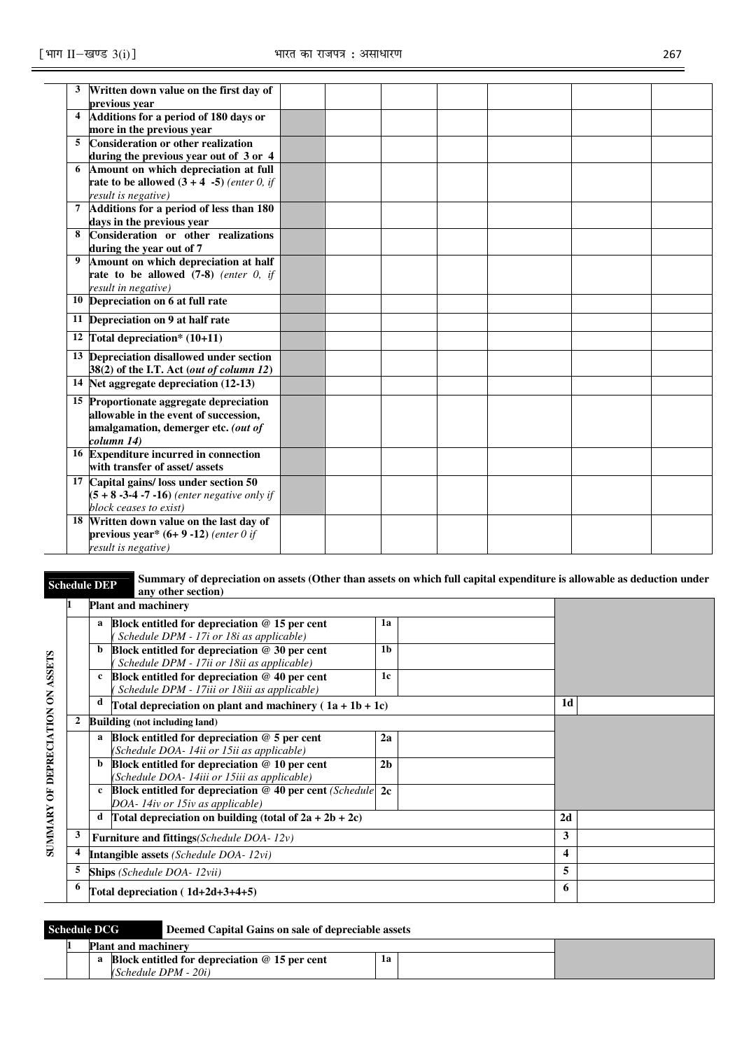| | | | | | | | |
|---|---|---|---|---|---|---|---|
| **3** | **Written down value on the first day of previous year** | | | | | | |
| **4** | **Additions for a period of 180 days or more in the previous year** | | | | | | |
| **5** | **Consideration or other realization during the previous year out of 3 or 4** | | | | | | |
| **6** | **Amount on which depreciation at full rate to be allowed (3 + 4 -5)** *(enter 0, if result is negative)* | | | | | | |
| **7** | **Additions for a period of less than 180 days in the previous year** | | | | | | |
| **8** | **Consideration or other realizations during the year out of 7** | | | | | | |
| **9** | **Amount on which depreciation at half rate to be allowed (7-8)** *(enter 0, if result in negative)* | | | | | | |
| **10** | **Depreciation on 6 at full rate** | | | | | | |
| **11** | **Depreciation on 9 at half rate** | | | | | | |
| **12** | **Total depreciation* (10+11)** | | | | | | |
| **13** | **Depreciation disallowed under section 38(2) of the I.T. Act** *(out of column 12)* | | | | | | |
| **14** | **Net aggregate depreciation (12-13)** | | | | | | |
| **15** | **Proportionate aggregate depreciation allowable in the event of succession, amalgamation, demerger etc.** *(out of column 14)* | | | | | | |
| **16** | **Expenditure incurred in connection with transfer of asset/ assets** | | | | | | |
| **17** | **Capital gains/ loss under section 50 (5 + 8 -3-4 -7 -16)** *(enter negative only if block ceases to exist)* | | | | | | |
| **18** | **Written down value on the last day of previous year* (6+ 9 -12)** *(enter 0 if result is negative)* | | | | | | |

**Schedule DEP** — **Summary of depreciation on assets (Other than assets on which full capital expenditure is allowable as deduction under any other section)**

SUMMARY OF DEPRECIATION ON ASSETS

| | | | | | |
|---|---|---|---|---|---|
| **1** | **Plant and machinery** | | | | |
| | a | **Block entitled for depreciation @ 15 per cent** *( Schedule DPM - 17i or 18i as applicable)* | **1a** | | |
| | b | **Block entitled for depreciation @ 30 per cent** *( Schedule DPM - 17ii or 18ii as applicable)* | **1b** | | |
| | c | **Block entitled for depreciation @ 40 per cent** *( Schedule DPM - 17iii or 18iii as applicable)* | **1c** | | |
| | d | **Total depreciation on plant and machinery ( 1a + 1b + 1c)** | | **1d** | |
| **2** | **Building (not including land)** | | | | |
| | a | **Block entitled for depreciation @ 5 per cent** *(Schedule DOA- 14ii or 15ii as applicable)* | **2a** | | |
| | b | **Block entitled for depreciation @ 10 per cent** *(Schedule DOA- 14iii or 15iii as applicable)* | **2b** | | |
| | c | **Block entitled for depreciation @ 40 per cent** *(Schedule DOA- 14iv or 15iv as applicable)* | **2c** | | |
| | d | **Total depreciation on building (total of 2a + 2b + 2c)** | | **2d** | |
| **3** | **Furniture and fittings***(Schedule DOA- 12v)* | | | **3** | |
| **4** | **Intangible assets** *(Schedule DOA- 12vi)* | | | **4** | |
| **5** | **Ships** *(Schedule DOA- 12vii)* | | | **5** | |
| **6** | **Total depreciation ( 1d+2d+3+4+5)** | | | **6** | |

**Schedule DCG** — **Deemed Capital Gains on sale of depreciable assets**

| | | | | | |
|---|---|---|---|---|---|
| **1** | **Plant and machinery** | | | | |
| | a | **Block entitled for depreciation @ 15 per cent** *(Schedule DPM - 20i)* | **1a** | | |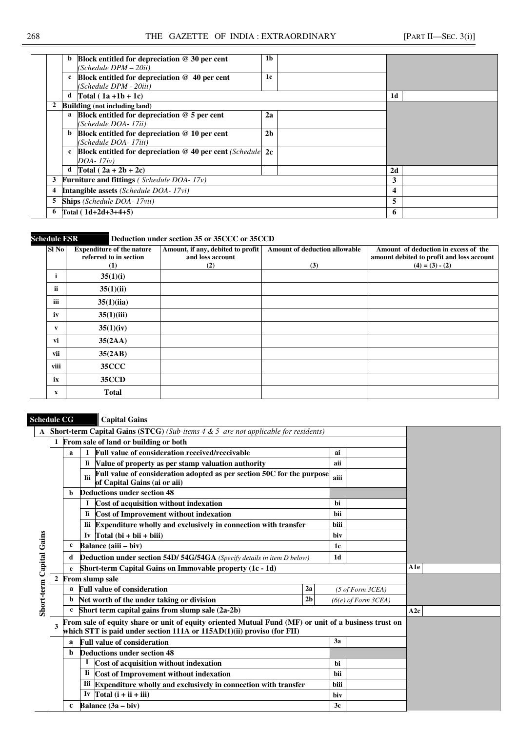| | | | | |
|---|---|---|---|---|
| | **b** | **Block entitled for depreciation @ 30 per cent** *(Schedule DPM – 20ii)* | **1b** | | | |
| | **c** | **Block entitled for depreciation @ 40 per cent** *(Schedule DPM - 20iii)* | **1c** | | | |
| | **d** | **Total ( 1a +1b + 1c)** | | | **1d** | |
| **2** | | **Building (not including land)** | | | | |
| | **a** | **Block entitled for depreciation @ 5 per cent** *(Schedule DOA- 17ii)* | **2a** | | | |
| | **b** | **Block entitled for depreciation @ 10 per cent** *(Schedule DOA- 17iii)* | **2b** | | | |
| | **c** | **Block entitled for depreciation @ 40 per cent** *(Schedule DOA- 17iv)* | **2c** | | | |
| | **d** | **Total ( 2a + 2b + 2c)** | | | **2d** | |
| **3** | | **Furniture and fittings** *( Schedule DOA- 17v)* | | | **3** | |
| **4** | | **Intangible assets** *(Schedule DOA- 17vi)* | | | **4** | |
| **5** | | **Ships** *(Schedule DOA- 17vii)* | | | **5** | |
| **6** | | **Total ( 1d+2d+3+4+5)** | | | **6** | |

**Schedule ESR** **Deduction under section 35 or 35CCC or 35CCD**

| Sl No | Expenditure of the nature referred to in section (1) | Amount, if any, debited to profit and loss account (2) | Amount of deduction allowable (3) | Amount of deduction in excess of the amount debited to profit and loss account (4) = (3) - (2) |
|---|---|---|---|---|
| i | 35(1)(i) | | | |
| ii | 35(1)(ii) | | | |
| iii | 35(1)(iia) | | | |
| iv | 35(1)(iii) | | | |
| v | 35(1)(iv) | | | |
| vi | 35(2AA) | | | |
| vii | 35(2AB) | | | |
| viii | 35CCC | | | |
| ix | 35CCD | | | |
| x | Total | | | |

**Schedule CG** **Capital Gains**

*Short-term Capital Gains*

| | | | | | | | |
|---|---|---|---|---|---|---|---|
| **A** | | | **Short-term Capital Gains (STCG)** *(Sub-items 4 & 5 are not applicable for residents)* | | | | |
| | **1** | | **From sale of land or building or both** | | | | |
| | | **a** | **I** Full value of consideration received/receivable | | ai | | |
| | | | **Ii** Value of property as per stamp valuation authority | | aii | | |
| | | | **Iii** Full value of consideration adopted as per section 50C for the purpose of Capital Gains (ai or aii) | | aiii | | |
| | | **b** | **Deductions under section 48** | | | | |
| | | | **I** Cost of acquisition without indexation | | bi | | |
| | | | **Ii** Cost of Improvement without indexation | | bii | | |
| | | | **Iii** Expenditure wholly and exclusively in connection with transfer | | biii | | |
| | | | **Iv** Total (bi + bii + biii) | | biv | | |
| | | **c** | **Balance (aiii – biv)** | | 1c | | |
| | | **d** | **Deduction under section 54D/ 54G/54GA** *(Specify details in item D below)* | | 1d | | |
| | | **e** | **Short-term Capital Gains on Immovable property (1c - 1d)** | | | **A1e** | |
| | **2** | | **From slump sale** | | | | |
| | | **a** | **Full value of consideration** | 2a | *(5 of Form 3CEA)* | | |
| | | **b** | **Net worth of the under taking or division** | 2b | *(6(e) of Form 3CEA)* | | |
| | | **c** | **Short term capital gains from slump sale (2a-2b)** | | | **A2c** | |
| | **3** | | **From sale of equity share or unit of equity oriented Mutual Fund (MF) or unit of a business trust on which STT is paid under section 111A or 115AD(1)(ii) proviso (for FII)** | | | | |
| | | **a** | **Full value of consideration** | | 3a | | |
| | | **b** | **Deductions under section 48** | | | | |
| | | | **I** Cost of acquisition without indexation | | bi | | |
| | | | **Ii** Cost of Improvement without indexation | | bii | | |
| | | | **Iii** Expenditure wholly and exclusively in connection with transfer | | biii | | |
| | | | **Iv** Total (i + ii + iii) | | biv | | |
| | | **c** | **Balance (3a – biv)** | | 3c | | |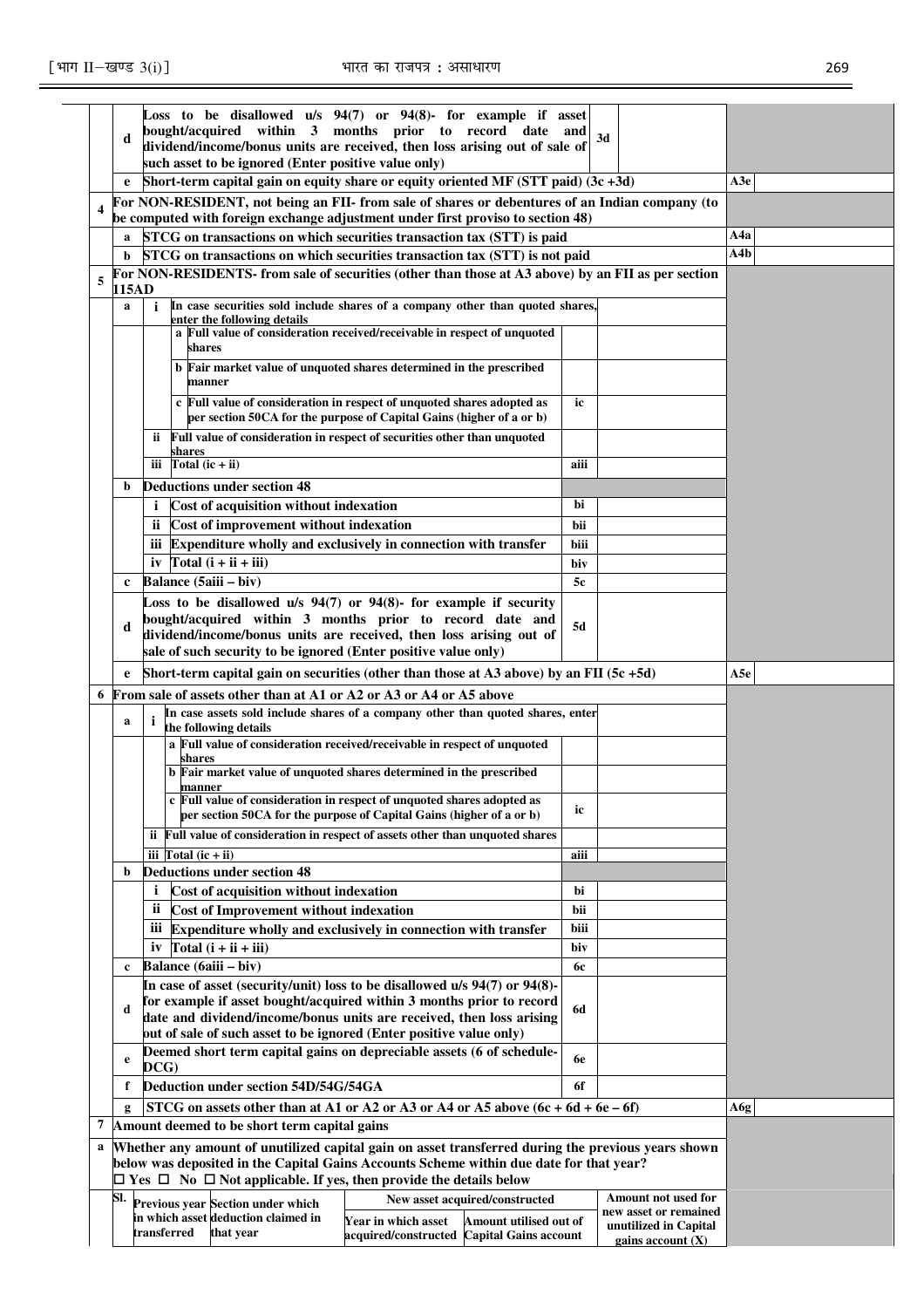| | | | | | | |
|---|---|---|---|---|---|---|
| | d | Loss to be disallowed u/s 94(7) or 94(8)- for example if asset bought/acquired within 3 months prior to record date and dividend/income/bonus units are received, then loss arising out of sale of such asset to be ignored (Enter positive value only) | 3d | | | |
| | e | Short-term capital gain on equity share or equity oriented MF (STT paid) (3c +3d) | | | A3e | |
| 4 | | For NON-RESIDENT, not being an FII- from sale of shares or debentures of an Indian company (to be computed with foreign exchange adjustment under first proviso to section 48) | | | | |
| | a | STCG on transactions on which securities transaction tax (STT) is paid | | | A4a | |
| | b | STCG on transactions on which securities transaction tax (STT) is not paid | | | A4b | |
| 5 | | For NON-RESIDENTS- from sale of securities (other than those at A3 above) by an FII as per section 115AD | | | | |
| | a | i In case securities sold include shares of a company other than quoted shares, enter the following details | | | | |
| | | a Full value of consideration received/receivable in respect of unquoted shares | | | | |
| | | b Fair market value of unquoted shares determined in the prescribed manner | | | | |
| | | c Full value of consideration in respect of unquoted shares adopted as per section 50CA for the purpose of Capital Gains (higher of a or b) | ic | | | |
| | | ii Full value of consideration in respect of securities other than unquoted shares | | | | |
| | | iii Total (ic + ii) | aiii | | | |
| | b | Deductions under section 48 | | | | |
| | | i Cost of acquisition without indexation | bi | | | |
| | | ii Cost of improvement without indexation | bii | | | |
| | | iii Expenditure wholly and exclusively in connection with transfer | biii | | | |
| | | iv Total (i + ii + iii) | biv | | | |
| | c | Balance (5aiii – biv) | 5c | | | |
| | d | Loss to be disallowed u/s 94(7) or 94(8)- for example if security bought/acquired within 3 months prior to record date and dividend/income/bonus units are received, then loss arising out of sale of such security to be ignored (Enter positive value only) | 5d | | | |
| | e | Short-term capital gain on securities (other than those at A3 above) by an FII (5c +5d) | | | A5e | |
| 6 | | From sale of assets other than at A1 or A2 or A3 or A4 or A5 above | | | | |
| | a | i In case assets sold include shares of a company other than quoted shares, enter the following details | | | | |
| | | a Full value of consideration received/receivable in respect of unquoted shares | | | | |
| | | b Fair market value of unquoted shares determined in the prescribed manner | | | | |
| | | c Full value of consideration in respect of unquoted shares adopted as per section 50CA for the purpose of Capital Gains (higher of a or b) | ic | | | |
| | | ii Full value of consideration in respect of assets other than unquoted shares | | | | |
| | | iii Total (ic + ii) | aiii | | | |
| | b | Deductions under section 48 | | | | |
| | | i Cost of acquisition without indexation | bi | | | |
| | | ii Cost of Improvement without indexation | bii | | | |
| | | iii Expenditure wholly and exclusively in connection with transfer | biii | | | |
| | | iv Total (i + ii + iii) | biv | | | |
| | c | Balance (6aiii – biv) | 6c | | | |
| | d | In case of asset (security/unit) loss to be disallowed u/s 94(7) or 94(8)- for example if asset bought/acquired within 3 months prior to record date and dividend/income/bonus units are received, then loss arising out of sale of such asset to be ignored (Enter positive value only) | 6d | | | |
| | e | Deemed short term capital gains on depreciable assets (6 of schedule-DCG) | 6e | | | |
| | f | Deduction under section 54D/54G/54GA | 6f | | | |
| | g | STCG on assets other than at A1 or A2 or A3 or A4 or A5 above (6c + 6d + 6e – 6f) | | | A6g | |
| 7 | | Amount deemed to be short term capital gains | | | | |
| a | | Whether any amount of unutilized capital gain on asset transferred during the previous years shown below was deposited in the Capital Gains Accounts Scheme within due date for that year? ☐ Yes ☐ No ☐ Not applicable. If yes, then provide the details below | | | | |

| Sl. | Previous year in which asset transferred | Section under which deduction claimed in that year | New asset acquired/constructed | | Amount not used for new asset or remained unutilized in Capital gains account (X) |
|---|---|---|---|---|---|
| | | | Year in which asset acquired/constructed | Amount utilised out of Capital Gains account | |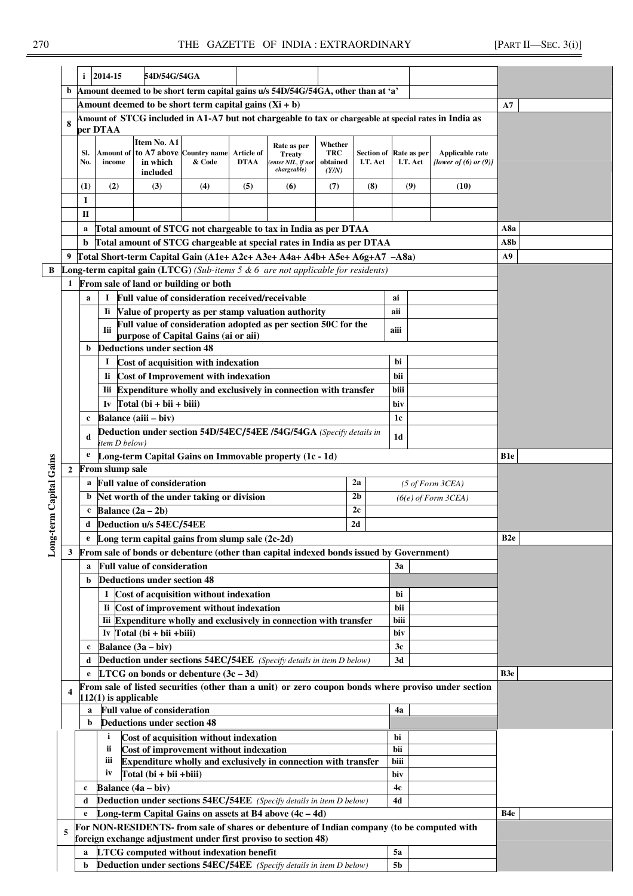| | | | | | |
|---|---|---|---|---|---|
| | i | 2014-15 | 54D/54G/54GA | | |
| b | Amount deemed to be short term capital gains u/s 54D/54G/54GA, other than at 'a' | | | | |
| | Amount deemed to be short term capital gains (Xi + b) | | | A7 | |
| 8 | Amount of STCG included in A1-A7 but not chargeable to tax or chargeable at special rates in India as per DTAA | | | | |

| Sl. No. | Amount of income | Item No. A1 to A7 above in which included | Country name & Code | Article of DTAA | Rate as per Treaty *(enter NIL, if not chargeable)* | Whether TRC obtained *(Y/N)* | Section of I.T. Act | Rate as per I.T. Act | Applicable rate *[lower of (6) or (9)]* |
|---|---|---|---|---|---|---|---|---|---|
| (1) | (2) | (3) | (4) | (5) | (6) | (7) | (8) | (9) | (10) |
| I | | | | | | | | | |
| II | | | | | | | | | |

| | | | |
|---|---|---|---|
| a | Total amount of STCG not chargeable to tax in India as per DTAA | A8a | |
| b | Total amount of STCG chargeable at special rates in India as per DTAA | A8b | |
| 9 | Total Short-term Capital Gain (A1e+ A2c+ A3e+ A4a+ A4b+ A5e+ A6g+A7 –A8a) | A9 | |

**B Long-term capital gain (LTCG)** *(Sub-items 5 & 6 are not applicable for residents)*

**Long-term Capital Gains**

| | | | | | | |
|---|---|---|---|---|---|---|
| 1 | From sale of land or building or both | | | | | |
| a | I | Full value of consideration received/receivable | ai | | | |
| | Ii | Value of property as per stamp valuation authority | aii | | | |
| | Iii | Full value of consideration adopted as per section 50C for the purpose of Capital Gains (ai or aii) | aiii | | | |
| b | | Deductions under section 48 | | | | |
| | I | Cost of acquisition with indexation | bi | | | |
| | Ii | Cost of Improvement with indexation | bii | | | |
| | Iii | Expenditure wholly and exclusively in connection with transfer | biii | | | |
| | Iv | Total (bi + bii + biii) | biv | | | |
| c | | Balance (aiii – biv) | 1c | | | |
| d | | Deduction under section 54D/54EC/54EE /54G/54GA *(Specify details in item D below)* | 1d | | | |
| e | | Long-term Capital Gains on Immovable property (1c - 1d) | | | B1e | |
| 2 | From slump sale | | | | | |
| a | | Full value of consideration | 2a | *(5 of Form 3CEA)* | | |
| b | | Net worth of the under taking or division | 2b | *(6(e) of Form 3CEA)* | | |
| c | | Balance (2a – 2b) | 2c | | | |
| d | | Deduction u/s 54EC/54EE | 2d | | | |
| e | | Long term capital gains from slump sale (2c-2d) | | | B2e | |
| 3 | From sale of bonds or debenture (other than capital indexed bonds issued by Government) | | | | | |
| a | | Full value of consideration | 3a | | | |
| b | | Deductions under section 48 | | | | |
| | I | Cost of acquisition without indexation | bi | | | |
| | Ii | Cost of improvement without indexation | bii | | | |
| | Iii | Expenditure wholly and exclusively in connection with transfer | biii | | | |
| | Iv | Total (bi + bii +biii) | biv | | | |
| c | | Balance (3a – biv) | 3c | | | |
| d | | Deduction under sections 54EC/54EE *(Specify details in item D below)* | 3d | | | |
| e | | LTCG on bonds or debenture (3c – 3d) | | | B3e | |
| 4 | From sale of listed securities (other than a unit) or zero coupon bonds where proviso under section 112(1) is applicable | | | | | |
| a | | Full value of consideration | 4a | | | |
| b | | Deductions under section 48 | | | | |
| | i | Cost of acquisition without indexation | bi | | | |
| | ii | Cost of improvement without indexation | bii | | | |
| | iii | Expenditure wholly and exclusively in connection with transfer | biii | | | |
| | iv | Total (bi + bii +biii) | biv | | | |
| c | | Balance (4a – biv) | 4c | | | |
| d | | Deduction under sections 54EC/54EE *(Specify details in item D below)* | 4d | | | |
| e | | Long-term Capital Gains on assets at B4 above (4c – 4d) | | | B4e | |
| 5 | For NON-RESIDENTS- from sale of shares or debenture of Indian company (to be computed with foreign exchange adjustment under first proviso to section 48) | | | | | |
| a | | LTCG computed without indexation benefit | 5a | | | |
| b | | Deduction under sections 54EC/54EE *(Specify details in item D below)* | 5b | | | |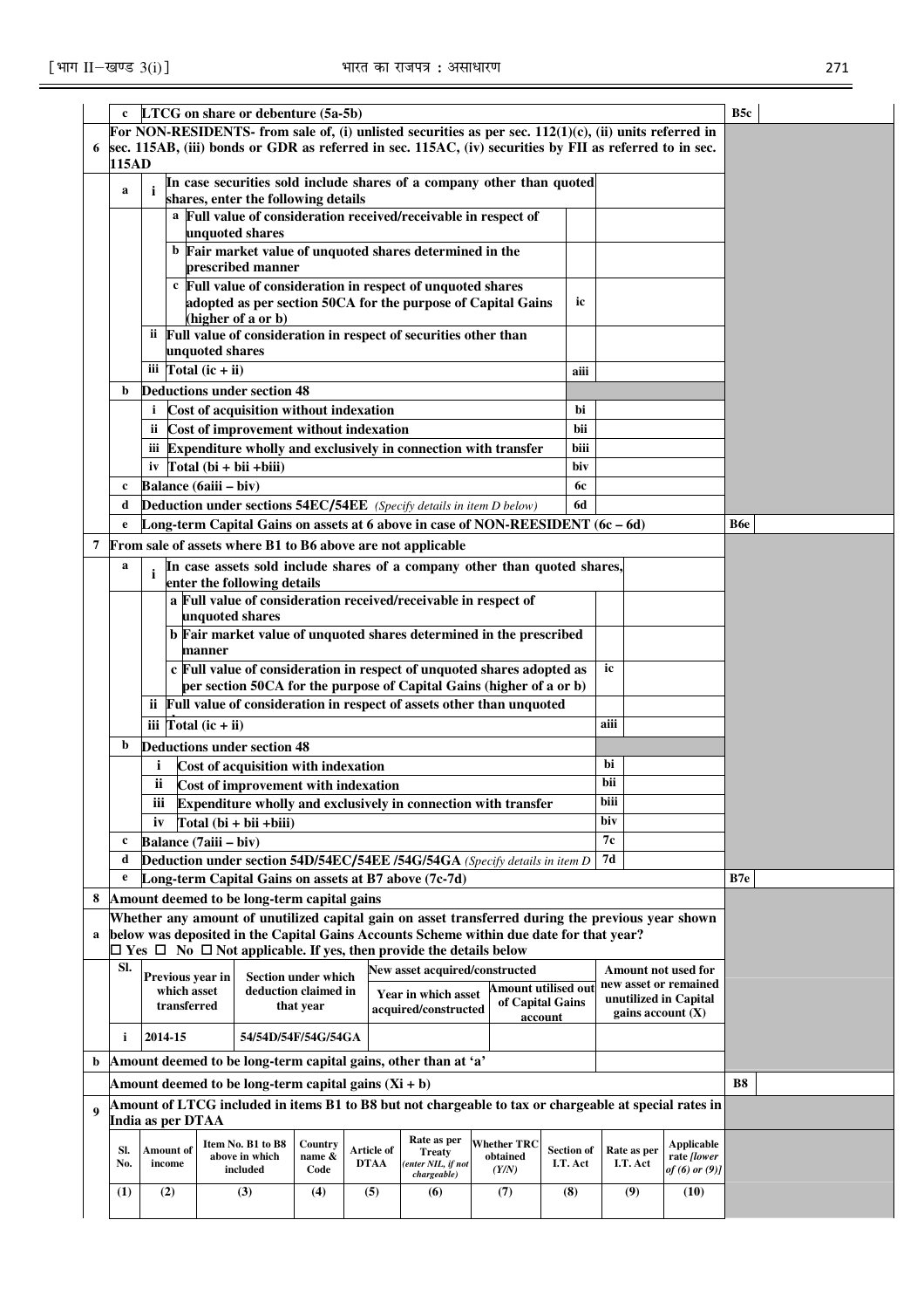| | | | | |
|---|---|---|---|---|
| **c** | **LTCG on share or debenture (5a-5b)** | | **B5c** | |
| **6** | **For NON-RESIDENTS- from sale of, (i) unlisted securities as per sec. 112(1)(c), (ii) units referred in sec. 115AB, (iii) bonds or GDR as referred in sec. 115AC, (iv) securities by FII as referred to in sec. 115AD** | | | |
| **a** | **i** In case securities sold include shares of a company other than quoted shares, enter the following details | | | |
| | **a** Full value of consideration received/receivable in respect of unquoted shares | | | |
| | **b** Fair market value of unquoted shares determined in the prescribed manner | | | |
| | **c** Full value of consideration in respect of unquoted shares adopted as per section 50CA for the purpose of Capital Gains (higher of a or b) | ic | | |
| | **ii** Full value of consideration in respect of securities other than unquoted shares | | | |
| | **iii** Total (ic + ii) | aiii | | |
| **b** | **Deductions under section 48** | | | |
| | **i** Cost of acquisition without indexation | bi | | |
| | **ii** Cost of improvement without indexation | bii | | |
| | **iii** Expenditure wholly and exclusively in connection with transfer | biii | | |
| | **iv** Total (bi + bii +biii) | biv | | |
| **c** | **Balance (6aiii – biv)** | 6c | | |
| **d** | **Deduction under sections 54EC/54EE** *(Specify details in item D below)* | 6d | | |
| **e** | **Long-term Capital Gains on assets at 6 above in case of NON-REESIDENT (6c – 6d)** | | **B6e** | |
| **7** | **From sale of assets where B1 to B6 above are not applicable** | | | |
| **a** | **i** In case assets sold include shares of a company other than quoted shares, enter the following details | | | |
| | **a** Full value of consideration received/receivable in respect of unquoted shares | | | |
| | **b** Fair market value of unquoted shares determined in the prescribed manner | | | |
| | **c** Full value of consideration in respect of unquoted shares adopted as per section 50CA for the purpose of Capital Gains (higher of a or b) | ic | | |
| | **ii** Full value of consideration in respect of assets other than unquoted | | | |
| | **iii** Total (ic + ii) | aiii | | |
| **b** | **Deductions under section 48** | | | |
| | **i** Cost of acquisition with indexation | bi | | |
| | **ii** Cost of improvement with indexation | bii | | |
| | **iii** Expenditure wholly and exclusively in connection with transfer | biii | | |
| | **iv** Total (bi + bii +biii) | biv | | |
| **c** | **Balance (7aiii – biv)** | 7c | | |
| **d** | **Deduction under section 54D/54EC/54EE /54G/54GA** *(Specify details in item D* | 7d | | |
| **e** | **Long-term Capital Gains on assets at B7 above (7c-7d)** | | **B7e** | |
| **8** | **Amount deemed to be long-term capital gains** | | | |

**a** Whether any amount of unutilized capital gain on asset transferred during the previous year shown below was deposited in the Capital Gains Accounts Scheme within due date for that year?
☐ Yes ☐ No ☐ Not applicable. If yes, then provide the details below

| Sl. | Previous year in which asset transferred | Section under which deduction claimed in that year | New asset acquired/constructed | | Amount not used for new asset or remained unutilized in Capital gains account (X) |
|---|---|---|---|---|---|
| | | | Year in which asset acquired/constructed | Amount utilised out of Capital Gains account | |
| i | 2014-15 | 54/54D/54F/54G/54GA | | | |

**b** Amount deemed to be long-term capital gains, other than at 'a'

Amount deemed to be long-term capital gains (Xi + b) — **B8**

**9** **Amount of LTCG included in items B1 to B8 but not chargeable to tax or chargeable at special rates in India as per DTAA**

| Sl. No. | Amount of income | Item No. B1 to B8 above in which included | Country name & Code | Article of DTAA | Rate as per Treaty *(enter NIL, if not chargeable)* | Whether TRC obtained *(Y/N)* | Section of I.T. Act | Rate as per I.T. Act | Applicable rate *[lower of (6) or (9)]* |
|---|---|---|---|---|---|---|---|---|---|
| (1) | (2) | (3) | (4) | (5) | (6) | (7) | (8) | (9) | (10) |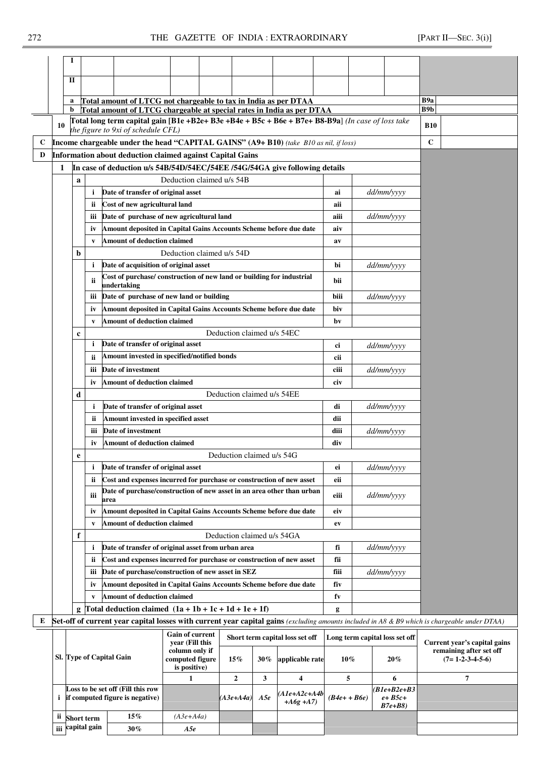| | | | | | | | | | | | |
|---|---|---|---|---|---|---|---|---|---|---|---|
| I | | | | | | | | | | | |
| II | | | | | | | | | | | |

| | | | |
|---|---|---|---|
| a | Total amount of LTCG not chargeable to tax in India as per DTAA | B9a | |
| b | Total amount of LTCG chargeable at special rates in India as per DTAA | B9b | |

| | | | |
|---|---|---|---|
| 10 | **Total long term capital gain [B1e +B2e+ B3e +B4e + B5c + B6e + B7e+ B8-B9a]** *(In case of loss take the figure to 9xi of schedule CFL)* | B10 | |

| | | | |
|---|---|---|---|
| C | **Income chargeable under the head "CAPITAL GAINS" (A9+ B10)** *(take B10 as nil, if loss)* | C | |

**D Information about deduction claimed against Capital Gains**

**1 In case of deduction u/s 54B/54D/54EC/54EE /54G/54GA give following details**

| | | | | |
|---|---|---|---|---|
| **a** | | Deduction claimed u/s 54B | | |
| | i | Date of transfer of original asset | ai | *dd/mm/yyyy* |
| | ii | Cost of new agricultural land | aii | |
| | iii | Date of purchase of new agricultural land | aiii | *dd/mm/yyyy* |
| | iv | Amount deposited in Capital Gains Accounts Scheme before due date | aiv | |
| | v | Amount of deduction claimed | av | |
| **b** | | Deduction claimed u/s 54D | | |
| | i | Date of acquisition of original asset | bi | *dd/mm/yyyy* |
| | ii | Cost of purchase/ construction of new land or building for industrial undertaking | bii | |
| | iii | Date of purchase of new land or building | biii | *dd/mm/yyyy* |
| | iv | Amount deposited in Capital Gains Accounts Scheme before due date | biv | |
| | v | Amount of deduction claimed | bv | |
| **c** | | Deduction claimed u/s 54EC | | |
| | i | Date of transfer of original asset | ci | *dd/mm/yyyy* |
| | ii | Amount invested in specified/notified bonds | cii | |
| | iii | Date of investment | ciii | *dd/mm/yyyy* |
| | iv | Amount of deduction claimed | civ | |
| **d** | | Deduction claimed u/s 54EE | | |
| | i | Date of transfer of original asset | di | *dd/mm/yyyy* |
| | ii | Amount invested in specified asset | dii | |
| | iii | Date of investment | diii | *dd/mm/yyyy* |
| | iv | Amount of deduction claimed | div | |
| **e** | | Deduction claimed u/s 54G | | |
| | i | Date of transfer of original asset | ei | *dd/mm/yyyy* |
| | ii | Cost and expenses incurred for purchase or construction of new asset | eii | |
| | iii | Date of purchase/construction of new asset in an area other than urban area | eiii | *dd/mm/yyyy* |
| | iv | Amount deposited in Capital Gains Accounts Scheme before due date | eiv | |
| | v | Amount of deduction claimed | ev | |
| **f** | | Deduction claimed u/s 54GA | | |
| | i | Date of transfer of original asset from urban area | fi | *dd/mm/yyyy* |
| | ii | Cost and expenses incurred for purchase or construction of new asset | fii | |
| | iii | Date of purchase/construction of new asset in SEZ | fiii | *dd/mm/yyyy* |
| | iv | Amount deposited in Capital Gains Accounts Scheme before due date | fiv | |
| | v | Amount of deduction claimed | fv | |
| **g** | | **Total deduction claimed (1a + 1b + 1c + 1d + 1e + 1f)** | g | |

**E Set-off of current year capital losses with current year capital gains** *(excluding amounts included in A8 & B9 which is chargeable under DTAA)*

| Sl. | Type of Capital Gain | | Gain of current year (Fill this column only if computed figure is positive) | Short term capital loss set off | | | Long term capital loss set off | | Current year's capital gains remaining after set off (7= 1-2-3-4-5-6) |
|---|---|---|---|---|---|---|---|---|---|
| | | | | 15% | 30% | applicable rate | 10% | 20% | |
| | | | 1 | 2 | 3 | 4 | 5 | 6 | 7 |
| i | Loss to be set off (Fill this row if computed figure is negative) | | | *(A3e+A4a)* | *A5e* | *(A1e+A2c+A4b +A6g +A7)* | *(B4e+ + B6e)* | *(B1e+B2e+B3 e+ B5c+ B7e+B8)* | |
| ii | Short term capital gain | 15% | *(A3e+A4a)* | | | | | | |
| iii | | 30% | *A5e* | | | | | | |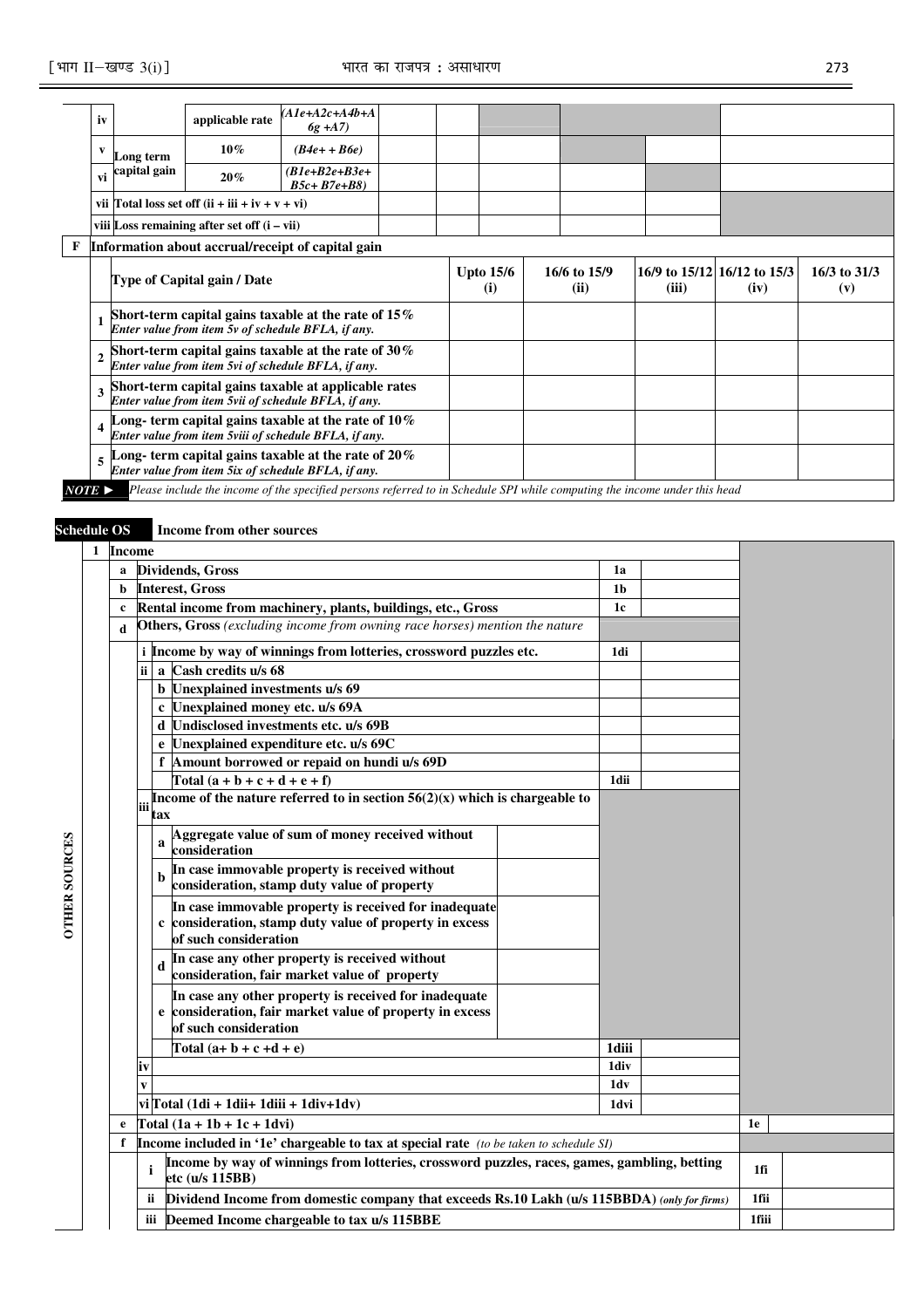| | | | | | | | | | | |
|---|---|---|---|---|---|---|---|---|---|---|
| iv | | applicable rate | (A1e+A2c+A4b+A6g +A7) | | | | | | | |
| v | Long term capital gain | 10% | (B4e+ + B6e) | | | | | | | |
| vi | | 20% | (B1e+B2e+B3e+B5c+ B7e+B8) | | | | | | | |
| vii | Total loss set off (ii + iii + iv + v + vi) | | | | | | | | | |
| viii | Loss remaining after set off (i – vii) | | | | | | | | | |

**F** **Information about accrual/receipt of capital gain**

| | Type of Capital gain / Date | Upto 15/6 (i) | 16/6 to 15/9 (ii) | 16/9 to 15/12 (iii) | 16/12 to 15/3 (iv) | 16/3 to 31/3 (v) |
|---|---|---|---|---|---|---|
| 1 | **Short-term capital gains taxable at the rate of 15%** *Enter value from item 5v of schedule BFLA, if any.* | | | | | |
| 2 | **Short-term capital gains taxable at the rate of 30%** *Enter value from item 5vi of schedule BFLA, if any.* | | | | | |
| 3 | **Short-term capital gains taxable at applicable rates** *Enter value from item 5vii of schedule BFLA, if any.* | | | | | |
| 4 | **Long- term capital gains taxable at the rate of 10%** *Enter value from item 5viii of schedule BFLA, if any.* | | | | | |
| 5 | **Long- term capital gains taxable at the rate of 20%** *Enter value from item 5ix of schedule BFLA, if any.* | | | | | |

*NOTE ► Please include the income of the specified persons referred to in Schedule SPI while computing the income under this head*

## Schedule OS — Income from other sources

**OTHER SOURCES**

| | | | | | | |
|---|---|---|---|---|---|---|
| **1** | **Income** | | | | | |
| | **a** | **Dividends, Gross** | | 1a | | |
| | **b** | **Interest, Gross** | | 1b | | |
| | **c** | **Rental income from machinery, plants, buildings, etc., Gross** | | 1c | | |
| | **d** | **Others, Gross** *(excluding income from owning race horses)* mention the nature | | | | |
| | | **i** Income by way of winnings from lotteries, crossword puzzles etc. | | 1di | | |
| | | **ii a** Cash credits u/s 68 | | | | |
| | | **b** Unexplained investments u/s 69 | | | | |
| | | **c** Unexplained money etc. u/s 69A | | | | |
| | | **d** Undisclosed investments etc. u/s 69B | | | | |
| | | **e** Unexplained expenditure etc. u/s 69C | | | | |
| | | **f** Amount borrowed or repaid on hundi u/s 69D | | | | |
| | | Total (a + b + c + d + e + f) | | 1dii | | |
| | | **iii** Income of the nature referred to in section 56(2)(x) which is chargeable to tax | | | | |
| | | **a** Aggregate value of sum of money received without consideration | | | | |
| | | **b** In case immovable property is received without consideration, stamp duty value of property | | | | |
| | | **c** In case immovable property is received for inadequate consideration, stamp duty value of property in excess of such consideration | | | | |
| | | **d** In case any other property is received without consideration, fair market value of property | | | | |
| | | **e** In case any other property is received for inadequate consideration, fair market value of property in excess of such consideration | | | | |
| | | Total (a+ b + c +d + e) | | 1diii | | |
| | | **iv** | | 1div | | |
| | | **v** | | 1dv | | |
| | | **vi** Total (1di + 1dii+ 1diii + 1div+1dv) | | 1dvi | | |
| | **e** | **Total (1a + 1b + 1c + 1dvi)** | | | 1e | |
| | **f** | **Income included in '1e' chargeable to tax at special rate** *(to be taken to schedule SI)* | | | | |
| | | **i** Income by way of winnings from lotteries, crossword puzzles, races, games, gambling, betting etc (u/s 115BB) | | | 1fi | |
| | | **ii** Dividend Income from domestic company that exceeds Rs.10 Lakh (u/s 115BBDA) *(only for firms)* | | | 1fii | |
| | | **iii** Deemed Income chargeable to tax u/s 115BBE | | | 1fiii | |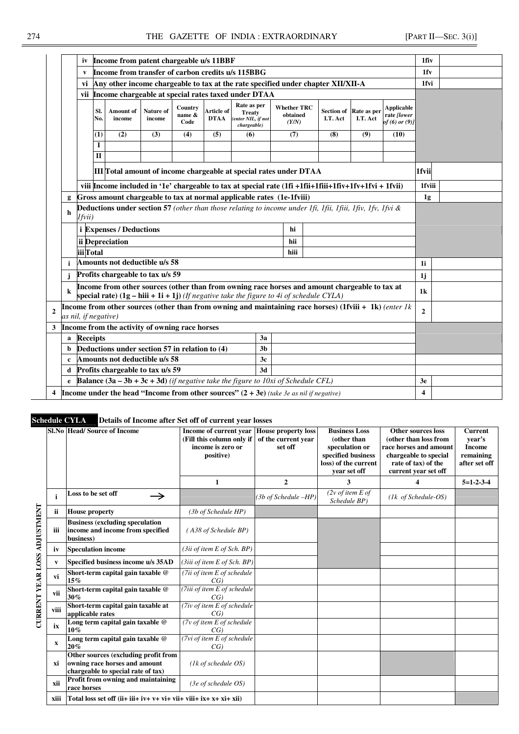| | | | | | |
|---|---|---|---|---|---|
| | | iv | Income from patent chargeable u/s 115BBF | 1fiv | |
| | | v | Income from transfer of carbon credits u/s 115BBG | 1fv | |
| | | vi | Any other income chargeable to tax at the rate specified under chapter XII/XII-A | 1fvi | |
| | | vii | Income chargeable at special rates taxed under DTAA | | |

| Sl. No. | Amount of income | Nature of income | Country name & Code | Article of DTAA | Rate as per Treaty *(enter NIL, if not chargeable)* | Whether TRC obtained (Y/N) | Section of I.T. Act | Rate as per I.T. Act | Applicable rate *[lower of (6) or (9)]* |
|---|---|---|---|---|---|---|---|---|---|
| (1) | (2) | (3) | (4) | (5) | (6) | (7) | (8) | (9) | (10) |
| I | | | | | | | | | |
| II | | | | | | | | | |

| | | | | | |
|---|---|---|---|---|---|
| | | | III Total amount of income chargeable at special rates under DTAA | 1fvii | |
| | | viii | Income included in '1e' chargeable to tax at special rate (1fi +1fii+1fiii+1fiv+1fv+1fvi + 1fvii) | 1fviii | |
| | g | | Gross amount chargeable to tax at normal applicable rates (1e-1fviii) | 1g | |
| | h | | **Deductions under section 57** *(other than those relating to income under 1fi, 1fii, 1fiii, 1fiv, 1fv, 1fvi & 1fvii)* | | |
| | | i | Expenses / Deductions — hi | | |
| | | ii | Depreciation — hii | | |
| | | iii | Total — hiii | | |
| | i | | Amounts not deductible u/s 58 | 1i | |
| | j | | Profits chargeable to tax u/s 59 | 1j | |
| | k | | Income from other sources (other than from owning race horses and amount chargeable to tax at special rate) (1g – hiii + 1i + 1j) *(If negative take the figure to 4i of schedule CYLA)* | 1k | |
| 2 | | | Income from other sources (other than from owning and maintaining race horses) (1fviii + 1k) *(enter 1k as nil, if negative)* | 2 | |
| 3 | | | Income from the activity of owning race horses | | |
| | a | | Receipts — 3a | | |
| | b | | Deductions under section 57 in relation to (4) — 3b | | |
| | c | | Amounts not deductible u/s 58 — 3c | | |
| | d | | Profits chargeable to tax u/s 59 — 3d | | |
| | e | | Balance (3a – 3b + 3c + 3d) *(if negative take the figure to 10xi of Schedule CFL)* | 3e | |
| 4 | | | Income under the head "Income from other sources" (2 + 3e) *(take 3e as nil if negative)* | 4 | |

## Schedule CYLA — Details of Income after Set off of current year losses

**CURRENT YEAR LOSS ADJUSTMENT**

| Sl.No | Head/ Source of Income | Income of current year (Fill this column only if income is zero or positive) | House property loss of the current year set off | Business Loss (other than speculation or specified business loss) of the current year set off | Other sources loss (other than loss from race horses and amount chargeable to special rate of tax) of the current year set off | Current year's Income remaining after set off |
|---|---|---|---|---|---|---|
| | | 1 | 2 | 3 | 4 | 5=1-2-3-4 |
| i | Loss to be set off → | | *(3b of Schedule –HP)* | *(2v of item E of Schedule BP)* | *(1k of Schedule-OS)* | |
| ii | House property | *(3b of Schedule HP)* | | | | |
| iii | Business (excluding speculation income and income from specified business) | *( A38 of Schedule BP)* | | | | |
| iv | Speculation income | *(3ii of item E of Sch. BP)* | | | | |
| v | Specified business income u/s 35AD | *(3iii of item E of Sch. BP)* | | | | |
| vi | Short-term capital gain taxable @ 15% | *(7ii of item E of schedule CG)* | | | | |
| vii | Short-term capital gain taxable @ 30% | *(7iii of item E of schedule CG)* | | | | |
| viii | Short-term capital gain taxable at applicable rates | *(7iv of item E of schedule CG)* | | | | |
| ix | Long term capital gain taxable @ 10% | *(7v of item E of schedule CG)* | | | | |
| x | Long term capital gain taxable @ 20% | *(7vi of item E of schedule CG)* | | | | |
| xi | Other sources (excluding profit from owning race horses and amount chargeable to special rate of tax) | *(1k of schedule OS)* | | | | |
| xii | Profit from owning and maintaining race horses | *(3e of schedule OS)* | | | | |
| xiii | Total loss set off (ii+ iii+ iv+ v+ vi+ vii+ viii+ ix+ x+ xi+ xii) | | | | | |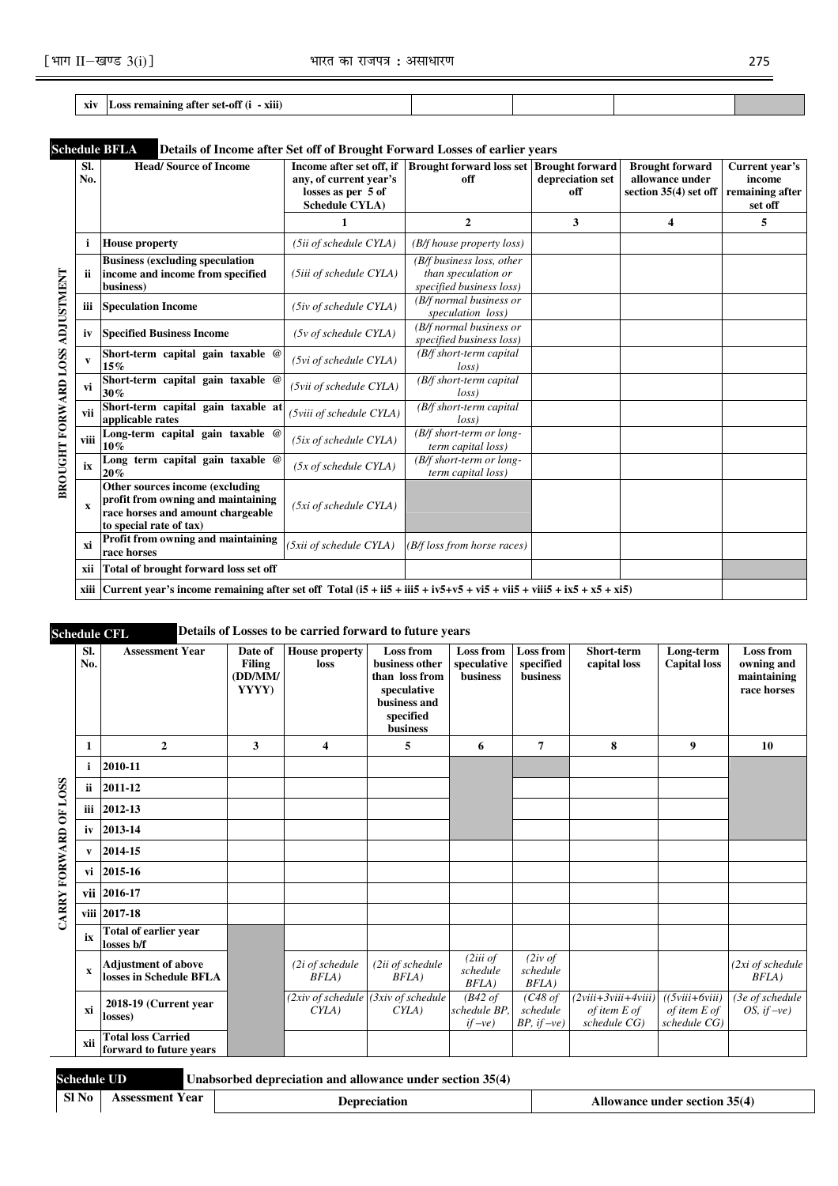| xiv | Loss remaining after set-off (i - xiii) | | | | |
|---|---|---|---|---|---|

**Schedule BFLA** **Details of Income after Set off of Brought Forward Losses of earlier years**

BROUGHT FORWARD LOSS ADJUSTMENT

| Sl. No. | Head/ Source of Income | Income after set off, if any, of current year's losses as per 5 of Schedule CYLA) | Brought forward loss set off | Brought forward depreciation set off | Brought forward allowance under section 35(4) set off | Current year's income remaining after set off |
|---|---|---|---|---|---|---|
| | | 1 | 2 | 3 | 4 | 5 |
| i | House property | *(5ii of schedule CYLA)* | *(B/f house property loss)* | | | |
| ii | Business (excluding speculation income and income from specified business) | *(5iii of schedule CYLA)* | *(B/f business loss, other than speculation or specified business loss)* | | | |
| iii | Speculation Income | *(5iv of schedule CYLA)* | *(B/f normal business or speculation loss)* | | | |
| iv | Specified Business Income | *(5v of schedule CYLA)* | *(B/f normal business or specified business loss)* | | | |
| v | Short-term capital gain taxable @ 15% | *(5vi of schedule CYLA)* | *(B/f short-term capital loss)* | | | |
| vi | Short-term capital gain taxable @ 30% | *(5vii of schedule CYLA)* | *(B/f short-term capital loss)* | | | |
| vii | Short-term capital gain taxable at applicable rates | *(5viii of schedule CYLA)* | *(B/f short-term capital loss)* | | | |
| viii | Long-term capital gain taxable @ 10% | *(5ix of schedule CYLA)* | *(B/f short-term or long-term capital loss)* | | | |
| ix | Long term capital gain taxable @ 20% | *(5x of schedule CYLA)* | *(B/f short-term or long-term capital loss)* | | | |
| x | Other sources income (excluding profit from owning and maintaining race horses and amount chargeable to special rate of tax) | *(5xi of schedule CYLA)* | | | | |
| xi | Profit from owning and maintaining race horses | *(5xii of schedule CYLA)* | *(B/f loss from horse races)* | | | |
| xii | Total of brought forward loss set off | | | | | |
| xiii | Current year's income remaining after set off Total (i5 + ii5 + iii5 + iv5+v5 + vi5 + vii5 + viii5 + ix5 + x5 + xi5) | | | | | |

**Schedule CFL** **Details of Losses to be carried forward to future years**

CARRY FORWARD OF LOSS

| Sl. No. | Assessment Year | Date of Filing (DD/MM/ YYYY) | House property loss | Loss from business other than loss from speculative business and specified business | Loss from speculative business | Loss from specified business | Short-term capital loss | Long-term Capital loss | Loss from owning and maintaining race horses |
|---|---|---|---|---|---|---|---|---|---|
| 1 | 2 | 3 | 4 | 5 | 6 | 7 | 8 | 9 | 10 |
| i | 2010-11 | | | | | | | | |
| ii | 2011-12 | | | | | | | | |
| iii | 2012-13 | | | | | | | | |
| iv | 2013-14 | | | | | | | | |
| v | 2014-15 | | | | | | | | |
| vi | 2015-16 | | | | | | | | |
| vii | 2016-17 | | | | | | | | |
| viii | 2017-18 | | | | | | | | |
| ix | Total of earlier year losses b/f | | | | | | | | |
| x | Adjustment of above losses in Schedule BFLA | | *(2i of schedule BFLA)* | *(2ii of schedule BFLA)* | *(2iii of schedule BFLA)* | *(2iv of schedule BFLA)* | | | *(2xi of schedule BFLA)* |
| xi | 2018-19 (Current year losses) | | *(2xiv of schedule CYLA)* | *(3xiv of schedule CYLA)* | *(B42 of schedule BP, if –ve)* | *(C48 of schedule BP, if –ve)* | *(2viii+3viii+4viii) of item E of schedule CG)* | *((5viii+6viii) of item E of schedule CG)* | *(3e of schedule OS, if –ve)* |
| xii | Total loss Carried forward to future years | | | | | | | | |

**Schedule UD** **Unabsorbed depreciation and allowance under section 35(4)**

| Sl No | Assessment Year | Depreciation | Allowance under section 35(4) |
|---|---|---|---|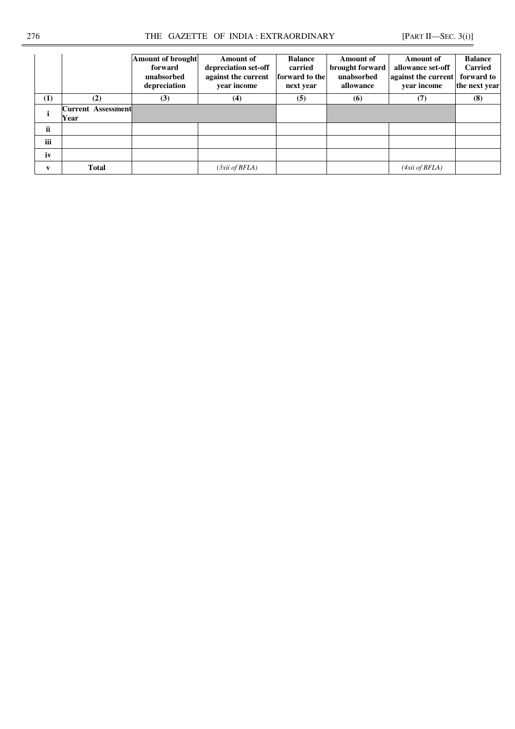| | | Amount of brought forward unabsorbed depreciation | Amount of depreciation set-off against the current year income | Balance carried forward to the next year | Amount of brought forward unabsorbed allowance | Amount of allowance set-off against the current year income | Balance Carried forward to the next year |
|---|---|---|---|---|---|---|---|
| **(1)** | **(2)** | **(3)** | **(4)** | **(5)** | **(6)** | **(7)** | **(8)** |
| **i** | **Current Assessment Year** | | | | | | |
| **ii** | | | | | | | |
| **iii** | | | | | | | |
| **iv** | | | | | | | |
| **v** | **Total** | | *(3xii of BFLA)* | | | *(4xii of BFLA)* | |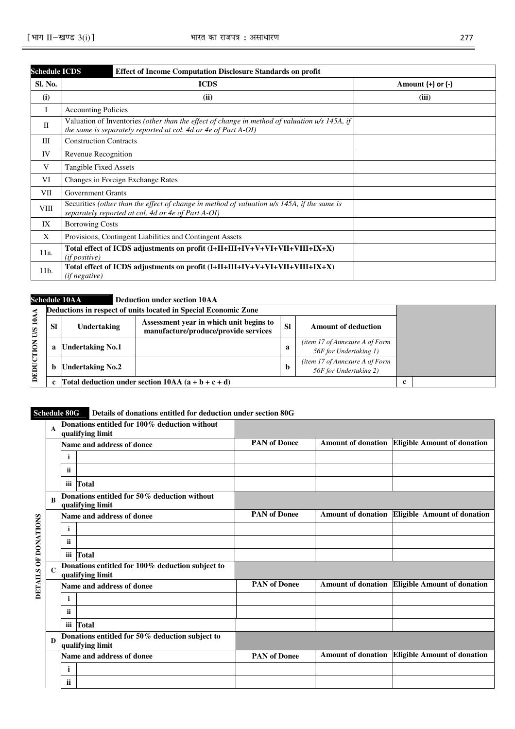| Schedule ICDS | Effect of Income Computation Disclosure Standards on profit | |
|---|---|---|
| **Sl. No.** | **ICDS** | **Amount (+) or (-)** |
| **(i)** | **(ii)** | **(iii)** |
| I | Accounting Policies | |
| II | Valuation of Inventories *(other than the effect of change in method of valuation u/s 145A, if the same is separately reported at col. 4d or 4e of Part A-OI)* | |
| III | Construction Contracts | |
| IV | Revenue Recognition | |
| V | Tangible Fixed Assets | |
| VI | Changes in Foreign Exchange Rates | |
| VII | Government Grants | |
| VIII | Securities *(other than the effect of change in method of valuation u/s 145A, if the same is separately reported at col. 4d or 4e of Part A-OI)* | |
| IX | Borrowing Costs | |
| X | Provisions, Contingent Liabilities and Contingent Assets | |
| 11a. | **Total effect of ICDS adjustments on profit (I+II+III+IV+V+VI+VII+VIII+IX+X)** *(if positive)* | |
| 11b. | **Total effect of ICDS adjustments on profit (I+II+III+IV+V+VI+VII+VIII+IX+X)** *(if negative)* | |

| Schedule 10AA | Deduction under section 10AA | | | | | |
|---|---|---|---|---|---|---|
| **DEDUCTION U/S 10AA** | **Deductions in respect of units located in Special Economic Zone** | | | | | |
| | **Sl** | **Undertaking** | **Assessment year in which unit begins to manufacture/produce/provide services** | **Sl** | **Amount of deduction** | |
| | **a** | **Undertaking No.1** | | **a** | *(item 17 of Annexure A of Form 56F for Undertaking 1)* | |
| | **b** | **Undertaking No.2** | | **b** | *(item 17 of Annexure A of Form 56F for Undertaking 2)* | |
| | **c** | **Total deduction under section 10AA (a + b + c + d)** | | | | **c** |

| Schedule 80G | Details of donations entitled for deduction under section 80G | | | | | |
|---|---|---|---|---|---|---|
| **DETAILS OF DONATIONS** | **A** | **Donations entitled for 100% deduction without qualifying limit** | | | | |
| | | **Name and address of donee** | | **PAN of Donee** | **Amount of donation** | **Eligible Amount of donation** |
| | | **i** | | | | |
| | | **ii** | | | | |
| | | **iii** | **Total** | | | |
| | **B** | **Donations entitled for 50% deduction without qualifying limit** | | | | |
| | | **Name and address of donee** | | **PAN of Donee** | **Amount of donation** | **Eligible Amount of donation** |
| | | **i** | | | | |
| | | **ii** | | | | |
| | | **iii** | **Total** | | | |
| | **C** | **Donations entitled for 100% deduction subject to qualifying limit** | | | | |
| | | **Name and address of donee** | | **PAN of Donee** | **Amount of donation** | **Eligible Amount of donation** |
| | | **i** | | | | |
| | | **ii** | | | | |
| | | **iii** | **Total** | | | |
| | **D** | **Donations entitled for 50% deduction subject to qualifying limit** | | | | |
| | | **Name and address of donee** | | **PAN of Donee** | **Amount of donation** | **Eligible Amount of donation** |
| | | **i** | | | | |
| | | **ii** | | | | |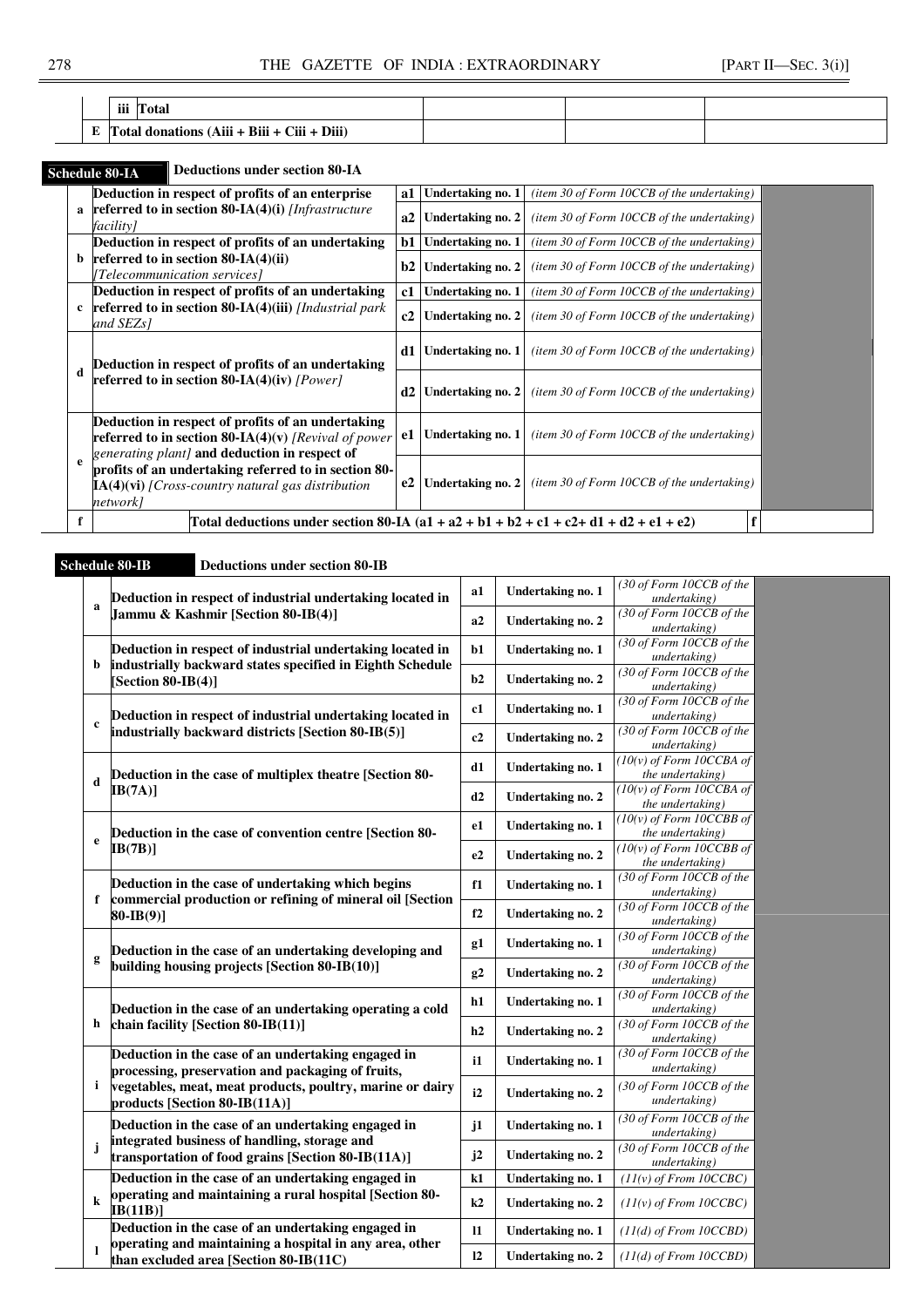| | | | | |
|---|---|---|---|---|
| | iii | Total | | | |
| E | | Total donations (Aiii + Biii + Ciii + Diii) | | | |

**Schedule 80-IA** **Deductions under section 80-IA**

| | | | | | |
|---|---|---|---|---|---|
| a | **Deduction in respect of profits of an enterprise referred to in section 80-IA(4)(i)** *[Infrastructure facility]* | a1 | **Undertaking no. 1** | *(item 30 of Form 10CCB of the undertaking)* | |
| | | a2 | **Undertaking no. 2** | *(item 30 of Form 10CCB of the undertaking)* | |
| b | **Deduction in respect of profits of an undertaking referred to in section 80-IA(4)(ii)** *[Telecommunication services]* | b1 | **Undertaking no. 1** | *(item 30 of Form 10CCB of the undertaking)* | |
| | | b2 | **Undertaking no. 2** | *(item 30 of Form 10CCB of the undertaking)* | |
| c | **Deduction in respect of profits of an undertaking referred to in section 80-IA(4)(iii)** *[Industrial park and SEZs]* | c1 | **Undertaking no. 1** | *(item 30 of Form 10CCB of the undertaking)* | |
| | | c2 | **Undertaking no. 2** | *(item 30 of Form 10CCB of the undertaking)* | |
| d | **Deduction in respect of profits of an undertaking referred to in section 80-IA(4)(iv)** *[Power]* | d1 | **Undertaking no. 1** | *(item 30 of Form 10CCB of the undertaking)* | |
| | | d2 | **Undertaking no. 2** | *(item 30 of Form 10CCB of the undertaking)* | |
| e | **Deduction in respect of profits of an undertaking referred to in section 80-IA(4)(v)** *[Revival of power generating plant]* **and deduction in respect of profits of an undertaking referred to in section 80-IA(4)(vi)** *[Cross-country natural gas distribution network]* | e1 | **Undertaking no. 1** | *(item 30 of Form 10CCB of the undertaking)* | |
| | | e2 | **Undertaking no. 2** | *(item 30 of Form 10CCB of the undertaking)* | |
| f | **Total deductions under section 80-IA (a1 + a2 + b1 + b2 + c1 + c2+ d1 + d2 + e1 + e2)** | | | f | |

**Schedule 80-IB** **Deductions under section 80-IB**

| | | | | | |
|---|---|---|---|---|---|
| a | **Deduction in respect of industrial undertaking located in Jammu & Kashmir [Section 80-IB(4)]** | a1 | **Undertaking no. 1** | *(30 of Form 10CCB of the undertaking)* | |
| | | a2 | **Undertaking no. 2** | *(30 of Form 10CCB of the undertaking)* | |
| b | **Deduction in respect of industrial undertaking located in industrially backward states specified in Eighth Schedule [Section 80-IB(4)]** | b1 | **Undertaking no. 1** | *(30 of Form 10CCB of the undertaking)* | |
| | | b2 | **Undertaking no. 2** | *(30 of Form 10CCB of the undertaking)* | |
| c | **Deduction in respect of industrial undertaking located in industrially backward districts [Section 80-IB(5)]** | c1 | **Undertaking no. 1** | *(30 of Form 10CCB of the undertaking)* | |
| | | c2 | **Undertaking no. 2** | *(30 of Form 10CCB of the undertaking)* | |
| d | **Deduction in the case of multiplex theatre [Section 80-IB(7A)]** | d1 | **Undertaking no. 1** | *(10(v) of Form 10CCBA of the undertaking)* | |
| | | d2 | **Undertaking no. 2** | *(10(v) of Form 10CCBA of the undertaking)* | |
| e | **Deduction in the case of convention centre [Section 80-IB(7B)]** | e1 | **Undertaking no. 1** | *(10(v) of Form 10CCBB of the undertaking)* | |
| | | e2 | **Undertaking no. 2** | *(10(v) of Form 10CCBB of the undertaking)* | |
| f | **Deduction in the case of undertaking which begins commercial production or refining of mineral oil [Section 80-IB(9)]** | f1 | **Undertaking no. 1** | *(30 of Form 10CCB of the undertaking)* | |
| | | f2 | **Undertaking no. 2** | *(30 of Form 10CCB of the undertaking)* | |
| g | **Deduction in the case of an undertaking developing and building housing projects [Section 80-IB(10)]** | g1 | **Undertaking no. 1** | *(30 of Form 10CCB of the undertaking)* | |
| | | g2 | **Undertaking no. 2** | *(30 of Form 10CCB of the undertaking)* | |
| h | **Deduction in the case of an undertaking operating a cold chain facility [Section 80-IB(11)]** | h1 | **Undertaking no. 1** | *(30 of Form 10CCB of the undertaking)* | |
| | | h2 | **Undertaking no. 2** | *(30 of Form 10CCB of the undertaking)* | |
| i | **Deduction in the case of an undertaking engaged in processing, preservation and packaging of fruits, vegetables, meat, meat products, poultry, marine or dairy products [Section 80-IB(11A)]** | i1 | **Undertaking no. 1** | *(30 of Form 10CCB of the undertaking)* | |
| | | i2 | **Undertaking no. 2** | *(30 of Form 10CCB of the undertaking)* | |
| j | **Deduction in the case of an undertaking engaged in integrated business of handling, storage and transportation of food grains [Section 80-IB(11A)]** | j1 | **Undertaking no. 1** | *(30 of Form 10CCB of the undertaking)* | |
| | | j2 | **Undertaking no. 2** | *(30 of Form 10CCB of the undertaking)* | |
| k | **Deduction in the case of an undertaking engaged in operating and maintaining a rural hospital [Section 80-IB(11B)]** | k1 | **Undertaking no. 1** | *(11(v) of From 10CCBC)* | |
| | | k2 | **Undertaking no. 2** | *(11(v) of From 10CCBC)* | |
| l | **Deduction in the case of an undertaking engaged in operating and maintaining a hospital in any area, other than excluded area [Section 80-IB(11C)** | l1 | **Undertaking no. 1** | *(11(d) of From 10CCBD)* | |
| | | l2 | **Undertaking no. 2** | *(11(d) of From 10CCBD)* | |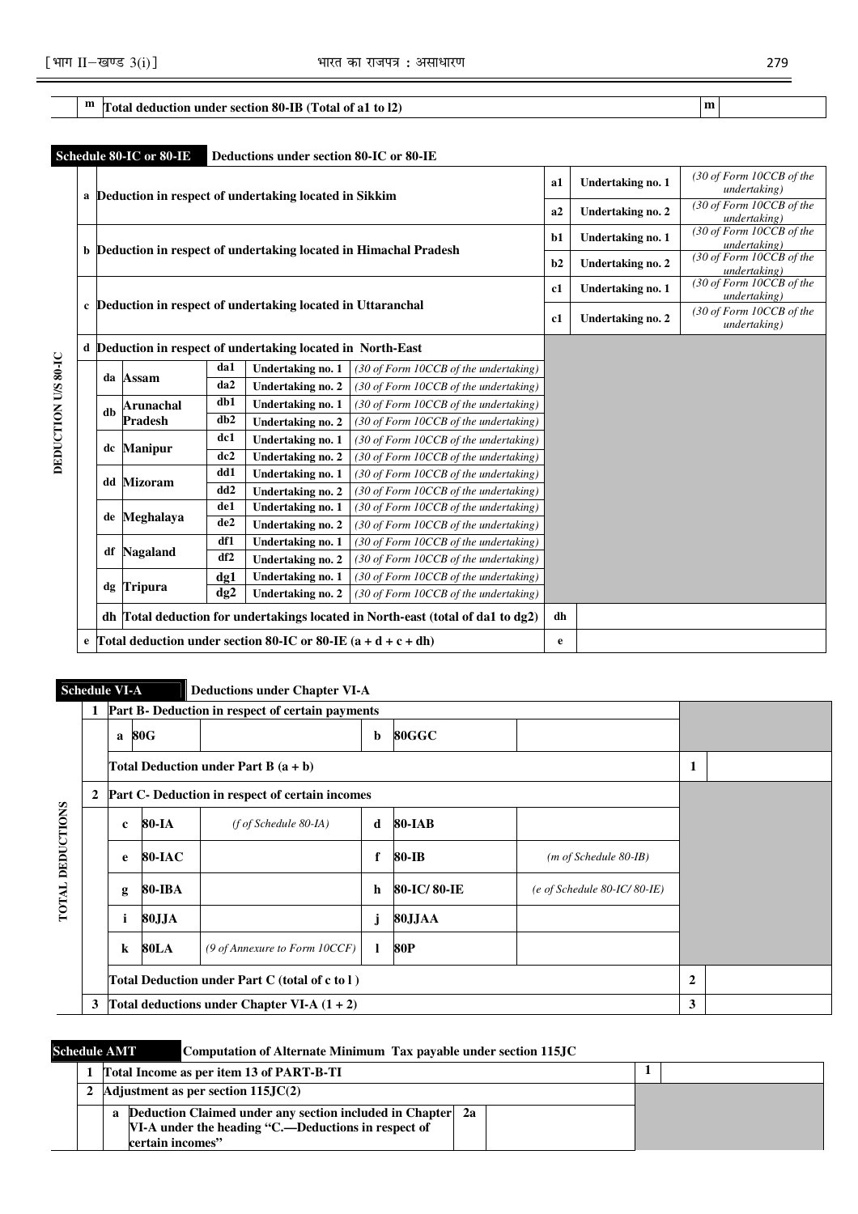| m | Total deduction under section 80-IB (Total of a1 to l2) | m | |
|---|---|---|---|

**Schedule 80-IC or 80-IE** — **Deductions under section 80-IC or 80-IE**

DEDUCTION U/S 80-IC

| | | | | | |
|---|---|---|---|---|---|
| a | Deduction in respect of undertaking located in Sikkim | | a1 | Undertaking no. 1 | *(30 of Form 10CCB of the undertaking)* |
| | | | a2 | Undertaking no. 2 | *(30 of Form 10CCB of the undertaking)* |
| b | Deduction in respect of undertaking located in Himachal Pradesh | | b1 | Undertaking no. 1 | *(30 of Form 10CCB of the undertaking)* |
| | | | b2 | Undertaking no. 2 | *(30 of Form 10CCB of the undertaking)* |
| c | Deduction in respect of undertaking located in Uttaranchal | | c1 | Undertaking no. 1 | *(30 of Form 10CCB of the undertaking)* |
| | | | c1 | Undertaking no. 2 | *(30 of Form 10CCB of the undertaking)* |
| d | Deduction in respect of undertaking located in North-East | | | | |
| | da Assam | da1 | Undertaking no. 1 | *(30 of Form 10CCB of the undertaking)* | |
| | | da2 | Undertaking no. 2 | *(30 of Form 10CCB of the undertaking)* | |
| | db Arunachal Pradesh | db1 | Undertaking no. 1 | *(30 of Form 10CCB of the undertaking)* | |
| | | db2 | Undertaking no. 2 | *(30 of Form 10CCB of the undertaking)* | |
| | dc Manipur | dc1 | Undertaking no. 1 | *(30 of Form 10CCB of the undertaking)* | |
| | | dc2 | Undertaking no. 2 | *(30 of Form 10CCB of the undertaking)* | |
| | dd Mizoram | dd1 | Undertaking no. 1 | *(30 of Form 10CCB of the undertaking)* | |
| | | dd2 | Undertaking no. 2 | *(30 of Form 10CCB of the undertaking)* | |
| | de Meghalaya | de1 | Undertaking no. 1 | *(30 of Form 10CCB of the undertaking)* | |
| | | de2 | Undertaking no. 2 | *(30 of Form 10CCB of the undertaking)* | |
| | df Nagaland | df1 | Undertaking no. 1 | *(30 of Form 10CCB of the undertaking)* | |
| | | df2 | Undertaking no. 2 | *(30 of Form 10CCB of the undertaking)* | |
| | dg Tripura | dg1 | Undertaking no. 1 | *(30 of Form 10CCB of the undertaking)* | |
| | | dg2 | Undertaking no. 2 | *(30 of Form 10CCB of the undertaking)* | |
| | dh Total deduction for undertakings located in North-east (total of da1 to dg2) | | dh | | |
| e | Total deduction under section 80-IC or 80-IE (a + d + c + dh) | | e | | |

**Schedule VI-A** — **Deductions under Chapter VI-A**

TOTAL DEDUCTIONS

| | | | | | | | |
|---|---|---|---|---|---|---|---|
| 1 | Part B- Deduction in respect of certain payments | | | | | | |
| | a 80G | | b | 80GGC | | | |
| | Total Deduction under Part B (a + b) | | | | | 1 | |
| 2 | Part C- Deduction in respect of certain incomes | | | | | | |
| | c 80-IA | *(f of Schedule 80-IA)* | d | 80-IAB | | | |
| | e 80-IAC | | f | 80-IB | *(m of Schedule 80-IB)* | | |
| | g 80-IBA | | h | 80-IC/ 80-IE | *(e of Schedule 80-IC/ 80-IE)* | | |
| | i 80JJA | | j | 80JJAA | | | |
| | k 80LA | *(9 of Annexure to Form 10CCF)* | l | 80P | | | |
| | Total Deduction under Part C (total of c to l ) | | | | | 2 | |
| 3 | Total deductions under Chapter VI-A (1 + 2) | | | | | 3 | |

**Schedule AMT** — **Computation of Alternate Minimum Tax payable under section 115JC**

| | | | | |
|---|---|---|---|---|
| 1 | Total Income as per item 13 of PART-B-TI | | 1 | |
| 2 | Adjustment as per section 115JC(2) | | | |
| | a Deduction Claimed under any section included in Chapter VI-A under the heading "C.—Deductions in respect of certain incomes" | 2a | | |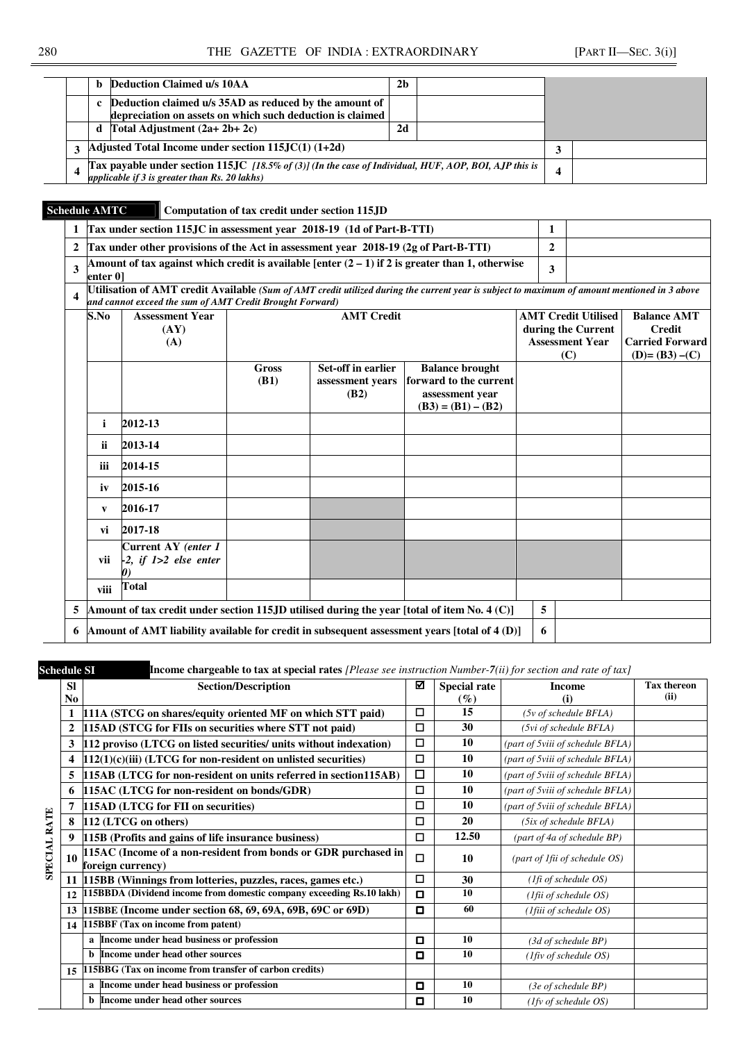| | | | | |
|---|---|---|---|---|
| | **b** | **Deduction Claimed u/s 10AA** | **2b** | |
| | **c** | **Deduction claimed u/s 35AD as reduced by the amount of depreciation on assets on which such deduction is claimed** | | |
| | **d** | **Total Adjustment (2a+ 2b+ 2c)** | **2d** | |
| **3** | **Adjusted Total Income under section 115JC(1) (1+2d)** | | **3** | |
| **4** | **Tax payable under section 115JC** *[18.5% of (3)] (In the case of Individual, HUF, AOP, BOI, AJP this is applicable if 3 is greater than Rs. 20 lakhs)* | | **4** | |

**Schedule AMTC** **Computation of tax credit under section 115JD**

| | | | |
|---|---|---|---|
| **1** | **Tax under section 115JC in assessment year 2018-19 (1d of Part-B-TTI)** | **1** | |
| **2** | **Tax under other provisions of the Act in assessment year 2018-19 (2g of Part-B-TTI)** | **2** | |
| **3** | **Amount of tax against which credit is available [enter (2 – 1) if 2 is greater than 1, otherwise enter 0]** | **3** | |
| **4** | **Utilisation of AMT credit Available** *(Sum of AMT credit utilized during the current year is subject to maximum of amount mentioned in 3 above and cannot exceed the sum of AMT Credit Brought Forward)* | | |

| S.No | Assessment Year (AY) (A) | AMT Credit | | | AMT Credit Utilised during the Current Assessment Year (C) | Balance AMT Credit Carried Forward (D)= (B3) –(C) |
|---|---|---|---|---|---|---|
| | | Gross (B1) | Set-off in earlier assessment years (B2) | Balance brought forward to the current assessment year (B3) = (B1) – (B2) | | |
| i | 2012-13 | | | | | |
| ii | 2013-14 | | | | | |
| iii | 2014-15 | | | | | |
| iv | 2015-16 | | | | | |
| v | 2016-17 | | | | | |
| vi | 2017-18 | | | | | |
| vii | Current AY *(enter 1 -2, if 1>2 else enter 0)* | | | | | |
| viii | Total | | | | | |

| | | | |
|---|---|---|---|
| **5** | **Amount of tax credit under section 115JD utilised during the year [total of item No. 4 (C)]** | **5** | |
| **6** | **Amount of AMT liability available for credit in subsequent assessment years [total of 4 (D)]** | **6** | |

**Schedule SI** **Income chargeable to tax at special rates** *[Please see instruction Number-7(ii) for section and rate of tax]*

| | Sl No | Section/Description | ☑ | Special rate (%) | Income (i) | Tax thereon (ii) |
|---|---|---|---|---|---|---|
| SPECIAL RATE | 1 | **111A (STCG on shares/equity oriented MF on which STT paid)** | ☐ | 15 | *(5v of schedule BFLA)* | |
| | 2 | **115AD (STCG for FIIs on securities where STT not paid)** | ☐ | 30 | *(5vi of schedule BFLA)* | |
| | 3 | **112 proviso (LTCG on listed securities/ units without indexation)** | ☐ | 10 | *(part of 5viii of schedule BFLA)* | |
| | 4 | **112(1)(c)(iii) (LTCG for non-resident on unlisted securities)** | ☐ | 10 | *(part of 5viii of schedule BFLA)* | |
| | 5 | **115AB (LTCG for non-resident on units referred in section115AB)** | ☐ | 10 | *(part of 5viii of schedule BFLA)* | |
| | 6 | **115AC (LTCG for non-resident on bonds/GDR)** | ☐ | 10 | *(part of 5viii of schedule BFLA)* | |
| | 7 | **115AD (LTCG for FII on securities)** | ☐ | 10 | *(part of 5viii of schedule BFLA)* | |
| | 8 | **112 (LTCG on others)** | ☐ | 20 | *(5ix of schedule BFLA)* | |
| | 9 | **115B (Profits and gains of life insurance business)** | ☐ | 12.50 | *(part of 4a of schedule BP)* | |
| | 10 | **115AC (Income of a non-resident from bonds or GDR purchased in foreign currency)** | ☐ | 10 | *(part of 1fii of schedule OS)* | |
| | 11 | **115BB (Winnings from lotteries, puzzles, races, games etc.)** | ☐ | 30 | *(1fi of schedule OS)* | |
| | 12 | **115BBDA (Dividend income from domestic company exceeding Rs.10 lakh)** | ☐ | 10 | *(1fii of schedule OS)* | |
| | 13 | **115BBE (Income under section 68, 69, 69A, 69B, 69C or 69D)** | ☐ | 60 | *(1fiii of schedule OS)* | |
| | 14 | **115BBF (Tax on income from patent)** | | | | |
| | | **a** Income under head business or profession | ☐ | 10 | *(3d of schedule BP)* | |
| | | **b** Income under head other sources | ☐ | 10 | *(1fiv of schedule OS)* | |
| | 15 | **115BBG (Tax on income from transfer of carbon credits)** | | | | |
| | | **a** Income under head business or profession | ☐ | 10 | *(3e of schedule BP)* | |
| | | **b** Income under head other sources | ☐ | 10 | *(1fv of schedule OS)* | |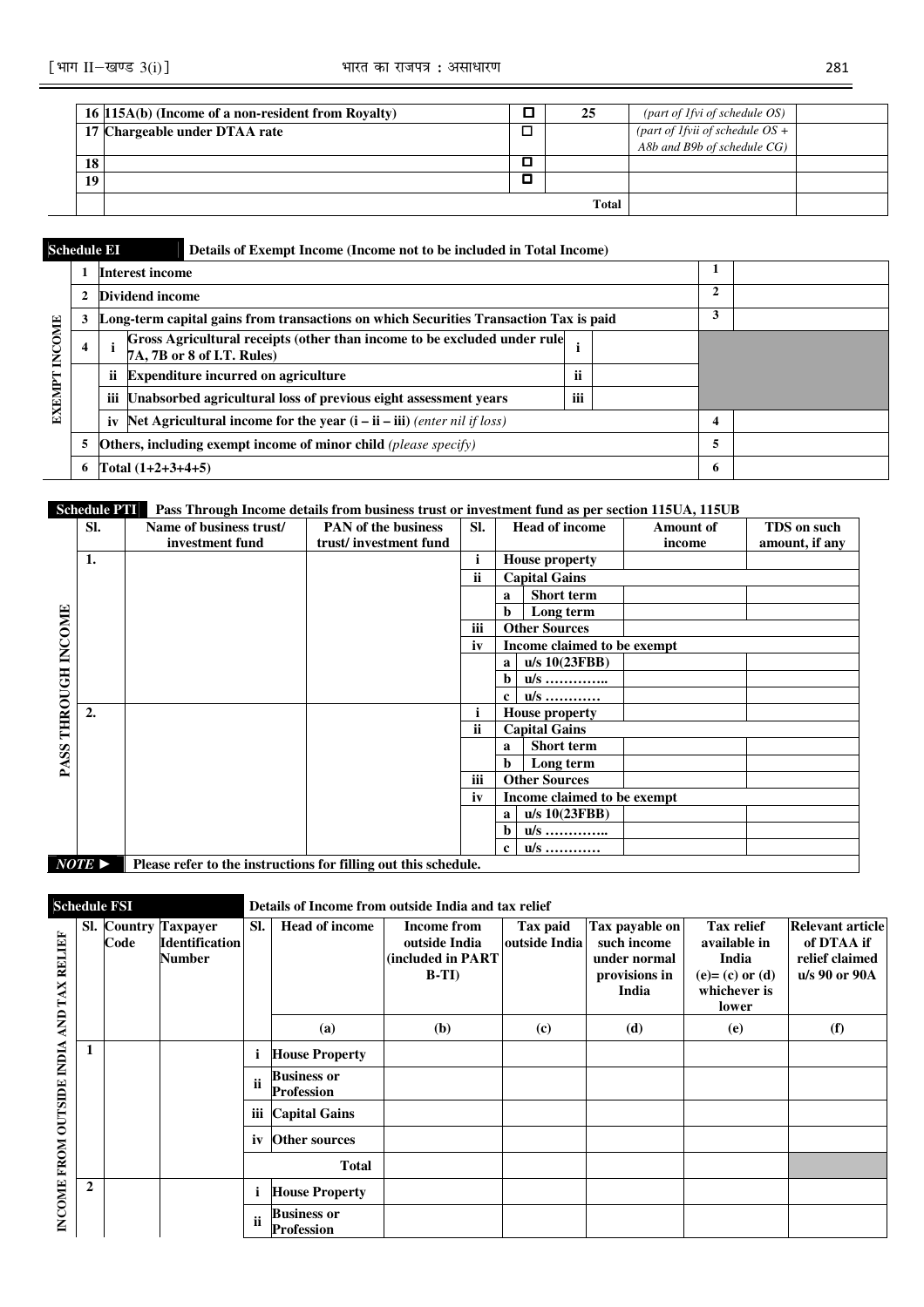| | | | | | |
|---|---|---|---|---|---|
| 16 | 115A(b) (Income of a non-resident from Royalty) | ☐ | 25 | *(part of 1fvi of schedule OS)* | |
| 17 | Chargeable under DTAA rate | ☐ | | *(part of 1fvii of schedule OS + A8b and B9b of schedule CG)* | |
| 18 | | ☐ | | | |
| 19 | | ☐ | | | |
| | | | **Total** | | |

**Schedule EI** — **Details of Exempt Income (Income not to be included in Total Income)**

| EXEMPT INCOME | | | | | | |
|---|---|---|---|---|---|---|
| | 1 | **Interest income** | | | 1 | |
| | 2 | **Dividend income** | | | 2 | |
| | 3 | **Long-term capital gains from transactions on which Securities Transaction Tax is paid** | | | 3 | |
| | 4 | i **Gross Agricultural receipts (other than income to be excluded under rule 7A, 7B or 8 of I.T. Rules)** | i | | | |
| | | ii **Expenditure incurred on agriculture** | ii | | | |
| | | iii **Unabsorbed agricultural loss of previous eight assessment years** | iii | | | |
| | | iv **Net Agricultural income for the year (i – ii – iii)** *(enter nil if loss)* | | | 4 | |
| | 5 | **Others, including exempt income of minor child** *(please specify)* | | | 5 | |
| | 6 | **Total (1+2+3+4+5)** | | | 6 | |

**Schedule PTI** — **Pass Through Income details from business trust or investment fund as per section 115UA, 115UB**

| PASS THROUGH INCOME | Sl. | Name of business trust/ investment fund | PAN of the business trust/ investment fund | Sl. | Head of income | | Amount of income | TDS on such amount, if any |
|---|---|---|---|---|---|---|---|---|
| | 1. | | | i | House property | | | |
| | | | | ii | Capital Gains | | | |
| | | | | | a | Short term | | |
| | | | | | b | Long term | | |
| | | | | iii | Other Sources | | | |
| | | | | iv | Income claimed to be exempt | | | |
| | | | | | a | u/s 10(23FBB) | | |
| | | | | | b | u/s ………….. | | |
| | | | | | c | u/s ………… | | |
| | 2. | | | i | House property | | | |
| | | | | ii | Capital Gains | | | |
| | | | | | a | Short term | | |
| | | | | | b | Long term | | |
| | | | | iii | Other Sources | | | |
| | | | | iv | Income claimed to be exempt | | | |
| | | | | | a | u/s 10(23FBB) | | |
| | | | | | b | u/s ………….. | | |
| | | | | | c | u/s ………… | | |

***NOTE ►*** **Please refer to the instructions for filling out this schedule.**

**Schedule FSI** — **Details of Income from outside India and tax relief**

| INCOME FROM OUTSIDE INDIA AND TAX RELIEF | Sl. | Country Code | Taxpayer Identification Number | Sl. | Head of income | Income from outside India (included in PART B-TI) | Tax paid outside India | Tax payable on such income under normal provisions in India | Tax relief available in India (e)= (c) or (d) whichever is lower | Relevant article of DTAA if relief claimed u/s 90 or 90A |
|---|---|---|---|---|---|---|---|---|---|---|
| | | | | | (a) | (b) | (c) | (d) | (e) | (f) |
| | 1 | | | i | House Property | | | | | |
| | | | | ii | Business or Profession | | | | | |
| | | | | iii | Capital Gains | | | | | |
| | | | | iv | Other sources | | | | | |
| | | | | | **Total** | | | | | |
| | 2 | | | i | House Property | | | | | |
| | | | | ii | Business or Profession | | | | | |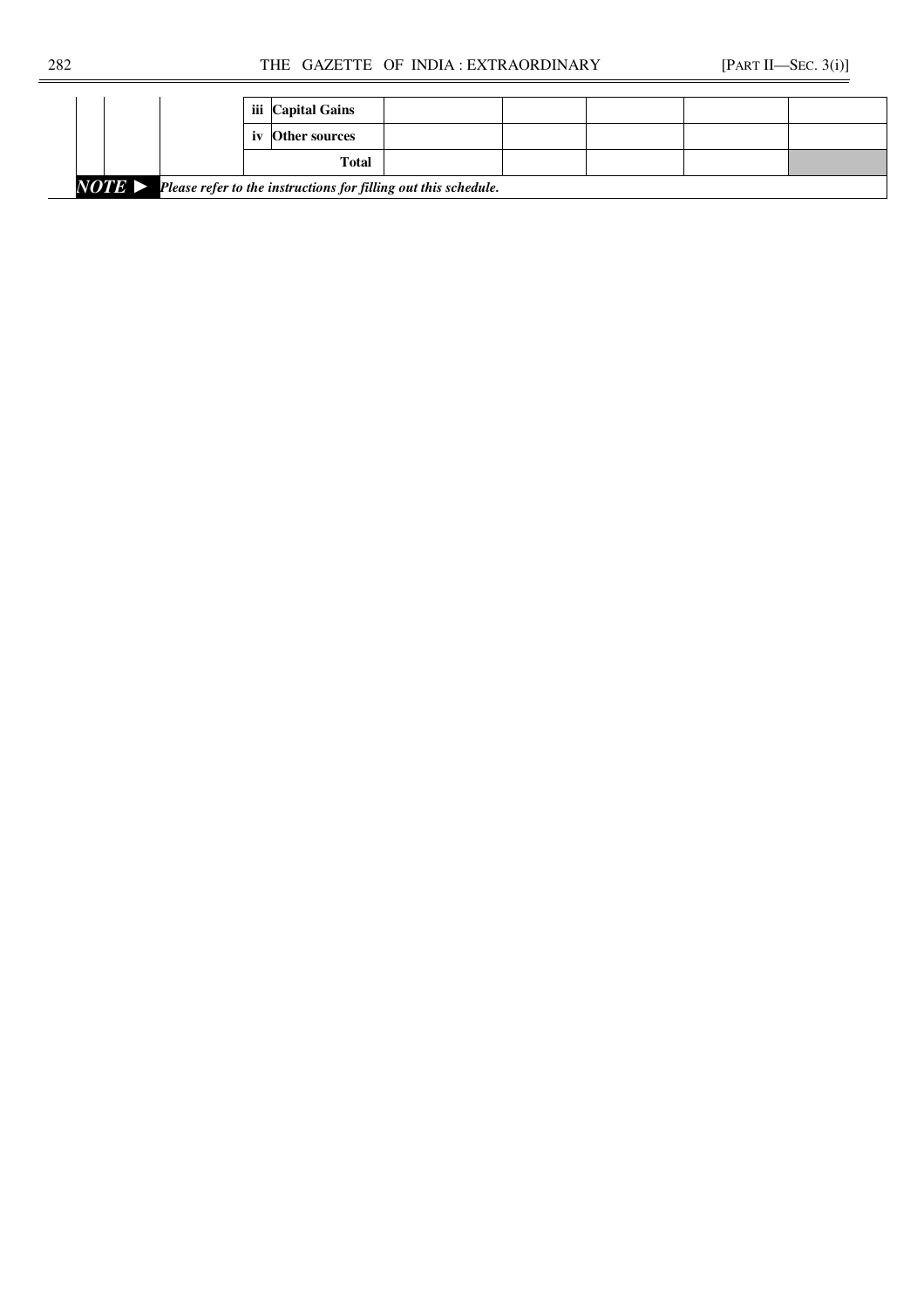| | | | | | | | | | |
|---|---|---|---|---|---|---|---|---|---|
| | | | iii | Capital Gains | | | | | |
| | | | iv | Other sources | | | | | |
| | | | | Total | | | | | |

***NOTE ►*** ***Please refer to the instructions for filling out this schedule.***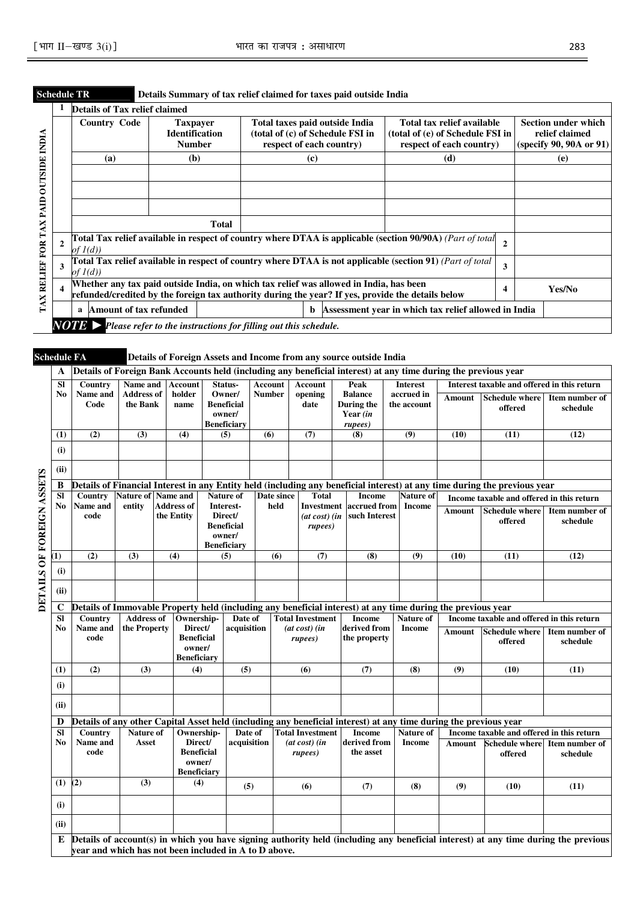**Schedule TR** Details Summary of tax relief claimed for taxes paid outside India

**TAX RELIEF FOR TAX PAID OUTSIDE INDIA**

| | | | | | | |
|---|---|---|---|---|---|---|
| **1** | **Details of Tax relief claimed** | | | | | |
| | **Country Code** | **Taxpayer Identification Number** | **Total taxes paid outside India (total of (c) of Schedule FSI in respect of each country)** | **Total tax relief available (total of (e) of Schedule FSI in respect of each country)** | | **Section under which relief claimed (specify 90, 90A or 91)** |
| | **(a)** | **(b)** | **(c)** | **(d)** | | **(e)** |
| | | | | | | |
| | | | | | | |
| | | | | | | |
| | | **Total** | | | | |
| **2** | **Total Tax relief available in respect of country where DTAA is applicable (section 90/90A)** *(Part of total of 1(d))* | | | | **2** | |
| **3** | **Total Tax relief available in respect of country where DTAA is not applicable (section 91)** *(Part of total of 1(d))* | | | | **3** | |
| **4** | **Whether any tax paid outside India, on which tax relief was allowed in India, has been refunded/credited by the foreign tax authority during the year? If yes, provide the details below** | | | | **4** | **Yes/No** |
| | **a Amount of tax refunded** | | **b Assessment year in which tax relief allowed in India** | | | |

***NOTE ►*** *Please refer to the instructions for filling out this schedule.*

**Schedule FA** Details of Foreign Assets and Income from any source outside India

**DETAILS OF FOREIGN ASSETS**

**A** **Details of Foreign Bank Accounts held (including any beneficial interest) at any time during the previous year**

| Sl No | Country Name and Code | Name and Address of the Bank | Account holder name | Status- Owner/ Beneficial owner/ Beneficiary | Account Number | Account opening date | Peak Balance During the Year *(in rupees)* | Interest accrued in the account | Interest taxable and offered in this return | | |
|---|---|---|---|---|---|---|---|---|---|---|---|
| | | | | | | | | | Amount | Schedule where offered | Item number of schedule |
| (1) | (2) | (3) | (4) | (5) | (6) | (7) | (8) | (9) | (10) | (11) | (12) |
| (i) | | | | | | | | | | | |
| (ii) | | | | | | | | | | | |

**B** **Details of Financial Interest in any Entity held (including any beneficial interest) at any time during the previous year**

| Sl No | Country Name and code | Nature of entity | Name and Address of the Entity | Nature of Interest- Direct/ Beneficial owner/ Beneficiary | Date since held | Total Investment *(at cost) (in rupees)* | Income accrued from such Interest | Nature of Income | Income taxable and offered in this return | | |
|---|---|---|---|---|---|---|---|---|---|---|---|
| | | | | | | | | | Amount | Schedule where offered | Item number of schedule |
| (1) | (2) | (3) | (4) | (5) | (6) | (7) | (8) | (9) | (10) | (11) | (12) |
| (i) | | | | | | | | | | | |
| (ii) | | | | | | | | | | | |

**C** **Details of Immovable Property held (including any beneficial interest) at any time during the previous year**

| Sl No | Country Name and code | Address of the Property | Ownership- Direct/ Beneficial owner/ Beneficiary | Date of acquisition | Total Investment *(at cost) (in rupees)* | Income derived from the property | Nature of Income | Income taxable and offered in this return | | |
|---|---|---|---|---|---|---|---|---|---|---|
| | | | | | | | | Amount | Schedule where offered | Item number of schedule |
| (1) | (2) | (3) | (4) | (5) | (6) | (7) | (8) | (9) | (10) | (11) |
| (i) | | | | | | | | | | |
| (ii) | | | | | | | | | | |

**D** **Details of any other Capital Asset held (including any beneficial interest) at any time during the previous year**

| Sl No | Country Name and code | Nature of Asset | Ownership- Direct/ Beneficial owner/ Beneficiary | Date of acquisition | Total Investment *(at cost) (in rupees)* | Income derived from the asset | Nature of Income | Income taxable and offered in this return | | |
|---|---|---|---|---|---|---|---|---|---|---|
| | | | | | | | | Amount | Schedule where offered | Item number of schedule |
| (1) | (2) | (3) | (4) | (5) | (6) | (7) | (8) | (9) | (10) | (11) |
| (i) | | | | | | | | | | |
| (ii) | | | | | | | | | | |

**E** **Details of account(s) in which you have signing authority held (including any beneficial interest) at any time during the previous year and which has not been included in A to D above.**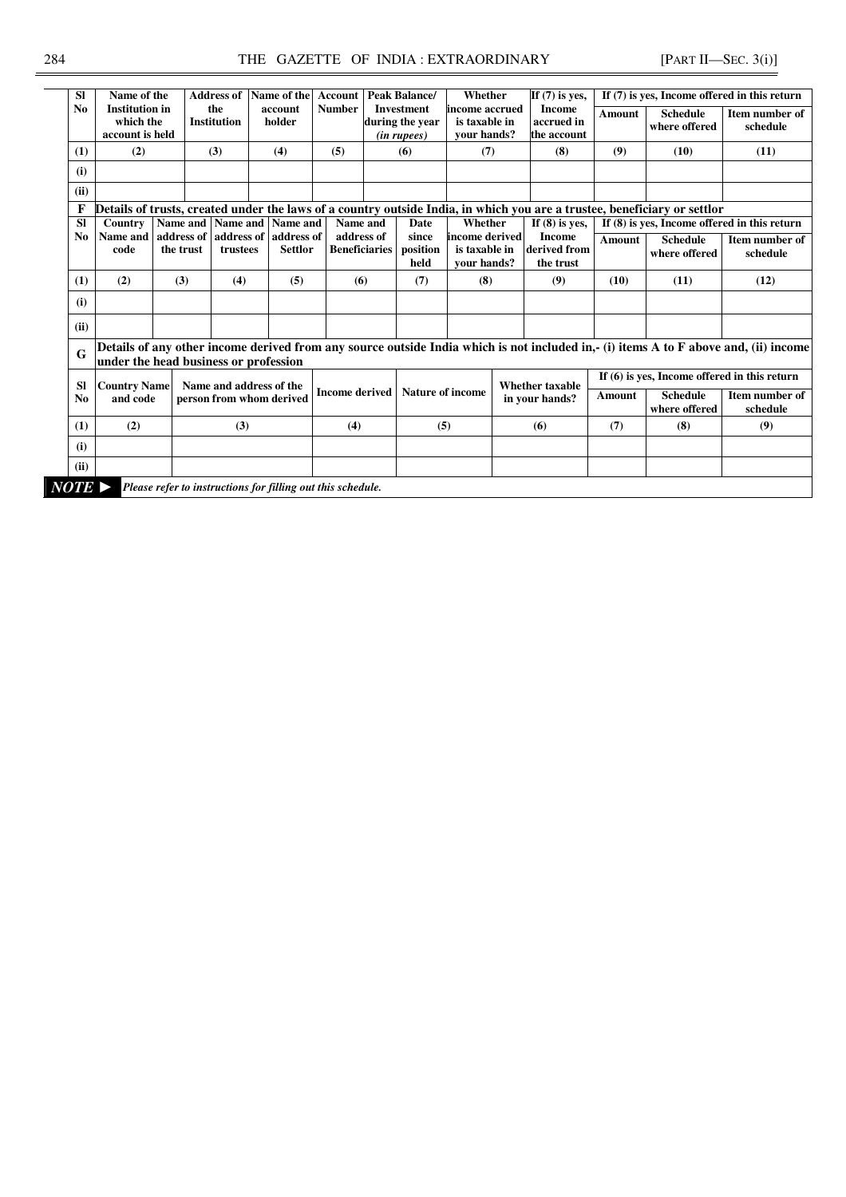| Sl No | Name of the Institution in which the account is held | Address of the Institution | Name of the account holder | Account Number | Peak Balance/ Investment during the year *(in rupees)* | Whether income accrued is taxable in your hands? | If (7) is yes, Income accrued in the account | If (7) is yes, Income offered in this return | | |
|---|---|---|---|---|---|---|---|---|---|---|
| | | | | | | | | Amount | Schedule where offered | Item number of schedule |
| (1) | (2) | (3) | (4) | (5) | (6) | (7) | (8) | (9) | (10) | (11) |
| (i) | | | | | | | | | | |
| (ii) | | | | | | | | | | |

**F** Details of trusts, created under the laws of a country outside India, in which you are a trustee, beneficiary or settlor

| Sl No | Country Name and code | Name and address of the trust | Name and address of trustees | Name and address of Settlor | Name and address of Beneficiaries | Date since position held | Whether income derived is taxable in your hands? | If (8) is yes, Income derived from the trust | If (8) is yes, Income offered in this return | | |
|---|---|---|---|---|---|---|---|---|---|---|---|
| | | | | | | | | | Amount | Schedule where offered | Item number of schedule |
| (1) | (2) | (3) | (4) | (5) | (6) | (7) | (8) | (9) | (10) | (11) | (12) |
| (i) | | | | | | | | | | | |
| (ii) | | | | | | | | | | | |

**G** Details of any other income derived from any source outside India which is not included in,- (i) items A to F above and, (ii) income under the head business or profession

| Sl No | Country Name and code | Name and address of the person from whom derived | Income derived | Nature of income | Whether taxable in your hands? | If (6) is yes, Income offered in this return | | |
|---|---|---|---|---|---|---|---|---|
| | | | | | | Amount | Schedule where offered | Item number of schedule |
| (1) | (2) | (3) | (4) | (5) | (6) | (7) | (8) | (9) |
| (i) | | | | | | | | |
| (ii) | | | | | | | | |

***NOTE ►*** *Please refer to instructions for filling out this schedule.*